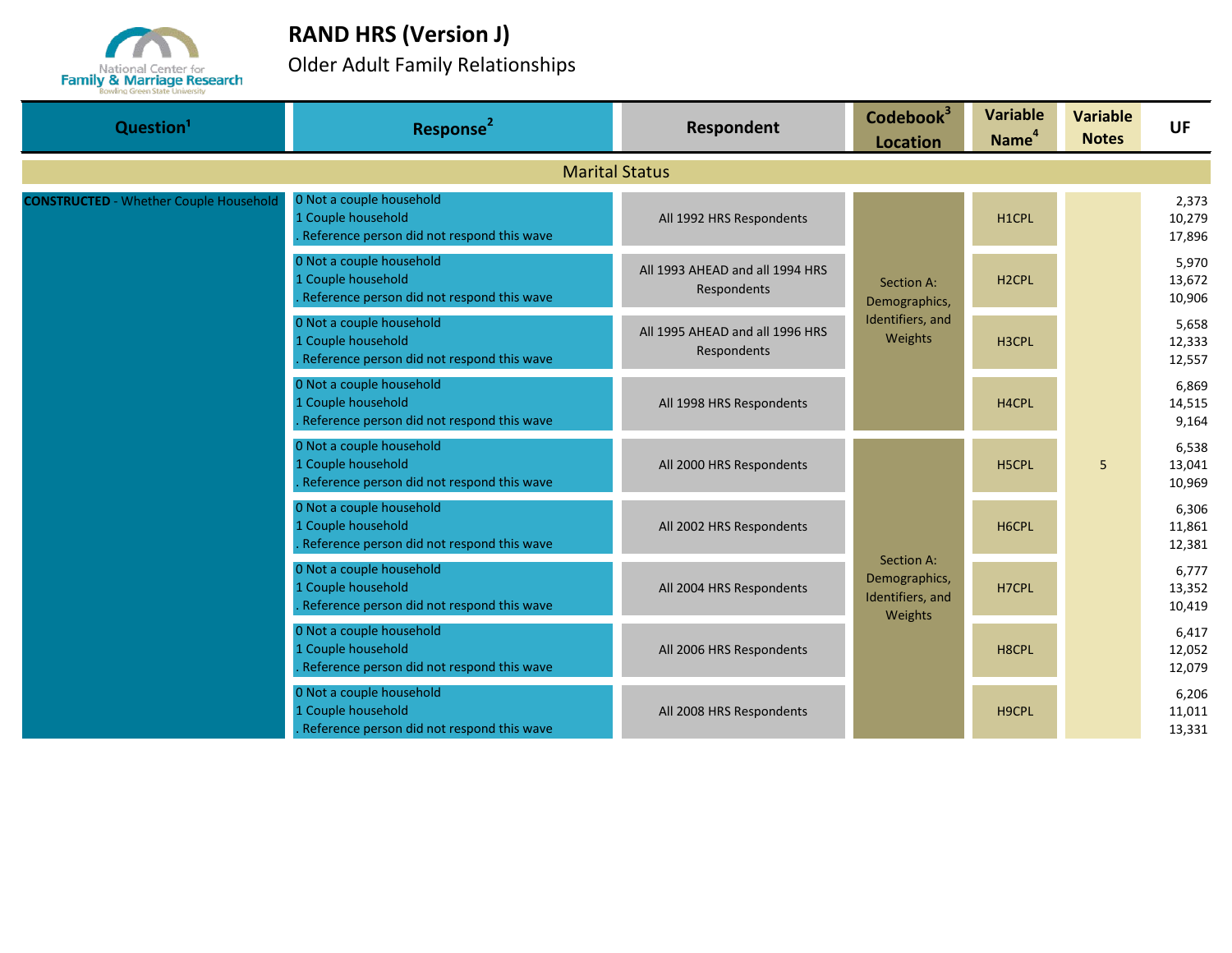# RAND HRS (Version J)

## Older Adult Family Relationships

| Question[1] | Response[2] | Respondent | Codebook[3] Location | Variable Name[4] | Variable Notes | UF |
|---|---|---|---|---|---|---|
| **Marital Status** | | | | | | |
| **CONSTRUCTED** - Whether Couple Household | 0 Not a couple household<br>1 Couple household<br>. Reference person did not respond this wave | All 1992 HRS Respondents | Section A: Demographics, Identifiers, and Weights | H1CPL | 5 | 2,373<br>10,279<br>17,896 |
| | 0 Not a couple household<br>1 Couple household<br>. Reference person did not respond this wave | All 1993 AHEAD and all 1994 HRS Respondents | Section A: Demographics, Identifiers, and Weights | H2CPL | 5 | 5,970<br>13,672<br>10,906 |
| | 0 Not a couple household<br>1 Couple household<br>. Reference person did not respond this wave | All 1995 AHEAD and all 1996 HRS Respondents | Section A: Demographics, Identifiers, and Weights | H3CPL | 5 | 5,658<br>12,333<br>12,557 |
| | 0 Not a couple household<br>1 Couple household<br>. Reference person did not respond this wave | All 1998 HRS Respondents | Section A: Demographics, Identifiers, and Weights | H4CPL | 5 | 6,869<br>14,515<br>9,164 |
| | 0 Not a couple household<br>1 Couple household<br>. Reference person did not respond this wave | All 2000 HRS Respondents | Section A: Demographics, Identifiers, and Weights | H5CPL | 5 | 6,538<br>13,041<br>10,969 |
| | 0 Not a couple household<br>1 Couple household<br>. Reference person did not respond this wave | All 2002 HRS Respondents | Section A: Demographics, Identifiers, and Weights | H6CPL | 5 | 6,306<br>11,861<br>12,381 |
| | 0 Not a couple household<br>1 Couple household<br>. Reference person did not respond this wave | All 2004 HRS Respondents | Section A: Demographics, Identifiers, and Weights | H7CPL | 5 | 6,777<br>13,352<br>10,419 |
| | 0 Not a couple household<br>1 Couple household<br>. Reference person did not respond this wave | All 2006 HRS Respondents | Section A: Demographics, Identifiers, and Weights | H8CPL | 5 | 6,417<br>12,052<br>12,079 |
| | 0 Not a couple household<br>1 Couple household<br>. Reference person did not respond this wave | All 2008 HRS Respondents | Section A: Demographics, Identifiers, and Weights | H9CPL | 5 | 6,206<br>11,011<br>13,331 |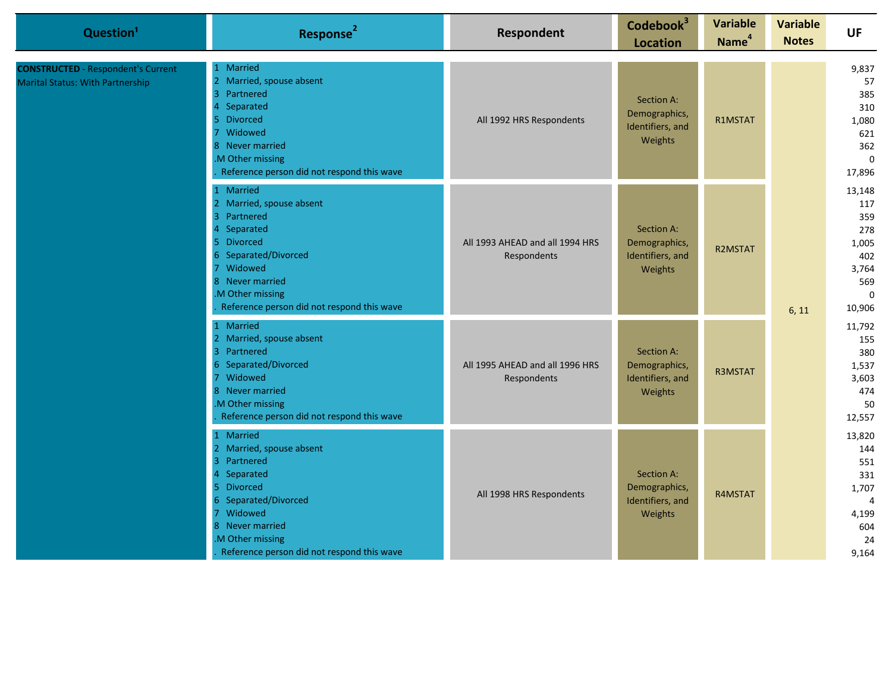| Question[1] | Response[2] | Respondent | Codebook[3] Location | Variable Name[4] | Variable Notes | UF |
|---|---|---|---|---|---|---|
| **CONSTRUCTED** - Respondent's Current Marital Status: With Partnership | 1 Married<br>2 Married, spouse absent<br>3 Partnered<br>4 Separated<br>5 Divorced<br>7 Widowed<br>8 Never married<br>.M Other missing<br>. Reference person did not respond this wave | All 1992 HRS Respondents | Section A: Demographics, Identifiers, and Weights | R1MSTAT | 6, 11 | 9,837<br>57<br>385<br>310<br>1,080<br>621<br>362<br>0<br>17,896 |
| | 1 Married<br>2 Married, spouse absent<br>3 Partnered<br>4 Separated<br>5 Divorced<br>6 Separated/Divorced<br>7 Widowed<br>8 Never married<br>.M Other missing<br>. Reference person did not respond this wave | All 1993 AHEAD and all 1994 HRS Respondents | Section A: Demographics, Identifiers, and Weights | R2MSTAT | | 13,148<br>117<br>359<br>278<br>1,005<br>402<br>3,764<br>569<br>0<br>10,906 |
| | 1 Married<br>2 Married, spouse absent<br>3 Partnered<br>6 Separated/Divorced<br>7 Widowed<br>8 Never married<br>.M Other missing<br>. Reference person did not respond this wave | All 1995 AHEAD and all 1996 HRS Respondents | Section A: Demographics, Identifiers, and Weights | R3MSTAT | | 11,792<br>155<br>380<br>1,537<br>3,603<br>474<br>50<br>12,557 |
| | 1 Married<br>2 Married, spouse absent<br>3 Partnered<br>4 Separated<br>5 Divorced<br>6 Separated/Divorced<br>7 Widowed<br>8 Never married<br>.M Other missing<br>. Reference person did not respond this wave | All 1998 HRS Respondents | Section A: Demographics, Identifiers, and Weights | R4MSTAT | | 13,820<br>144<br>551<br>331<br>1,707<br>4<br>4,199<br>604<br>24<br>9,164 |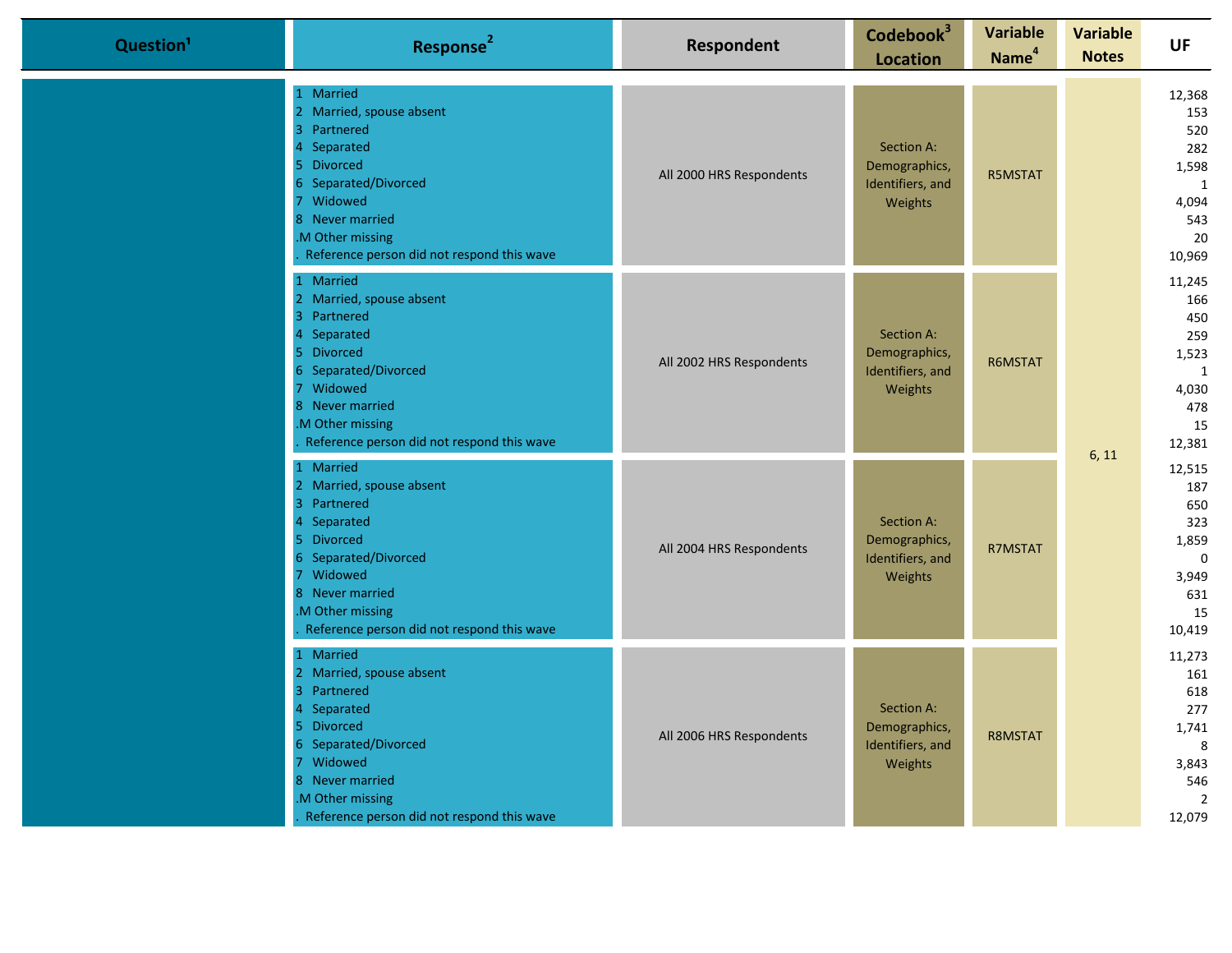| Question[1] | Response[2] | Respondent | Codebook[3] Location | Variable Name[4] | Variable Notes | UF |
|---|---|---|---|---|---|---|
| | 1 Married<br>2 Married, spouse absent<br>3 Partnered<br>4 Separated<br>5 Divorced<br>6 Separated/Divorced<br>7 Widowed<br>8 Never married<br>.M Other missing<br>. Reference person did not respond this wave | All 2000 HRS Respondents | Section A: Demographics, Identifiers, and Weights | R5MSTAT | 6, 11 | 12,368<br>153<br>520<br>282<br>1,598<br>1<br>4,094<br>543<br>20<br>10,969 |
| | 1 Married<br>2 Married, spouse absent<br>3 Partnered<br>4 Separated<br>5 Divorced<br>6 Separated/Divorced<br>7 Widowed<br>8 Never married<br>.M Other missing<br>. Reference person did not respond this wave | All 2002 HRS Respondents | Section A: Demographics, Identifiers, and Weights | R6MSTAT | | 11,245<br>166<br>450<br>259<br>1,523<br>1<br>4,030<br>478<br>15<br>12,381 |
| | 1 Married<br>2 Married, spouse absent<br>3 Partnered<br>4 Separated<br>5 Divorced<br>6 Separated/Divorced<br>7 Widowed<br>8 Never married<br>.M Other missing<br>. Reference person did not respond this wave | All 2004 HRS Respondents | Section A: Demographics, Identifiers, and Weights | R7MSTAT | | 12,515<br>187<br>650<br>323<br>1,859<br>0<br>3,949<br>631<br>15<br>10,419 |
| | 1 Married<br>2 Married, spouse absent<br>3 Partnered<br>4 Separated<br>5 Divorced<br>6 Separated/Divorced<br>7 Widowed<br>8 Never married<br>.M Other missing<br>. Reference person did not respond this wave | All 2006 HRS Respondents | Section A: Demographics, Identifiers, and Weights | R8MSTAT | | 11,273<br>161<br>618<br>277<br>1,741<br>8<br>3,843<br>546<br>2<br>12,079 |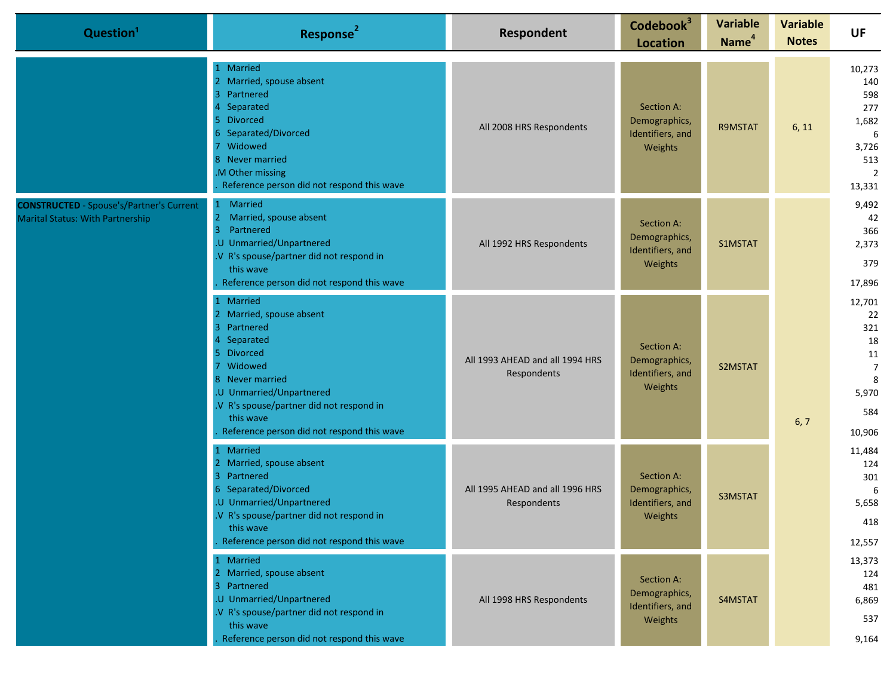| Question[1] | Response[2] | Respondent | Codebook[3] Location | Variable Name[4] | Variable Notes | UF |
|---|---|---|---|---|---|---|
| | 1 Married<br>2 Married, spouse absent<br>3 Partnered<br>4 Separated<br>5 Divorced<br>6 Separated/Divorced<br>7 Widowed<br>8 Never married<br>.M Other missing<br>. Reference person did not respond this wave | All 2008 HRS Respondents | Section A: Demographics, Identifiers, and Weights | R9MSTAT | 6, 11 | 10,273<br>140<br>598<br>277<br>1,682<br>6<br>3,726<br>513<br>2<br>13,331 |
| **CONSTRUCTED** - Spouse's/Partner's Current Marital Status: With Partnership | 1 Married<br>2 Married, spouse absent<br>3 Partnered<br>.U Unmarried/Unpartnered<br>.V R's spouse/partner did not respond in this wave<br>. Reference person did not respond this wave | All 1992 HRS Respondents | Section A: Demographics, Identifiers, and Weights | S1MSTAT | 6, 7 | 9,492<br>42<br>366<br>2,373<br>379<br>17,896 |
| | 1 Married<br>2 Married, spouse absent<br>3 Partnered<br>4 Separated<br>5 Divorced<br>7 Widowed<br>8 Never married<br>.U Unmarried/Unpartnered<br>.V R's spouse/partner did not respond in this wave<br>. Reference person did not respond this wave | All 1993 AHEAD and all 1994 HRS Respondents | Section A: Demographics, Identifiers, and Weights | S2MSTAT | 6, 7 | 12,701<br>22<br>321<br>18<br>11<br>7<br>8<br>5,970<br>584<br>10,906 |
| | 1 Married<br>2 Married, spouse absent<br>3 Partnered<br>6 Separated/Divorced<br>.U Unmarried/Unpartnered<br>.V R's spouse/partner did not respond in this wave<br>. Reference person did not respond this wave | All 1995 AHEAD and all 1996 HRS Respondents | Section A: Demographics, Identifiers, and Weights | S3MSTAT | 6, 7 | 11,484<br>124<br>301<br>6<br>5,658<br>418<br>12,557 |
| | 1 Married<br>2 Married, spouse absent<br>3 Partnered<br>.U Unmarried/Unpartnered<br>.V R's spouse/partner did not respond in this wave<br>. Reference person did not respond this wave | All 1998 HRS Respondents | Section A: Demographics, Identifiers, and Weights | S4MSTAT | 6, 7 | 13,373<br>124<br>481<br>6,869<br>537<br>9,164 |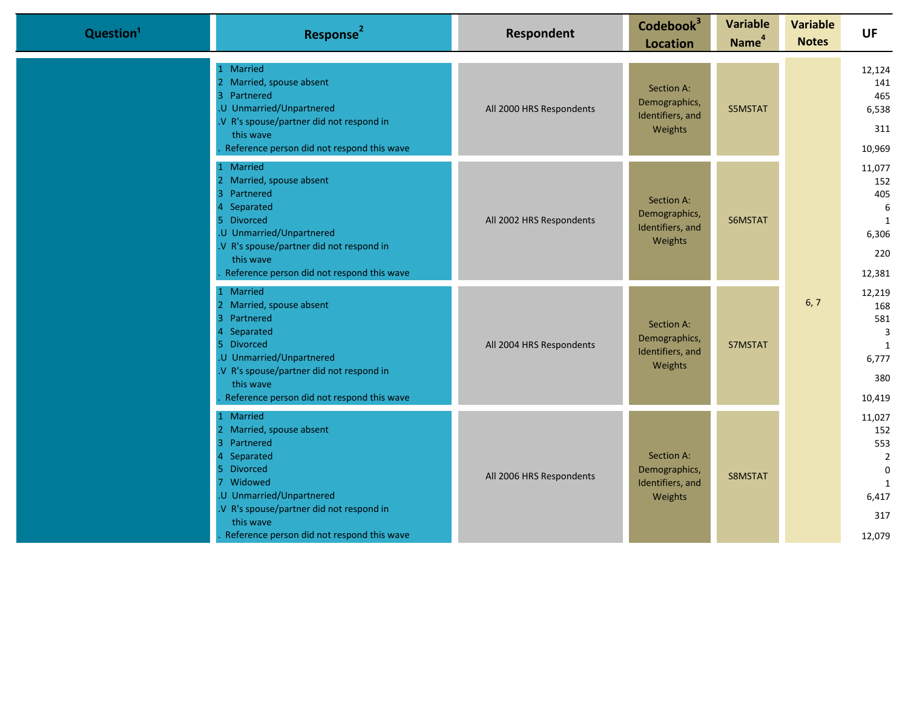| Question[1] | Response[2] | Respondent | Codebook[3] Location | Variable Name[4] | Variable Notes | UF |
|---|---|---|---|---|---|---|
| | 1 Married<br>2 Married, spouse absent<br>3 Partnered<br>.U Unmarried/Unpartnered<br>.V R's spouse/partner did not respond in this wave<br>. Reference person did not respond this wave | All 2000 HRS Respondents | Section A: Demographics, Identifiers, and Weights | S5MSTAT | 6, 7 | 12,124<br>141<br>465<br>6,538<br>311<br>10,969 |
| | 1 Married<br>2 Married, spouse absent<br>3 Partnered<br>4 Separated<br>5 Divorced<br>.U Unmarried/Unpartnered<br>.V R's spouse/partner did not respond in this wave<br>. Reference person did not respond this wave | All 2002 HRS Respondents | Section A: Demographics, Identifiers, and Weights | S6MSTAT | | 11,077<br>152<br>405<br>6<br>1<br>6,306<br>220<br>12,381 |
| | 1 Married<br>2 Married, spouse absent<br>3 Partnered<br>4 Separated<br>5 Divorced<br>.U Unmarried/Unpartnered<br>.V R's spouse/partner did not respond in this wave<br>. Reference person did not respond this wave | All 2004 HRS Respondents | Section A: Demographics, Identifiers, and Weights | S7MSTAT | | 12,219<br>168<br>581<br>3<br>1<br>6,777<br>380<br>10,419 |
| | 1 Married<br>2 Married, spouse absent<br>3 Partnered<br>4 Separated<br>5 Divorced<br>7 Widowed<br>.U Unmarried/Unpartnered<br>.V R's spouse/partner did not respond in this wave<br>. Reference person did not respond this wave | All 2006 HRS Respondents | Section A: Demographics, Identifiers, and Weights | S8MSTAT | | 11,027<br>152<br>553<br>2<br>0<br>1<br>6,417<br>317<br>12,079 |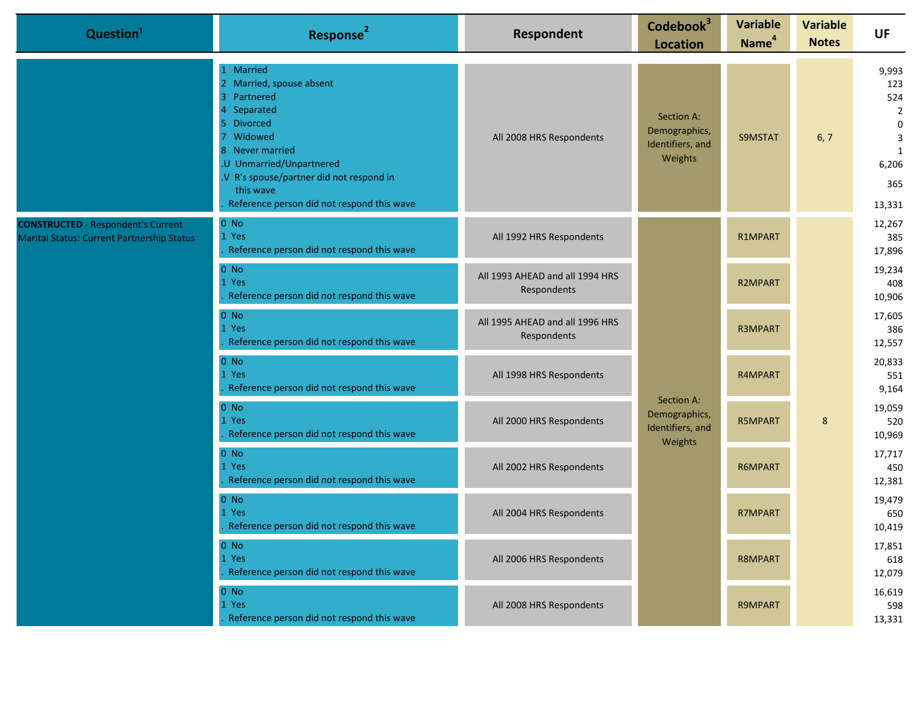| Question[1] | Response[2] | Respondent | Codebook[3] Location | Variable Name[4] | Variable Notes | UF |
|---|---|---|---|---|---|---|
| | 1 Married<br>2 Married, spouse absent<br>3 Partnered<br>4 Separated<br>5 Divorced<br>7 Widowed<br>8 Never married<br>.U Unmarried/Unpartnered<br>.V R's spouse/partner did not respond in this wave<br>. Reference person did not respond this wave | All 2008 HRS Respondents | Section A: Demographics, Identifiers, and Weights | S9MSTAT | 6, 7 | 9,993<br>123<br>524<br>2<br>0<br>3<br>1<br>6,206<br>365<br>13,331 |
| **CONSTRUCTED** - Respondent's Current Marital Status: Current Partnership Status | 0 No<br>1 Yes<br>. Reference person did not respond this wave | All 1992 HRS Respondents | Section A: Demographics, Identifiers, and Weights | R1MPART | 8 | 12,267<br>385<br>17,896 |
| | 0 No<br>1 Yes<br>. Reference person did not respond this wave | All 1993 AHEAD and all 1994 HRS Respondents | | R2MPART | | 19,234<br>408<br>10,906 |
| | 0 No<br>1 Yes<br>. Reference person did not respond this wave | All 1995 AHEAD and all 1996 HRS Respondents | | R3MPART | | 17,605<br>386<br>12,557 |
| | 0 No<br>1 Yes<br>. Reference person did not respond this wave | All 1998 HRS Respondents | | R4MPART | | 20,833<br>551<br>9,164 |
| | 0 No<br>1 Yes<br>. Reference person did not respond this wave | All 2000 HRS Respondents | | R5MPART | | 19,059<br>520<br>10,969 |
| | 0 No<br>1 Yes<br>. Reference person did not respond this wave | All 2002 HRS Respondents | | R6MPART | | 17,717<br>450<br>12,381 |
| | 0 No<br>1 Yes<br>. Reference person did not respond this wave | All 2004 HRS Respondents | | R7MPART | | 19,479<br>650<br>10,419 |
| | 0 No<br>1 Yes<br>. Reference person did not respond this wave | All 2006 HRS Respondents | | R8MPART | | 17,851<br>618<br>12,079 |
| | 0 No<br>1 Yes<br>. Reference person did not respond this wave | All 2008 HRS Respondents | | R9MPART | | 16,619<br>598<br>13,331 |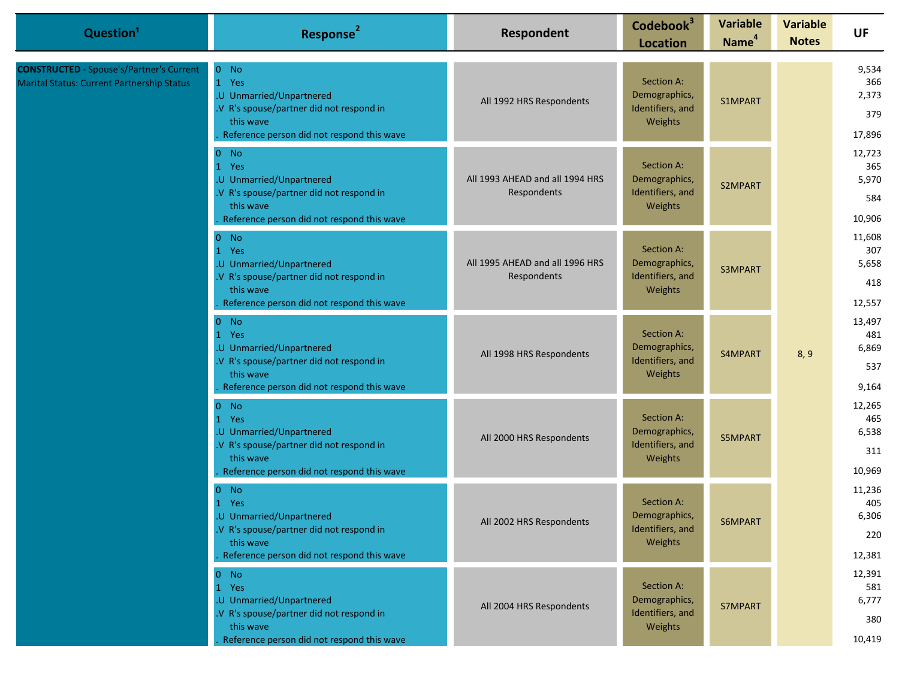| Question[1] | Response[2] | Respondent | Codebook[3] Location | Variable Name[4] | Variable Notes | UF |
|---|---|---|---|---|---|---|
| **CONSTRUCTED** - Spouse's/Partner's Current Marital Status: Current Partnership Status | 0 No<br>1 Yes<br>.U Unmarried/Unpartnered<br>.V R's spouse/partner did not respond in this wave<br>. Reference person did not respond this wave | All 1992 HRS Respondents | Section A: Demographics, Identifiers, and Weights | S1MPART | 8, 9 | 9,534<br>366<br>2,373<br>379<br>17,896 |
| | 0 No<br>1 Yes<br>.U Unmarried/Unpartnered<br>.V R's spouse/partner did not respond in this wave<br>. Reference person did not respond this wave | All 1993 AHEAD and all 1994 HRS Respondents | Section A: Demographics, Identifiers, and Weights | S2MPART | | 12,723<br>365<br>5,970<br>584<br>10,906 |
| | 0 No<br>1 Yes<br>.U Unmarried/Unpartnered<br>.V R's spouse/partner did not respond in this wave<br>. Reference person did not respond this wave | All 1995 AHEAD and all 1996 HRS Respondents | Section A: Demographics, Identifiers, and Weights | S3MPART | | 11,608<br>307<br>5,658<br>418<br>12,557 |
| | 0 No<br>1 Yes<br>.U Unmarried/Unpartnered<br>.V R's spouse/partner did not respond in this wave<br>. Reference person did not respond this wave | All 1998 HRS Respondents | Section A: Demographics, Identifiers, and Weights | S4MPART | | 13,497<br>481<br>6,869<br>537<br>9,164 |
| | 0 No<br>1 Yes<br>.U Unmarried/Unpartnered<br>.V R's spouse/partner did not respond in this wave<br>. Reference person did not respond this wave | All 2000 HRS Respondents | Section A: Demographics, Identifiers, and Weights | S5MPART | | 12,265<br>465<br>6,538<br>311<br>10,969 |
| | 0 No<br>1 Yes<br>.U Unmarried/Unpartnered<br>.V R's spouse/partner did not respond in this wave<br>. Reference person did not respond this wave | All 2002 HRS Respondents | Section A: Demographics, Identifiers, and Weights | S6MPART | | 11,236<br>405<br>6,306<br>220<br>12,381 |
| | 0 No<br>1 Yes<br>.U Unmarried/Unpartnered<br>.V R's spouse/partner did not respond in this wave<br>. Reference person did not respond this wave | All 2004 HRS Respondents | Section A: Demographics, Identifiers, and Weights | S7MPART | | 12,391<br>581<br>6,777<br>380<br>10,419 |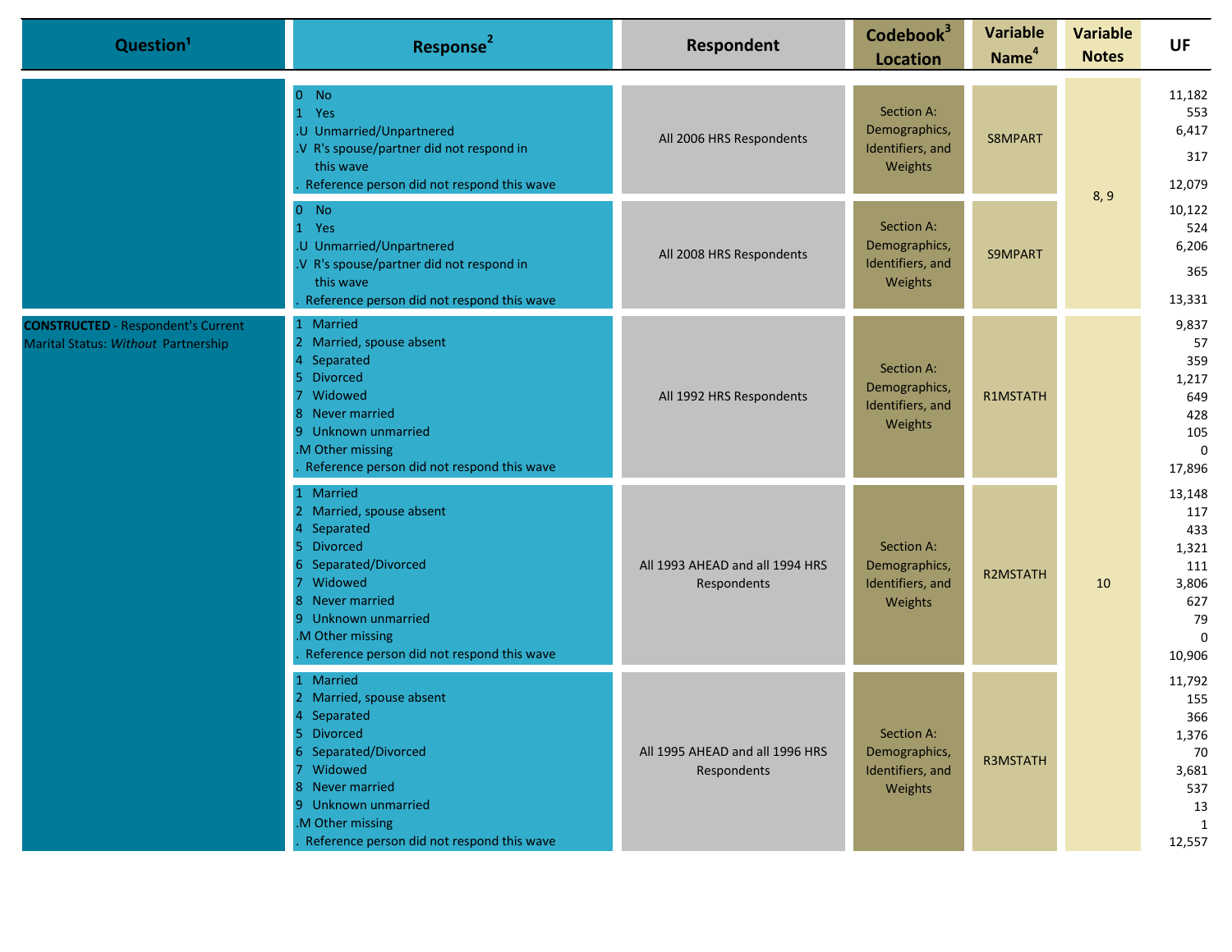| Question[1] | Response[2] | Respondent | Codebook[3] Location | Variable Name[4] | Variable Notes | UF |
|---|---|---|---|---|---|---|
| | 0 No<br>1 Yes<br>.U Unmarried/Unpartnered<br>.V R's spouse/partner did not respond in this wave<br>. Reference person did not respond this wave | All 2006 HRS Respondents | Section A: Demographics, Identifiers, and Weights | S8MPART | 8, 9 | 11,182<br>553<br>6,417<br>317<br>12,079 |
| | 0 No<br>1 Yes<br>.U Unmarried/Unpartnered<br>.V R's spouse/partner did not respond in this wave<br>. Reference person did not respond this wave | All 2008 HRS Respondents | Section A: Demographics, Identifiers, and Weights | S9MPART | 8, 9 | 10,122<br>524<br>6,206<br>365<br>13,331 |
| **CONSTRUCTED** - Respondent's Current Marital Status: *Without* Partnership | 1 Married<br>2 Married, spouse absent<br>4 Separated<br>5 Divorced<br>7 Widowed<br>8 Never married<br>9 Unknown unmarried<br>.M Other missing<br>. Reference person did not respond this wave | All 1992 HRS Respondents | Section A: Demographics, Identifiers, and Weights | R1MSTATH | 10 | 9,837<br>57<br>359<br>1,217<br>649<br>428<br>105<br>0<br>17,896 |
| | 1 Married<br>2 Married, spouse absent<br>4 Separated<br>5 Divorced<br>6 Separated/Divorced<br>7 Widowed<br>8 Never married<br>9 Unknown unmarried<br>.M Other missing<br>. Reference person did not respond this wave | All 1993 AHEAD and all 1994 HRS Respondents | Section A: Demographics, Identifiers, and Weights | R2MSTATH | 10 | 13,148<br>117<br>433<br>1,321<br>111<br>3,806<br>627<br>79<br>0<br>10,906 |
| | 1 Married<br>2 Married, spouse absent<br>4 Separated<br>5 Divorced<br>6 Separated/Divorced<br>7 Widowed<br>8 Never married<br>9 Unknown unmarried<br>.M Other missing<br>. Reference person did not respond this wave | All 1995 AHEAD and all 1996 HRS Respondents | Section A: Demographics, Identifiers, and Weights | R3MSTATH | 10 | 11,792<br>155<br>366<br>1,376<br>70<br>3,681<br>537<br>13<br>1<br>12,557 |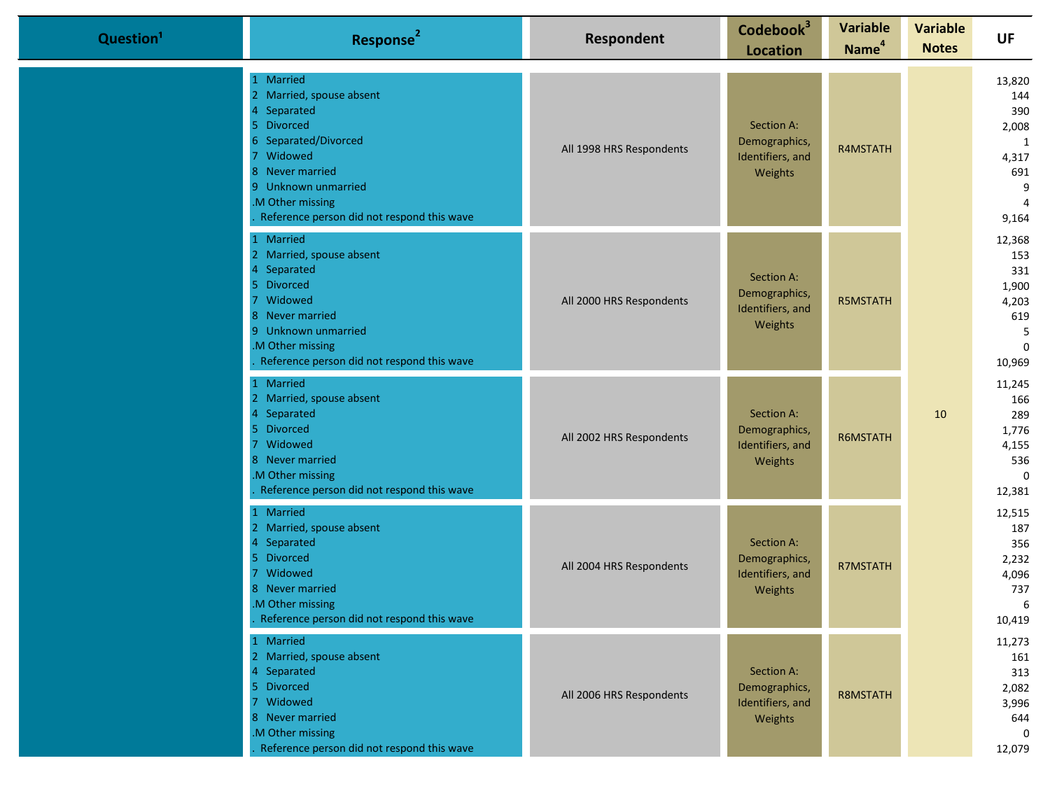| Question[1] | Response[2] | Respondent | Codebook[3] Location | Variable Name[4] | Variable Notes | UF |
|---|---|---|---|---|---|---|
| | 1 Married<br>2 Married, spouse absent<br>4 Separated<br>5 Divorced<br>6 Separated/Divorced<br>7 Widowed<br>8 Never married<br>9 Unknown unmarried<br>.M Other missing<br>. Reference person did not respond this wave | All 1998 HRS Respondents | Section A: Demographics, Identifiers, and Weights | R4MSTATH | 10 | 13,820<br>144<br>390<br>2,008<br>1<br>4,317<br>691<br>9<br>4<br>9,164 |
| | 1 Married<br>2 Married, spouse absent<br>4 Separated<br>5 Divorced<br>7 Widowed<br>8 Never married<br>9 Unknown unmarried<br>.M Other missing<br>. Reference person did not respond this wave | All 2000 HRS Respondents | Section A: Demographics, Identifiers, and Weights | R5MSTATH | | 12,368<br>153<br>331<br>1,900<br>4,203<br>619<br>5<br>0<br>10,969 |
| | 1 Married<br>2 Married, spouse absent<br>4 Separated<br>5 Divorced<br>7 Widowed<br>8 Never married<br>.M Other missing<br>. Reference person did not respond this wave | All 2002 HRS Respondents | Section A: Demographics, Identifiers, and Weights | R6MSTATH | | 11,245<br>166<br>289<br>1,776<br>4,155<br>536<br>0<br>12,381 |
| | 1 Married<br>2 Married, spouse absent<br>4 Separated<br>5 Divorced<br>7 Widowed<br>8 Never married<br>.M Other missing<br>. Reference person did not respond this wave | All 2004 HRS Respondents | Section A: Demographics, Identifiers, and Weights | R7MSTATH | | 12,515<br>187<br>356<br>2,232<br>4,096<br>737<br>6<br>10,419 |
| | 1 Married<br>2 Married, spouse absent<br>4 Separated<br>5 Divorced<br>7 Widowed<br>8 Never married<br>.M Other missing<br>. Reference person did not respond this wave | All 2006 HRS Respondents | Section A: Demographics, Identifiers, and Weights | R8MSTATH | | 11,273<br>161<br>313<br>2,082<br>3,996<br>644<br>0<br>12,079 |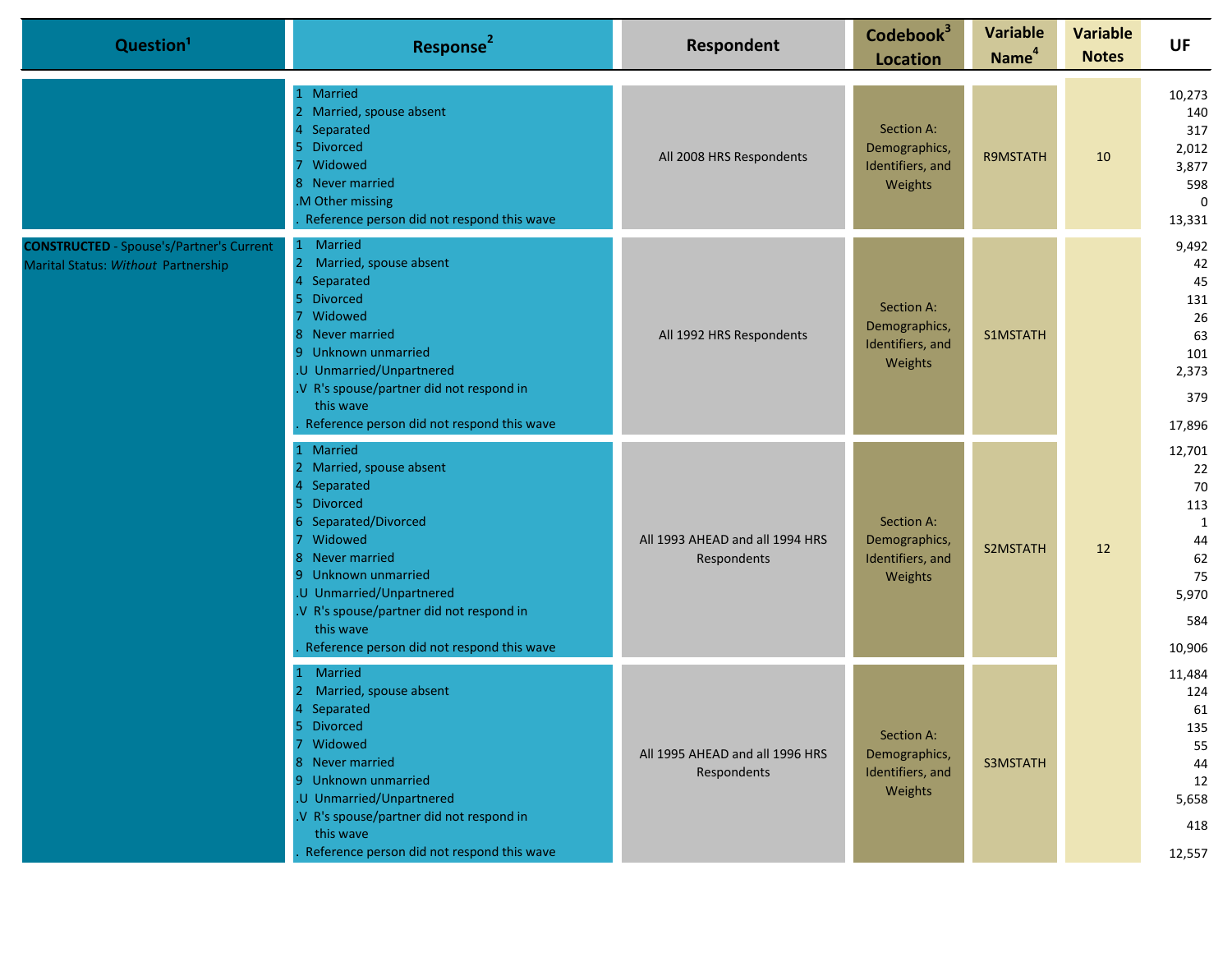| Question[1] | Response[2] | Respondent | Codebook[3] Location | Variable Name[4] | Variable Notes | UF |
|---|---|---|---|---|---|---|
| | 1 Married<br>2 Married, spouse absent<br>4 Separated<br>5 Divorced<br>7 Widowed<br>8 Never married<br>.M Other missing<br>. Reference person did not respond this wave | All 2008 HRS Respondents | Section A: Demographics, Identifiers, and Weights | R9MSTATH | 10 | 10,273<br>140<br>317<br>2,012<br>3,877<br>598<br>0<br>13,331 |
| **CONSTRUCTED** - Spouse's/Partner's Current Marital Status: *Without* Partnership | 1 Married<br>2 Married, spouse absent<br>4 Separated<br>5 Divorced<br>7 Widowed<br>8 Never married<br>9 Unknown unmarried<br>.U Unmarried/Unpartnered<br>.V R's spouse/partner did not respond in this wave<br>. Reference person did not respond this wave | All 1992 HRS Respondents | Section A: Demographics, Identifiers, and Weights | S1MSTATH | 12 | 9,492<br>42<br>45<br>131<br>26<br>63<br>101<br>2,373<br>379<br>17,896 |
| | 1 Married<br>2 Married, spouse absent<br>4 Separated<br>5 Divorced<br>6 Separated/Divorced<br>7 Widowed<br>8 Never married<br>9 Unknown unmarried<br>.U Unmarried/Unpartnered<br>.V R's spouse/partner did not respond in this wave<br>. Reference person did not respond this wave | All 1993 AHEAD and all 1994 HRS Respondents | Section A: Demographics, Identifiers, and Weights | S2MSTATH | 12 | 12,701<br>22<br>70<br>113<br>1<br>44<br>62<br>75<br>5,970<br>584<br>10,906 |
| | 1 Married<br>2 Married, spouse absent<br>4 Separated<br>5 Divorced<br>7 Widowed<br>8 Never married<br>9 Unknown unmarried<br>.U Unmarried/Unpartnered<br>.V R's spouse/partner did not respond in this wave<br>. Reference person did not respond this wave | All 1995 AHEAD and all 1996 HRS Respondents | Section A: Demographics, Identifiers, and Weights | S3MSTATH | 12 | 11,484<br>124<br>61<br>135<br>55<br>44<br>12<br>5,658<br>418<br>12,557 |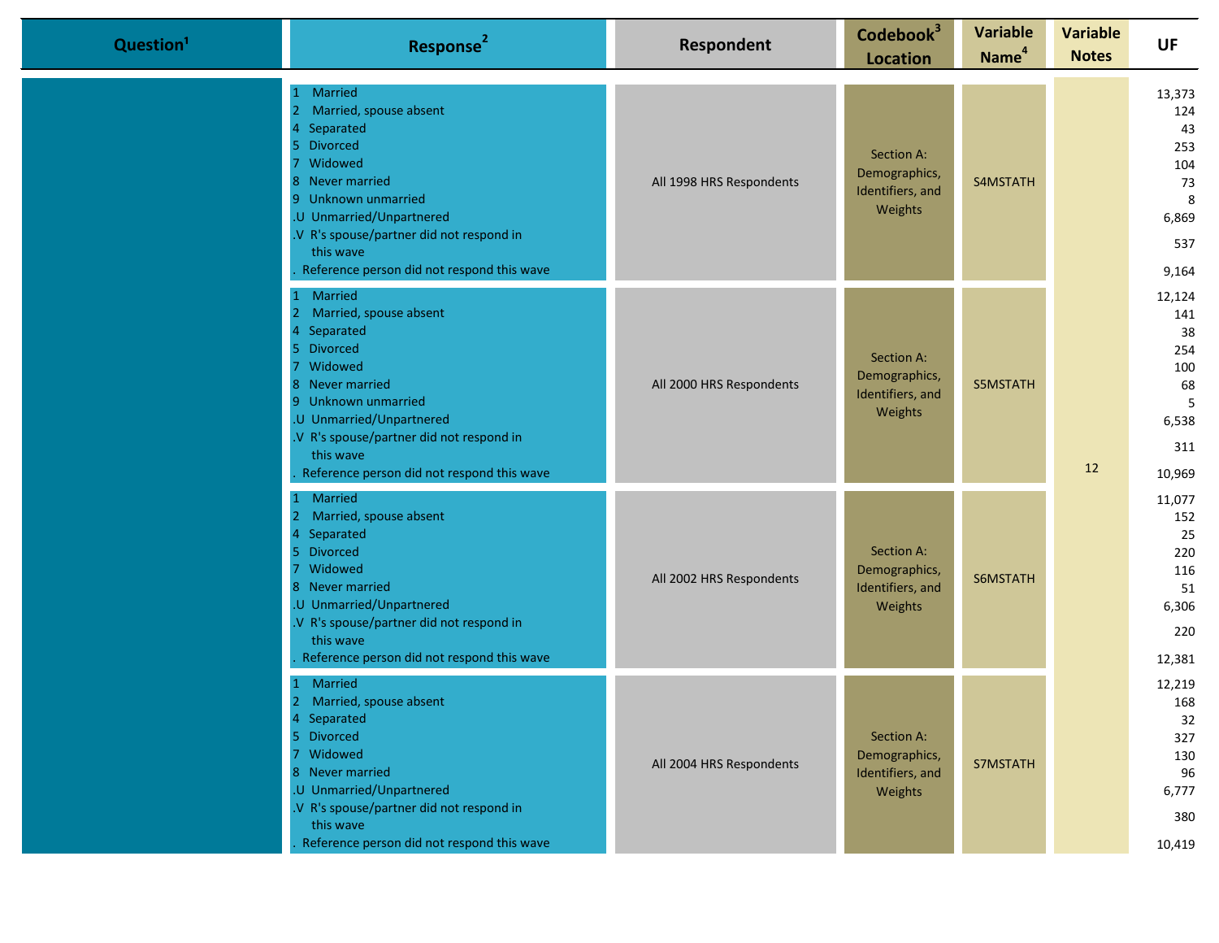| Question[1] | Response[2] | Respondent | Codebook[3] Location | Variable Name[4] | Variable Notes | UF |
|---|---|---|---|---|---|---|
| | 1 Married<br>2 Married, spouse absent<br>4 Separated<br>5 Divorced<br>7 Widowed<br>8 Never married<br>9 Unknown unmarried<br>.U Unmarried/Unpartnered<br>.V R's spouse/partner did not respond in this wave<br>. Reference person did not respond this wave | All 1998 HRS Respondents | Section A: Demographics, Identifiers, and Weights | S4MSTATH | 12 | 13,373<br>124<br>43<br>253<br>104<br>73<br>8<br>6,869<br>537<br>9,164 |
| | 1 Married<br>2 Married, spouse absent<br>4 Separated<br>5 Divorced<br>7 Widowed<br>8 Never married<br>9 Unknown unmarried<br>.U Unmarried/Unpartnered<br>.V R's spouse/partner did not respond in this wave<br>. Reference person did not respond this wave | All 2000 HRS Respondents | Section A: Demographics, Identifiers, and Weights | S5MSTATH | | 12,124<br>141<br>38<br>254<br>100<br>68<br>5<br>6,538<br>311<br>10,969 |
| | 1 Married<br>2 Married, spouse absent<br>4 Separated<br>5 Divorced<br>7 Widowed<br>8 Never married<br>.U Unmarried/Unpartnered<br>.V R's spouse/partner did not respond in this wave<br>. Reference person did not respond this wave | All 2002 HRS Respondents | Section A: Demographics, Identifiers, and Weights | S6MSTATH | | 11,077<br>152<br>25<br>220<br>116<br>51<br>6,306<br>220<br>12,381 |
| | 1 Married<br>2 Married, spouse absent<br>4 Separated<br>5 Divorced<br>7 Widowed<br>8 Never married<br>.U Unmarried/Unpartnered<br>.V R's spouse/partner did not respond in this wave<br>. Reference person did not respond this wave | All 2004 HRS Respondents | Section A: Demographics, Identifiers, and Weights | S7MSTATH | | 12,219<br>168<br>32<br>327<br>130<br>96<br>6,777<br>380<br>10,419 |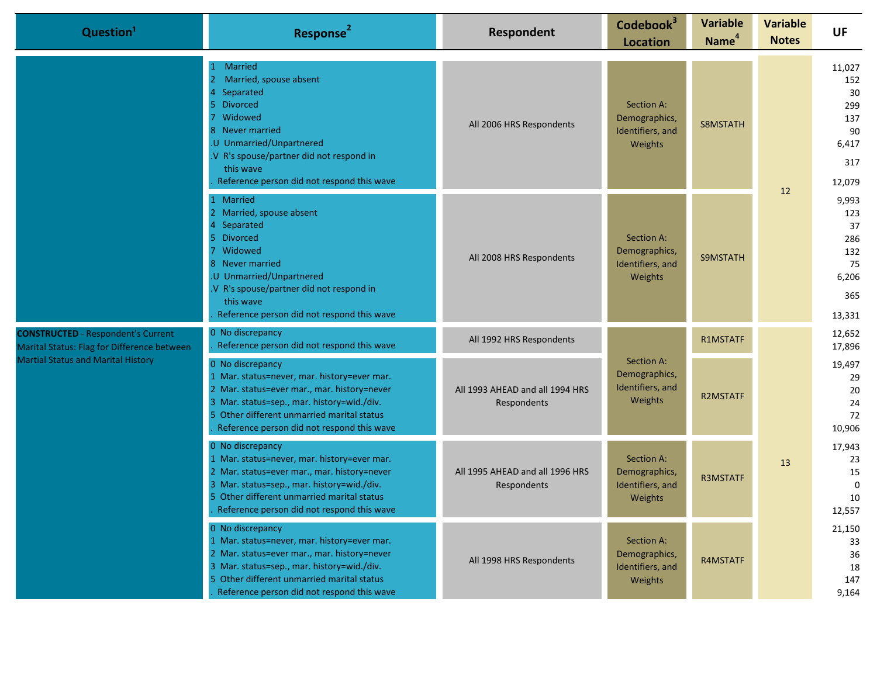| Question[1] | Response[2] | Respondent | Codebook[3] Location | Variable Name[4] | Variable Notes | UF |
|---|---|---|---|---|---|---|
| | 1 Married<br>2 Married, spouse absent<br>4 Separated<br>5 Divorced<br>7 Widowed<br>8 Never married<br>.U Unmarried/Unpartnered<br>.V R's spouse/partner did not respond in this wave<br>. Reference person did not respond this wave | All 2006 HRS Respondents | Section A: Demographics, Identifiers, and Weights | S8MSTATH | 12 | 11,027<br>152<br>30<br>299<br>137<br>90<br>6,417<br>317<br>12,079 |
| | 1 Married<br>2 Married, spouse absent<br>4 Separated<br>5 Divorced<br>7 Widowed<br>8 Never married<br>.U Unmarried/Unpartnered<br>.V R's spouse/partner did not respond in this wave<br>. Reference person did not respond this wave | All 2008 HRS Respondents | Section A: Demographics, Identifiers, and Weights | S9MSTATH | 12 | 9,993<br>123<br>37<br>286<br>132<br>75<br>6,206<br>365<br>13,331 |
| **CONSTRUCTED** - Respondent's Current Marital Status: Flag for Difference between Martial Status and Marital History | 0 No discrepancy<br>. Reference person did not respond this wave | All 1992 HRS Respondents | Section A: Demographics, Identifiers, and Weights | R1MSTATF | 13 | 12,652<br>17,896 |
| | 0 No discrepancy<br>1 Mar. status=never, mar. history=ever mar.<br>2 Mar. status=ever mar., mar. history=never<br>3 Mar. status=sep., mar. history=wid./div.<br>5 Other different unmarried marital status<br>. Reference person did not respond this wave | All 1993 AHEAD and all 1994 HRS Respondents | Section A: Demographics, Identifiers, and Weights | R2MSTATF | 13 | 19,497<br>29<br>20<br>24<br>72<br>10,906 |
| | 0 No discrepancy<br>1 Mar. status=never, mar. history=ever mar.<br>2 Mar. status=ever mar., mar. history=never<br>3 Mar. status=sep., mar. history=wid./div.<br>5 Other different unmarried marital status<br>. Reference person did not respond this wave | All 1995 AHEAD and all 1996 HRS Respondents | Section A: Demographics, Identifiers, and Weights | R3MSTATF | 13 | 17,943<br>23<br>15<br>0<br>10<br>12,557 |
| | 0 No discrepancy<br>1 Mar. status=never, mar. history=ever mar.<br>2 Mar. status=ever mar., mar. history=never<br>3 Mar. status=sep., mar. history=wid./div.<br>5 Other different unmarried marital status<br>. Reference person did not respond this wave | All 1998 HRS Respondents | Section A: Demographics, Identifiers, and Weights | R4MSTATF | 13 | 21,150<br>33<br>36<br>18<br>147<br>9,164 |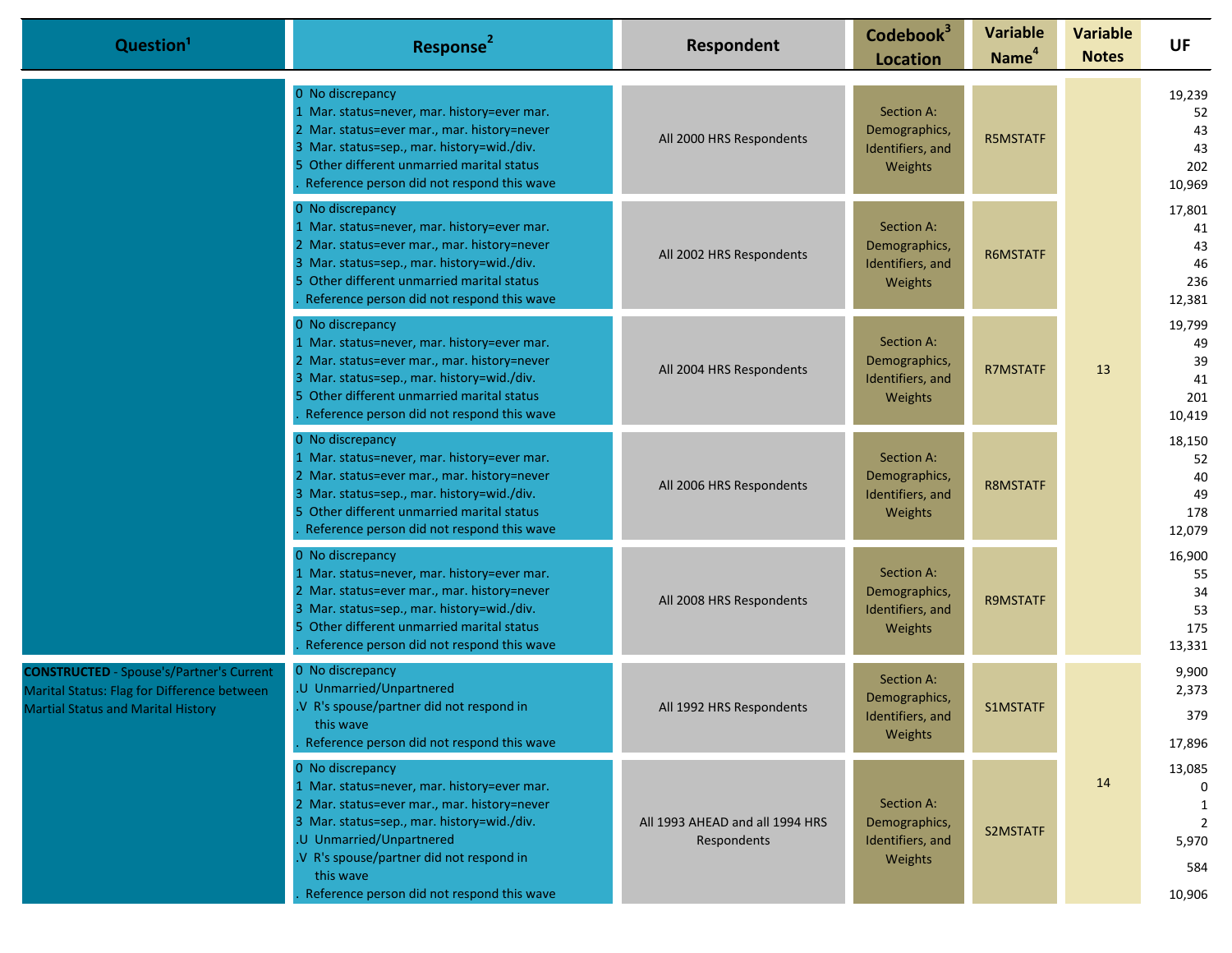| Question[1] | Response[2] | Respondent | Codebook[3] Location | Variable Name[4] | Variable Notes | UF |
|---|---|---|---|---|---|---|
| | 0 No discrepancy<br>1 Mar. status=never, mar. history=ever mar.<br>2 Mar. status=ever mar., mar. history=never<br>3 Mar. status=sep., mar. history=wid./div.<br>5 Other different unmarried marital status<br>. Reference person did not respond this wave | All 2000 HRS Respondents | Section A: Demographics, Identifiers, and Weights | R5MSTATF | 13 | 19,239<br>52<br>43<br>43<br>202<br>10,969 |
| | 0 No discrepancy<br>1 Mar. status=never, mar. history=ever mar.<br>2 Mar. status=ever mar., mar. history=never<br>3 Mar. status=sep., mar. history=wid./div.<br>5 Other different unmarried marital status<br>. Reference person did not respond this wave | All 2002 HRS Respondents | Section A: Demographics, Identifiers, and Weights | R6MSTATF | 13 | 17,801<br>41<br>43<br>46<br>236<br>12,381 |
| | 0 No discrepancy<br>1 Mar. status=never, mar. history=ever mar.<br>2 Mar. status=ever mar., mar. history=never<br>3 Mar. status=sep., mar. history=wid./div.<br>5 Other different unmarried marital status<br>. Reference person did not respond this wave | All 2004 HRS Respondents | Section A: Demographics, Identifiers, and Weights | R7MSTATF | 13 | 19,799<br>49<br>39<br>41<br>201<br>10,419 |
| | 0 No discrepancy<br>1 Mar. status=never, mar. history=ever mar.<br>2 Mar. status=ever mar., mar. history=never<br>3 Mar. status=sep., mar. history=wid./div.<br>5 Other different unmarried marital status<br>. Reference person did not respond this wave | All 2006 HRS Respondents | Section A: Demographics, Identifiers, and Weights | R8MSTATF | 13 | 18,150<br>52<br>40<br>49<br>178<br>12,079 |
| | 0 No discrepancy<br>1 Mar. status=never, mar. history=ever mar.<br>2 Mar. status=ever mar., mar. history=never<br>3 Mar. status=sep., mar. history=wid./div.<br>5 Other different unmarried marital status<br>. Reference person did not respond this wave | All 2008 HRS Respondents | Section A: Demographics, Identifiers, and Weights | R9MSTATF | 13 | 16,900<br>55<br>34<br>53<br>175<br>13,331 |
| **CONSTRUCTED** - Spouse's/Partner's Current Marital Status: Flag for Difference between Martial Status and Marital History | 0 No discrepancy<br>.U Unmarried/Unpartnered<br>.V R's spouse/partner did not respond in this wave<br>. Reference person did not respond this wave | All 1992 HRS Respondents | Section A: Demographics, Identifiers, and Weights | S1MSTATF | 14 | 9,900<br>2,373<br>379<br>17,896 |
| | 0 No discrepancy<br>1 Mar. status=never, mar. history=ever mar.<br>2 Mar. status=ever mar., mar. history=never<br>3 Mar. status=sep., mar. history=wid./div.<br>.U Unmarried/Unpartnered<br>.V R's spouse/partner did not respond in this wave<br>. Reference person did not respond this wave | All 1993 AHEAD and all 1994 HRS Respondents | Section A: Demographics, Identifiers, and Weights | S2MSTATF | 14 | 13,085<br>0<br>1<br>2<br>5,970<br>584<br>10,906 |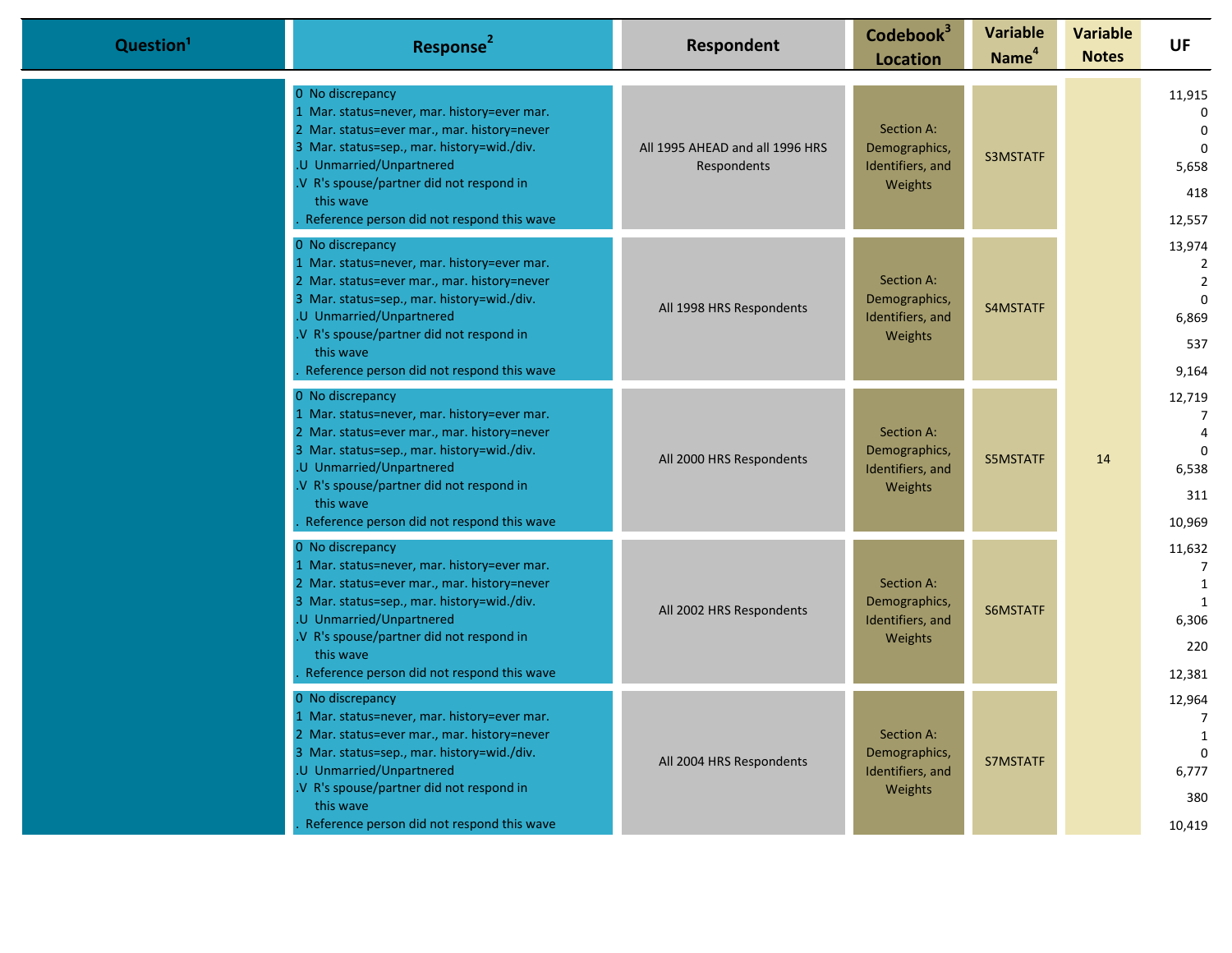| Question[1] | Response[2] | Respondent | Codebook[3] Location | Variable Name[4] | Variable Notes | UF |
|---|---|---|---|---|---|---|
| | 0 No discrepancy<br>1 Mar. status=never, mar. history=ever mar.<br>2 Mar. status=ever mar., mar. history=never<br>3 Mar. status=sep., mar. history=wid./div.<br>.U Unmarried/Unpartnered<br>.V R's spouse/partner did not respond in this wave<br>. Reference person did not respond this wave | All 1995 AHEAD and all 1996 HRS Respondents | Section A: Demographics, Identifiers, and Weights | S3MSTATF | 14 | 11,915<br>0<br>0<br>0<br>5,658<br>418<br>12,557 |
| | 0 No discrepancy<br>1 Mar. status=never, mar. history=ever mar.<br>2 Mar. status=ever mar., mar. history=never<br>3 Mar. status=sep., mar. history=wid./div.<br>.U Unmarried/Unpartnered<br>.V R's spouse/partner did not respond in this wave<br>. Reference person did not respond this wave | All 1998 HRS Respondents | Section A: Demographics, Identifiers, and Weights | S4MSTATF | 14 | 13,974<br>2<br>2<br>0<br>6,869<br>537<br>9,164 |
| | 0 No discrepancy<br>1 Mar. status=never, mar. history=ever mar.<br>2 Mar. status=ever mar., mar. history=never<br>3 Mar. status=sep., mar. history=wid./div.<br>.U Unmarried/Unpartnered<br>.V R's spouse/partner did not respond in this wave<br>. Reference person did not respond this wave | All 2000 HRS Respondents | Section A: Demographics, Identifiers, and Weights | S5MSTATF | 14 | 12,719<br>7<br>4<br>0<br>6,538<br>311<br>10,969 |
| | 0 No discrepancy<br>1 Mar. status=never, mar. history=ever mar.<br>2 Mar. status=ever mar., mar. history=never<br>3 Mar. status=sep., mar. history=wid./div.<br>.U Unmarried/Unpartnered<br>.V R's spouse/partner did not respond in this wave<br>. Reference person did not respond this wave | All 2002 HRS Respondents | Section A: Demographics, Identifiers, and Weights | S6MSTATF | 14 | 11,632<br>7<br>1<br>1<br>6,306<br>220<br>12,381 |
| | 0 No discrepancy<br>1 Mar. status=never, mar. history=ever mar.<br>2 Mar. status=ever mar., mar. history=never<br>3 Mar. status=sep., mar. history=wid./div.<br>.U Unmarried/Unpartnered<br>.V R's spouse/partner did not respond in this wave<br>. Reference person did not respond this wave | All 2004 HRS Respondents | Section A: Demographics, Identifiers, and Weights | S7MSTATF | 14 | 12,964<br>7<br>1<br>0<br>6,777<br>380<br>10,419 |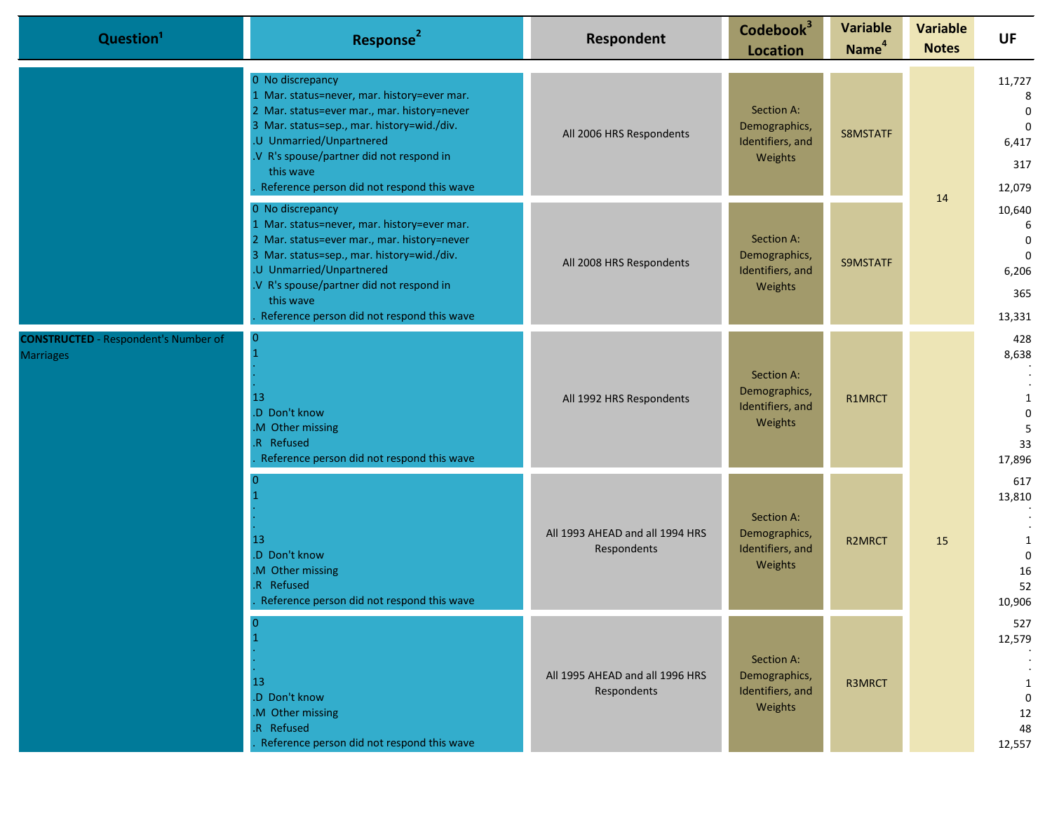| Question[1] | Response[2] | Respondent | Codebook[3] Location | Variable Name[4] | Variable Notes | UF |
|---|---|---|---|---|---|---|
| | 0 No discrepancy<br>1 Mar. status=never, mar. history=ever mar.<br>2 Mar. status=ever mar., mar. history=never<br>3 Mar. status=sep., mar. history=wid./div.<br>.U Unmarried/Unpartnered<br>.V R's spouse/partner did not respond in this wave<br>. Reference person did not respond this wave | All 2006 HRS Respondents | Section A: Demographics, Identifiers, and Weights | S8MSTATF | 14 | 11,727<br>8<br>0<br>0<br>6,417<br>317<br>12,079 |
| | 0 No discrepancy<br>1 Mar. status=never, mar. history=ever mar.<br>2 Mar. status=ever mar., mar. history=never<br>3 Mar. status=sep., mar. history=wid./div.<br>.U Unmarried/Unpartnered<br>.V R's spouse/partner did not respond in this wave<br>. Reference person did not respond this wave | All 2008 HRS Respondents | Section A: Demographics, Identifiers, and Weights | S9MSTATF | 14 | 10,640<br>6<br>0<br>0<br>6,206<br>365<br>13,331 |
| **CONSTRUCTED** - Respondent's Number of Marriages | 0<br>1<br>.<br>.<br>13<br>.D Don't know<br>.M Other missing<br>.R Refused<br>. Reference person did not respond this wave | All 1992 HRS Respondents | Section A: Demographics, Identifiers, and Weights | R1MRCT | 15 | 428<br>8,638<br>.<br>.<br>1<br>0<br>5<br>33<br>17,896 |
| | 0<br>1<br>.<br>.<br>13<br>.D Don't know<br>.M Other missing<br>.R Refused<br>. Reference person did not respond this wave | All 1993 AHEAD and all 1994 HRS Respondents | Section A: Demographics, Identifiers, and Weights | R2MRCT | 15 | 617<br>13,810<br>.<br>.<br>1<br>0<br>16<br>52<br>10,906 |
| | 0<br>1<br>.<br>.<br>13<br>.D Don't know<br>.M Other missing<br>.R Refused<br>. Reference person did not respond this wave | All 1995 AHEAD and all 1996 HRS Respondents | Section A: Demographics, Identifiers, and Weights | R3MRCT | 15 | 527<br>12,579<br>.<br>.<br>1<br>0<br>12<br>48<br>12,557 |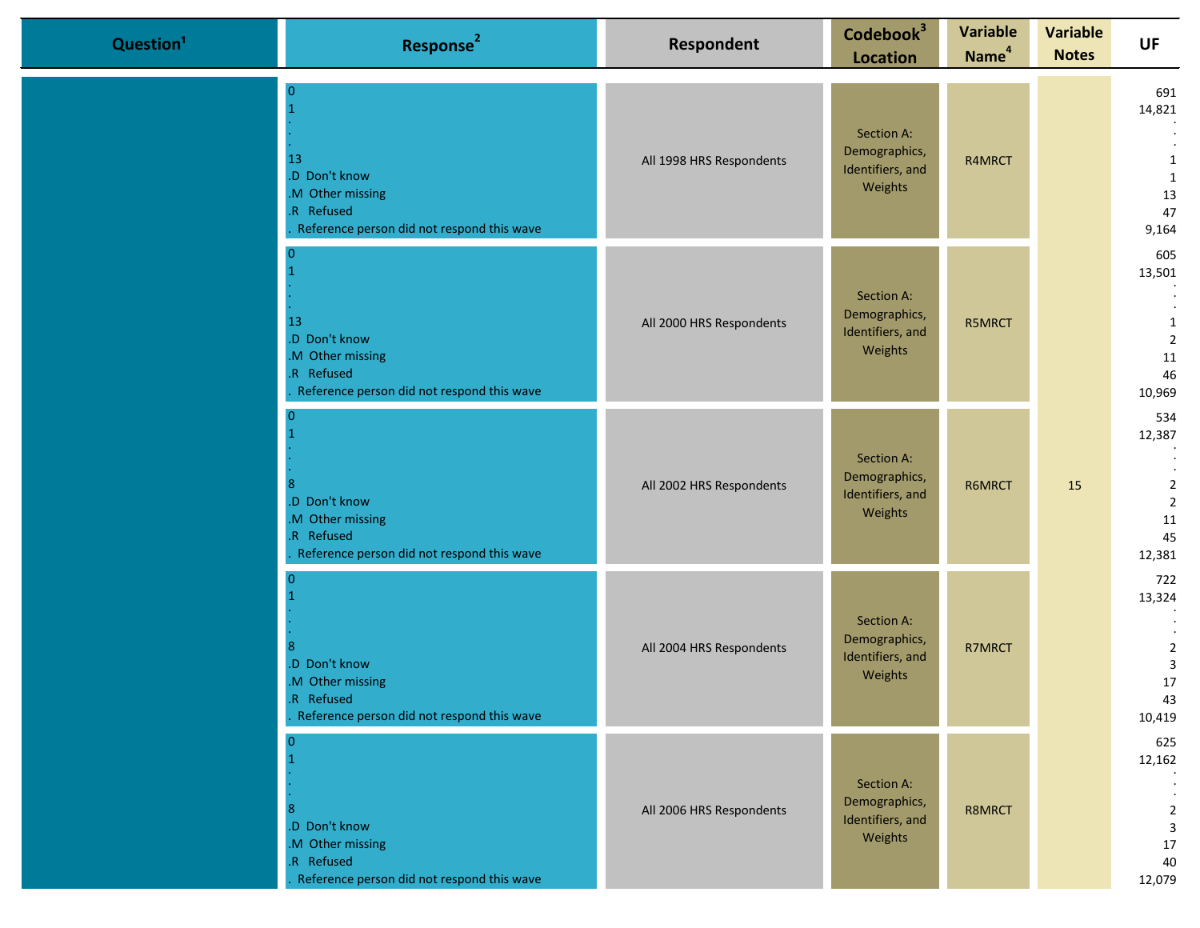| Question[1] | Response[2] | Respondent | Codebook[3] Location | Variable Name[4] | Variable Notes | UF |
|---|---|---|---|---|---|---|
| | 0<br>1<br>.<br>.<br>13<br>.D Don't know<br>.M Other missing<br>.R Refused<br>. Reference person did not respond this wave | All 1998 HRS Respondents | Section A: Demographics, Identifiers, and Weights | R4MRCT | 15 | 691<br>14,821<br>:<br>:<br>1<br>1<br>13<br>47<br>9,164 |
| | 0<br>1<br>.<br>.<br>13<br>.D Don't know<br>.M Other missing<br>.R Refused<br>. Reference person did not respond this wave | All 2000 HRS Respondents | Section A: Demographics, Identifiers, and Weights | R5MRCT | | 605<br>13,501<br>:<br>:<br>1<br>2<br>11<br>46<br>10,969 |
| | 0<br>1<br>.<br>.<br>8<br>.D Don't know<br>.M Other missing<br>.R Refused<br>. Reference person did not respond this wave | All 2002 HRS Respondents | Section A: Demographics, Identifiers, and Weights | R6MRCT | | 534<br>12,387<br>:<br>:<br>2<br>2<br>11<br>45<br>12,381 |
| | 0<br>1<br>.<br>.<br>8<br>.D Don't know<br>.M Other missing<br>.R Refused<br>. Reference person did not respond this wave | All 2004 HRS Respondents | Section A: Demographics, Identifiers, and Weights | R7MRCT | | 722<br>13,324<br>:<br>:<br>2<br>3<br>17<br>43<br>10,419 |
| | 0<br>1<br>.<br>.<br>8<br>.D Don't know<br>.M Other missing<br>.R Refused<br>. Reference person did not respond this wave | All 2006 HRS Respondents | Section A: Demographics, Identifiers, and Weights | R8MRCT | | 625<br>12,162<br>:<br>:<br>2<br>3<br>17<br>40<br>12,079 |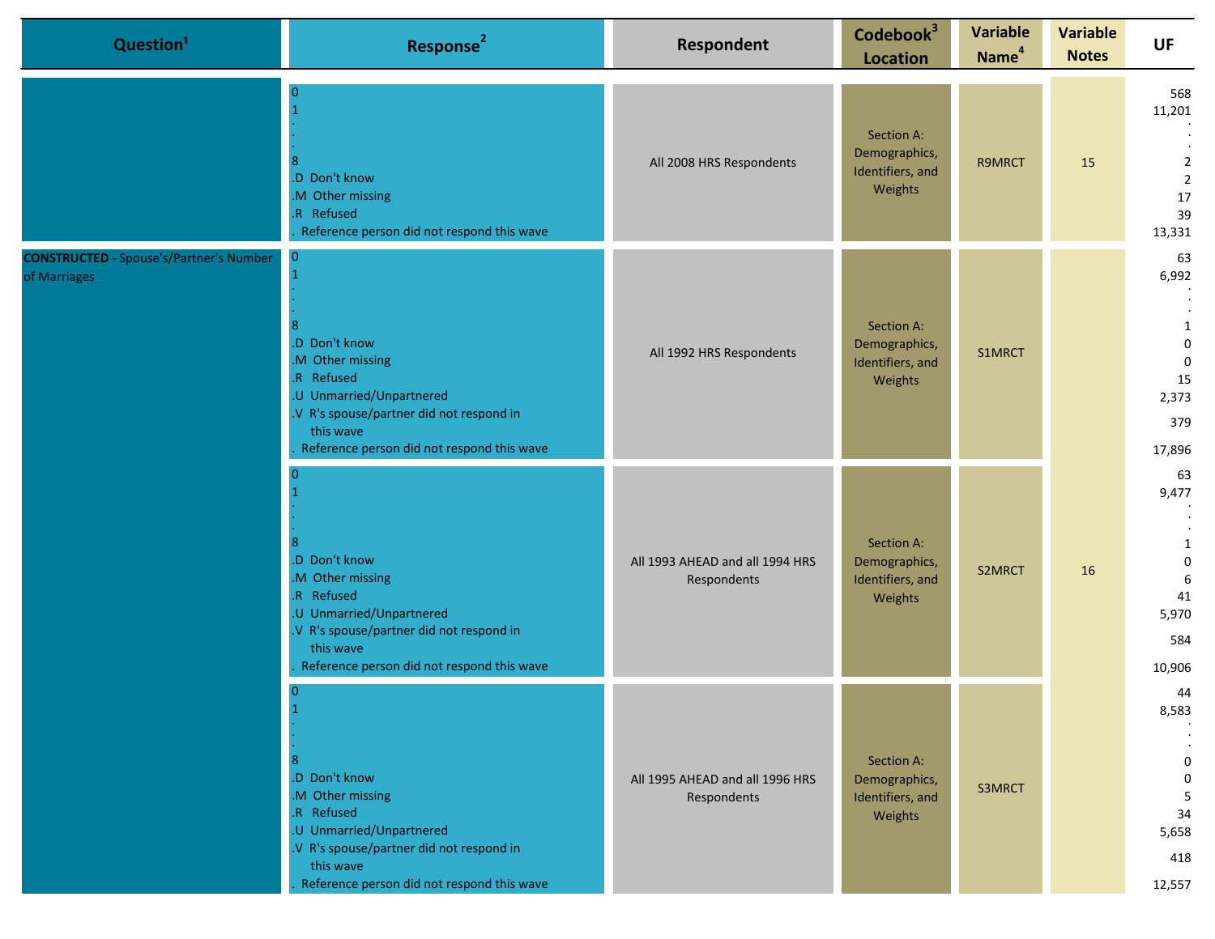| Question[1] | Response[2] | Respondent | Codebook[3] Location | Variable Name[4] | Variable Notes | UF |
|---|---|---|---|---|---|---|
| | 0<br>1<br>.<br>.<br>8<br>.D Don't know<br>.M Other missing<br>.R Refused<br>. Reference person did not respond this wave | All 2008 HRS Respondents | Section A: Demographics, Identifiers, and Weights | R9MRCT | 15 | 568<br>11,201<br>:<br>:<br>2<br>2<br>17<br>39<br>13,331 |
| **CONSTRUCTED** - Spouse's/Partner's Number of Marriages | 0<br>1<br>.<br>.<br>8<br>.D Don't know<br>.M Other missing<br>.R Refused<br>.U Unmarried/Unpartnered<br>.V R's spouse/partner did not respond in this wave<br>. Reference person did not respond this wave | All 1992 HRS Respondents | Section A: Demographics, Identifiers, and Weights | S1MRCT | 16 | 63<br>6,992<br>:<br>:<br>1<br>0<br>0<br>15<br>2,373<br>379<br>17,896 |
| | 0<br>1<br>.<br>.<br>8<br>.D Don't know<br>.M Other missing<br>.R Refused<br>.U Unmarried/Unpartnered<br>.V R's spouse/partner did not respond in this wave<br>. Reference person did not respond this wave | All 1993 AHEAD and all 1994 HRS Respondents | Section A: Demographics, Identifiers, and Weights | S2MRCT | | 63<br>9,477<br>:<br>:<br>1<br>0<br>6<br>41<br>5,970<br>584<br>10,906 |
| | 0<br>1<br>.<br>.<br>8<br>.D Don't know<br>.M Other missing<br>.R Refused<br>.U Unmarried/Unpartnered<br>.V R's spouse/partner did not respond in this wave<br>. Reference person did not respond this wave | All 1995 AHEAD and all 1996 HRS Respondents | Section A: Demographics, Identifiers, and Weights | S3MRCT | | 44<br>8,583<br>:<br>:<br>0<br>0<br>5<br>34<br>5,658<br>418<br>12,557 |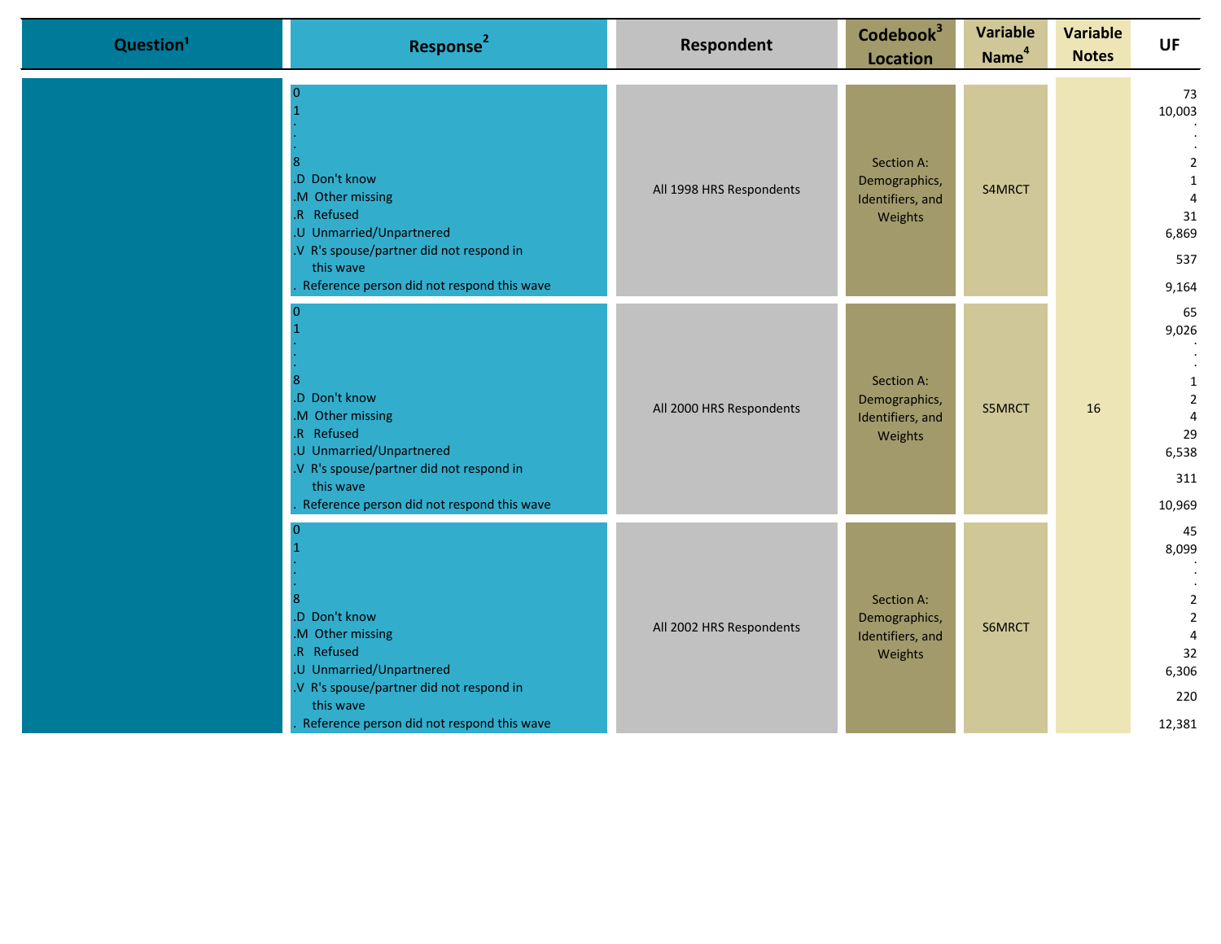| Question[1] | Response[2] | Respondent | Codebook[3] Location | Variable Name[4] | Variable Notes | UF |
|---|---|---|---|---|---|---|
| | 0<br>1<br>.<br>.<br>.<br>8<br>.D Don't know<br>.M Other missing<br>.R Refused<br>.U Unmarried/Unpartnered<br>.V R's spouse/partner did not respond in this wave<br>. Reference person did not respond this wave | All 1998 HRS Respondents | Section A: Demographics, Identifiers, and Weights | S4MRCT | 16 | 73<br>10,003<br>.<br>.<br>.<br>2<br>1<br>4<br>31<br>6,869<br>537<br>9,164 |
| | 0<br>1<br>.<br>.<br>.<br>8<br>.D Don't know<br>.M Other missing<br>.R Refused<br>.U Unmarried/Unpartnered<br>.V R's spouse/partner did not respond in this wave<br>. Reference person did not respond this wave | All 2000 HRS Respondents | Section A: Demographics, Identifiers, and Weights | S5MRCT | | 65<br>9,026<br>.<br>.<br>.<br>1<br>2<br>4<br>29<br>6,538<br>311<br>10,969 |
| | 0<br>1<br>.<br>.<br>.<br>8<br>.D Don't know<br>.M Other missing<br>.R Refused<br>.U Unmarried/Unpartnered<br>.V R's spouse/partner did not respond in this wave<br>. Reference person did not respond this wave | All 2002 HRS Respondents | Section A: Demographics, Identifiers, and Weights | S6MRCT | | 45<br>8,099<br>.<br>.<br>.<br>2<br>2<br>4<br>32<br>6,306<br>220<br>12,381 |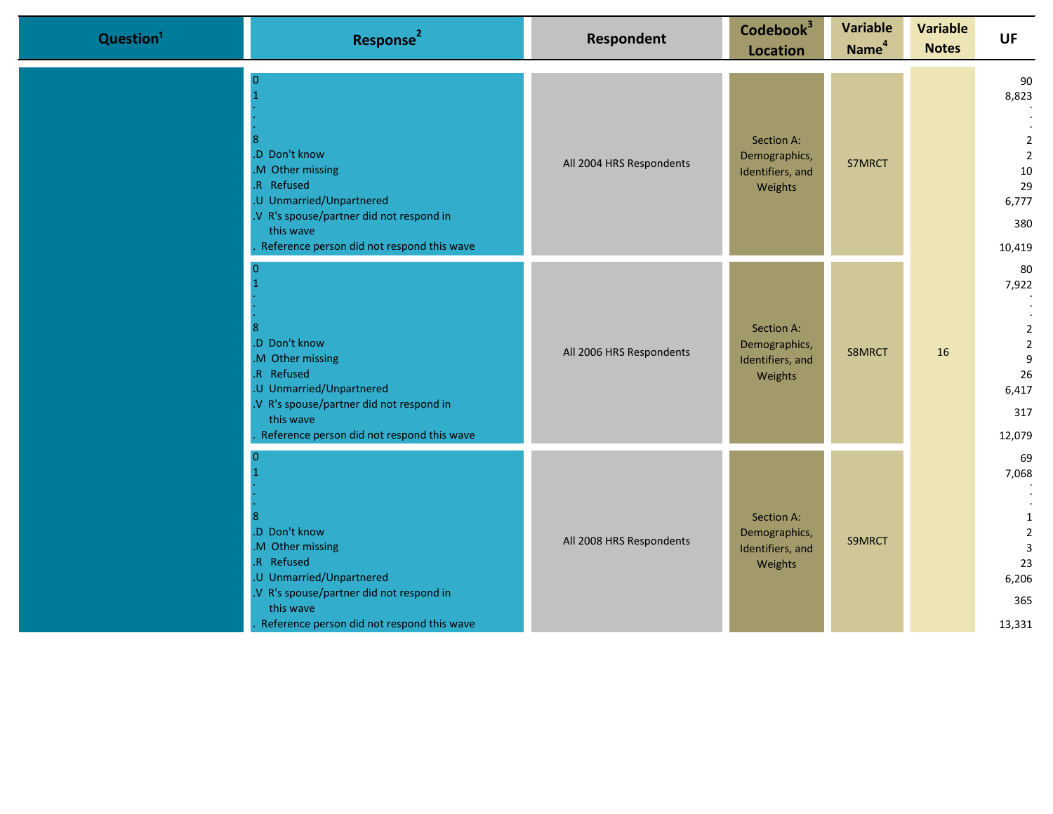| Question[1] | Response[2] | Respondent | Codebook[3] Location | Variable Name[4] | Variable Notes | UF |
|---|---|---|---|---|---|---|
| | 0<br>1<br>.<br>.<br>.<br>8<br>.D Don't know<br>.M Other missing<br>.R Refused<br>.U Unmarried/Unpartnered<br>.V R's spouse/partner did not respond in this wave<br>. Reference person did not respond this wave | All 2004 HRS Respondents | Section A: Demographics, Identifiers, and Weights | S7MRCT | 16 | 90<br>8,823<br>.<br>.<br>2<br>2<br>10<br>29<br>6,777<br>380<br>10,419 |
| | 0<br>1<br>.<br>.<br>.<br>8<br>.D Don't know<br>.M Other missing<br>.R Refused<br>.U Unmarried/Unpartnered<br>.V R's spouse/partner did not respond in this wave<br>. Reference person did not respond this wave | All 2006 HRS Respondents | Section A: Demographics, Identifiers, and Weights | S8MRCT | | 80<br>7,922<br>.<br>.<br>2<br>2<br>9<br>26<br>6,417<br>317<br>12,079 |
| | 0<br>1<br>.<br>.<br>.<br>8<br>.D Don't know<br>.M Other missing<br>.R Refused<br>.U Unmarried/Unpartnered<br>.V R's spouse/partner did not respond in this wave<br>. Reference person did not respond this wave | All 2008 HRS Respondents | Section A: Demographics, Identifiers, and Weights | S9MRCT | | 69<br>7,068<br>.<br>.<br>1<br>2<br>3<br>23<br>6,206<br>365<br>13,331 |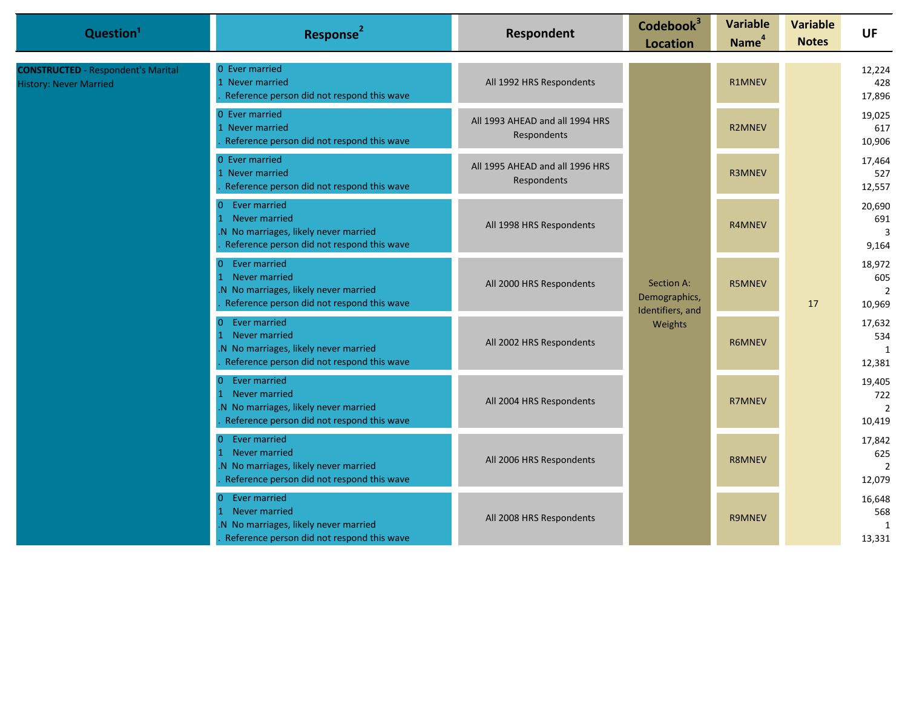| Question[1] | Response[2] | Respondent | Codebook[3] Location | Variable Name[4] | Variable Notes | UF |
|---|---|---|---|---|---|---|
| **CONSTRUCTED** - Respondent's Marital History: Never Married | 0 Ever married<br>1 Never married<br>. Reference person did not respond this wave | All 1992 HRS Respondents | Section A: Demographics, Identifiers, and Weights | R1MNEV | 17 | 12,224<br>428<br>17,896 |
| | 0 Ever married<br>1 Never married<br>. Reference person did not respond this wave | All 1993 AHEAD and all 1994 HRS Respondents | | R2MNEV | | 19,025<br>617<br>10,906 |
| | 0 Ever married<br>1 Never married<br>. Reference person did not respond this wave | All 1995 AHEAD and all 1996 HRS Respondents | | R3MNEV | | 17,464<br>527<br>12,557 |
| | 0 Ever married<br>1 Never married<br>.N No marriages, likely never married<br>. Reference person did not respond this wave | All 1998 HRS Respondents | | R4MNEV | | 20,690<br>691<br>3<br>9,164 |
| | 0 Ever married<br>1 Never married<br>.N No marriages, likely never married<br>. Reference person did not respond this wave | All 2000 HRS Respondents | | R5MNEV | | 18,972<br>605<br>2<br>10,969 |
| | 0 Ever married<br>1 Never married<br>.N No marriages, likely never married<br>. Reference person did not respond this wave | All 2002 HRS Respondents | | R6MNEV | | 17,632<br>534<br>1<br>12,381 |
| | 0 Ever married<br>1 Never married<br>.N No marriages, likely never married<br>. Reference person did not respond this wave | All 2004 HRS Respondents | | R7MNEV | | 19,405<br>722<br>2<br>10,419 |
| | 0 Ever married<br>1 Never married<br>.N No marriages, likely never married<br>. Reference person did not respond this wave | All 2006 HRS Respondents | | R8MNEV | | 17,842<br>625<br>2<br>12,079 |
| | 0 Ever married<br>1 Never married<br>.N No marriages, likely never married<br>. Reference person did not respond this wave | All 2008 HRS Respondents | | R9MNEV | | 16,648<br>568<br>1<br>13,331 |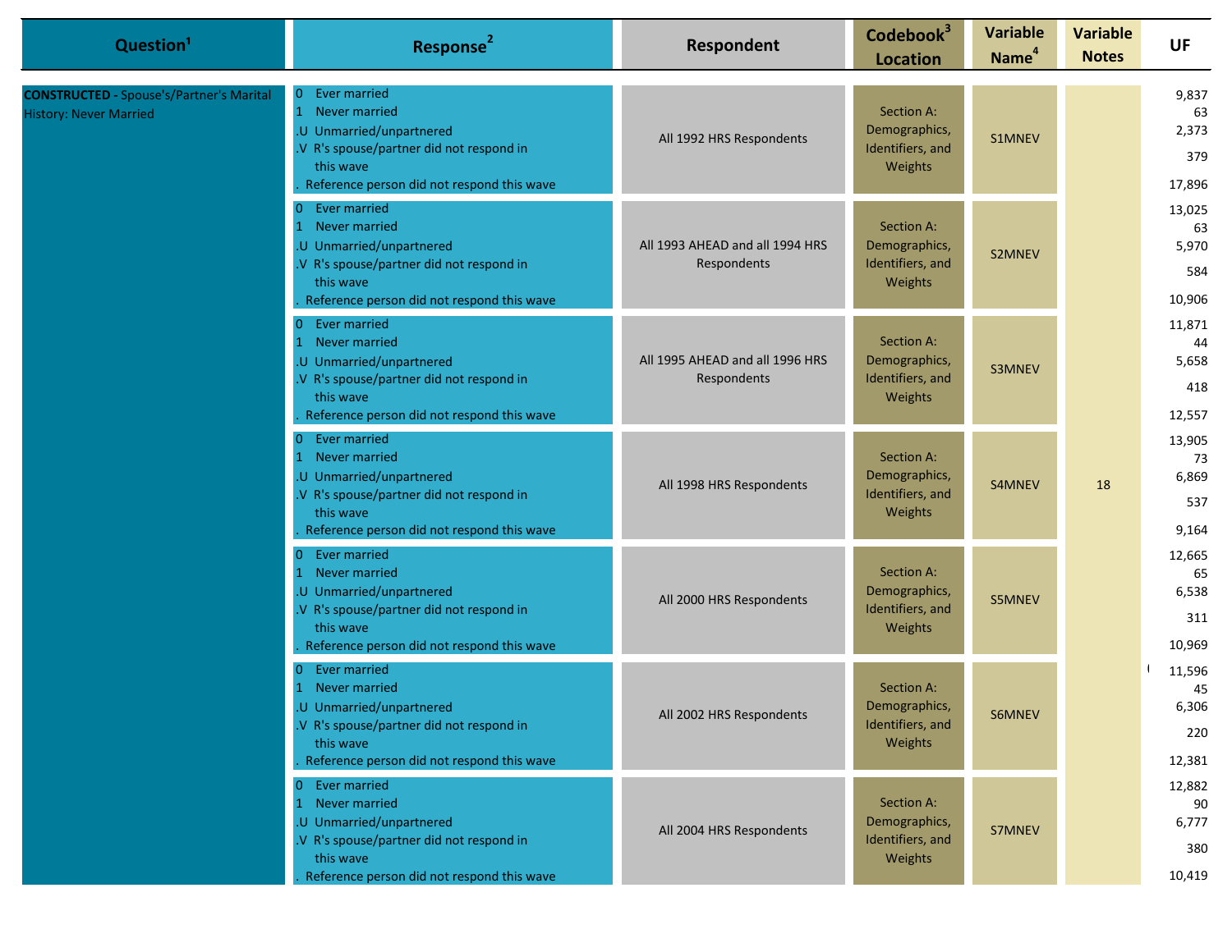| Question[1] | Response[2] | Respondent | Codebook[3] Location | Variable Name[4] | Variable Notes | UF |
|---|---|---|---|---|---|---|
| **CONSTRUCTED -** Spouse's/Partner's Marital History: Never Married | 0 Ever married<br>1 Never married<br>.U Unmarried/unpartnered<br>.V R's spouse/partner did not respond in this wave<br>. Reference person did not respond this wave | All 1992 HRS Respondents | Section A: Demographics, Identifiers, and Weights | S1MNEV | 18 | 9,837<br>63<br>2,373<br>379<br>17,896 |
| | 0 Ever married<br>1 Never married<br>.U Unmarried/unpartnered<br>.V R's spouse/partner did not respond in this wave<br>. Reference person did not respond this wave | All 1993 AHEAD and all 1994 HRS Respondents | Section A: Demographics, Identifiers, and Weights | S2MNEV | | 13,025<br>63<br>5,970<br>584<br>10,906 |
| | 0 Ever married<br>1 Never married<br>.U Unmarried/unpartnered<br>.V R's spouse/partner did not respond in this wave<br>. Reference person did not respond this wave | All 1995 AHEAD and all 1996 HRS Respondents | Section A: Demographics, Identifiers, and Weights | S3MNEV | | 11,871<br>44<br>5,658<br>418<br>12,557 |
| | 0 Ever married<br>1 Never married<br>.U Unmarried/unpartnered<br>.V R's spouse/partner did not respond in this wave<br>. Reference person did not respond this wave | All 1998 HRS Respondents | Section A: Demographics, Identifiers, and Weights | S4MNEV | | 13,905<br>73<br>6,869<br>537<br>9,164 |
| | 0 Ever married<br>1 Never married<br>.U Unmarried/unpartnered<br>.V R's spouse/partner did not respond in this wave<br>. Reference person did not respond this wave | All 2000 HRS Respondents | Section A: Demographics, Identifiers, and Weights | S5MNEV | | 12,665<br>65<br>6,538<br>311<br>10,969 |
| | 0 Ever married<br>1 Never married<br>.U Unmarried/unpartnered<br>.V R's spouse/partner did not respond in this wave<br>. Reference person did not respond this wave | All 2002 HRS Respondents | Section A: Demographics, Identifiers, and Weights | S6MNEV | | 11,596<br>45<br>6,306<br>220<br>12,381 |
| | 0 Ever married<br>1 Never married<br>.U Unmarried/unpartnered<br>.V R's spouse/partner did not respond in this wave<br>. Reference person did not respond this wave | All 2004 HRS Respondents | Section A: Demographics, Identifiers, and Weights | S7MNEV | | 12,882<br>90<br>6,777<br>380<br>10,419 |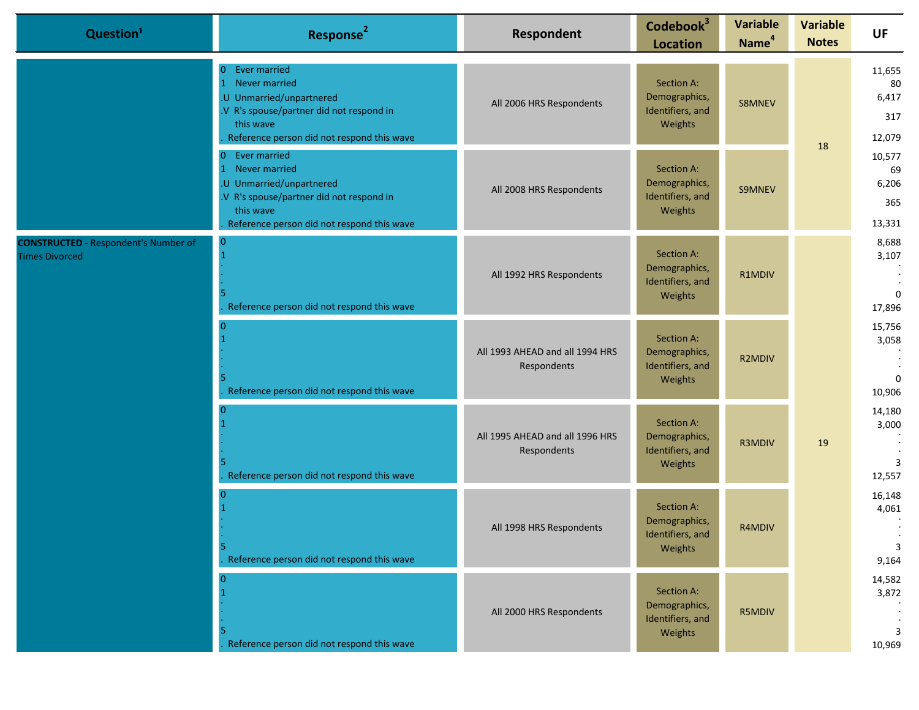| Question[1] | Response[2] | Respondent | Codebook[3] Location | Variable Name[4] | Variable Notes | UF |
|---|---|---|---|---|---|---|
| | 0 Ever married<br>1 Never married<br>.U Unmarried/unpartnered<br>.V R's spouse/partner did not respond in this wave<br>. Reference person did not respond this wave | All 2006 HRS Respondents | Section A: Demographics, Identifiers, and Weights | S8MNEV | 18 | 11,655<br>80<br>6,417<br>317<br>12,079 |
| | 0 Ever married<br>1 Never married<br>.U Unmarried/unpartnered<br>.V R's spouse/partner did not respond in this wave<br>. Reference person did not respond this wave | All 2008 HRS Respondents | Section A: Demographics, Identifiers, and Weights | S9MNEV | 18 | 10,577<br>69<br>6,206<br>365<br>13,331 |
| **CONSTRUCTED** - Respondent's Number of Times Divorced | 0<br>1<br>.<br>.<br>5<br>. Reference person did not respond this wave | All 1992 HRS Respondents | Section A: Demographics, Identifiers, and Weights | R1MDIV | 19 | 8,688<br>3,107<br>.<br>.<br>0<br>17,896 |
| | 0<br>1<br>.<br>.<br>5<br>. Reference person did not respond this wave | All 1993 AHEAD and all 1994 HRS Respondents | Section A: Demographics, Identifiers, and Weights | R2MDIV | 19 | 15,756<br>3,058<br>.<br>.<br>0<br>10,906 |
| | 0<br>1<br>.<br>.<br>5<br>. Reference person did not respond this wave | All 1995 AHEAD and all 1996 HRS Respondents | Section A: Demographics, Identifiers, and Weights | R3MDIV | 19 | 14,180<br>3,000<br>.<br>.<br>3<br>12,557 |
| | 0<br>1<br>.<br>.<br>5<br>. Reference person did not respond this wave | All 1998 HRS Respondents | Section A: Demographics, Identifiers, and Weights | R4MDIV | 19 | 16,148<br>4,061<br>.<br>.<br>3<br>9,164 |
| | 0<br>1<br>.<br>.<br>5<br>. Reference person did not respond this wave | All 2000 HRS Respondents | Section A: Demographics, Identifiers, and Weights | R5MDIV | 19 | 14,582<br>3,872<br>.<br>.<br>3<br>10,969 |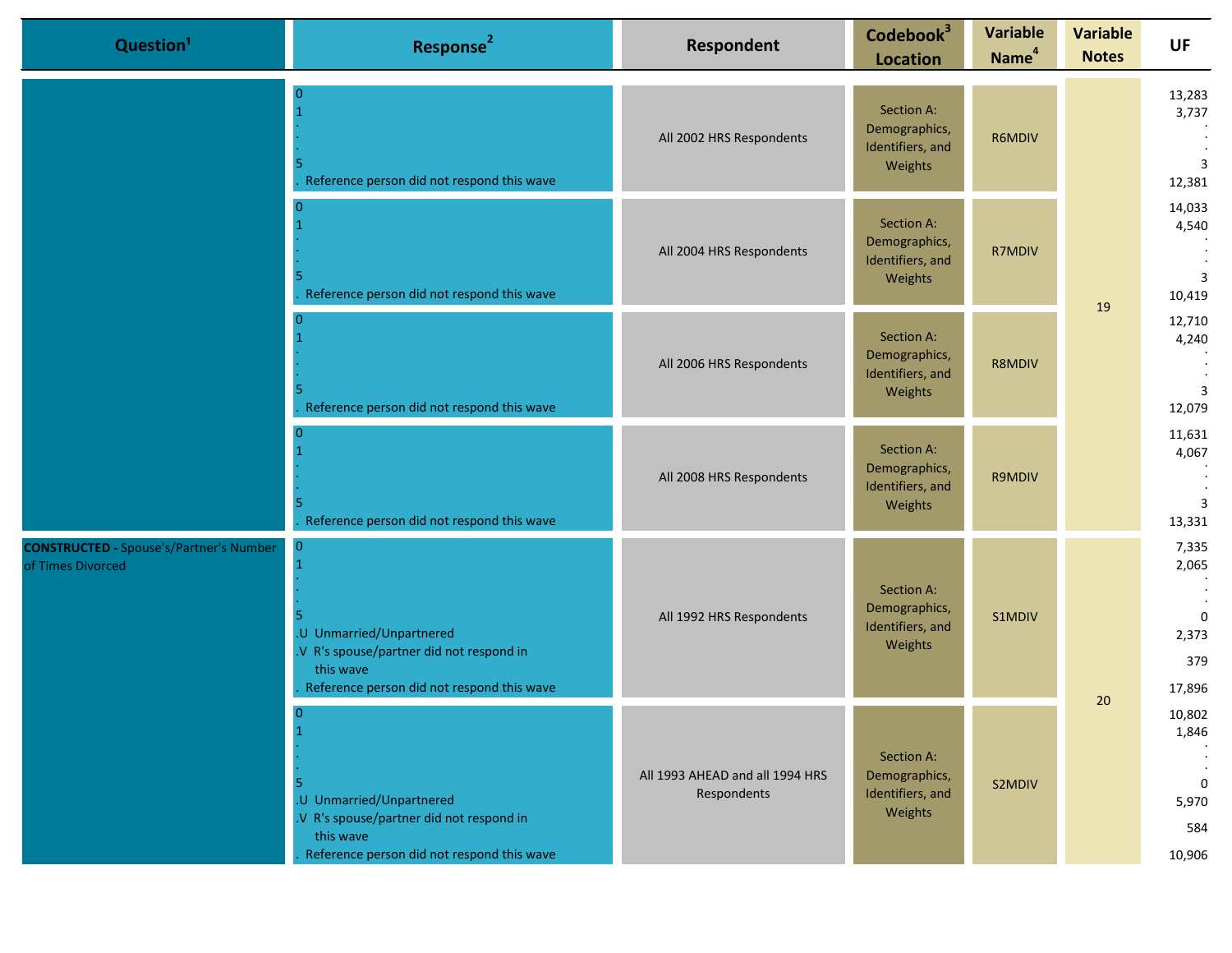| Question[1] | Response[2] | Respondent | Codebook[3] Location | Variable Name[4] | Variable Notes | UF |
|---|---|---|---|---|---|---|
| | 0<br>1<br>.<br>.<br>5<br>. Reference person did not respond this wave | All 2002 HRS Respondents | Section A: Demographics, Identifiers, and Weights | R6MDIV | 19 | 13,283<br>3,737<br>.<br>.<br>3<br>12,381 |
| | 0<br>1<br>.<br>.<br>5<br>. Reference person did not respond this wave | All 2004 HRS Respondents | Section A: Demographics, Identifiers, and Weights | R7MDIV | | 14,033<br>4,540<br>.<br>.<br>3<br>10,419 |
| | 0<br>1<br>.<br>.<br>5<br>. Reference person did not respond this wave | All 2006 HRS Respondents | Section A: Demographics, Identifiers, and Weights | R8MDIV | | 12,710<br>4,240<br>.<br>.<br>3<br>12,079 |
| | 0<br>1<br>.<br>.<br>5<br>. Reference person did not respond this wave | All 2008 HRS Respondents | Section A: Demographics, Identifiers, and Weights | R9MDIV | | 11,631<br>4,067<br>.<br>.<br>3<br>13,331 |
| **CONSTRUCTED** - Spouse's/Partner's Number of Times Divorced | 0<br>1<br>.<br>.<br>5<br>.U Unmarried/Unpartnered<br>.V R's spouse/partner did not respond in this wave<br>. Reference person did not respond this wave | All 1992 HRS Respondents | Section A: Demographics, Identifiers, and Weights | S1MDIV | 20 | 7,335<br>2,065<br>.<br>.<br>0<br>2,373<br>379<br>17,896 |
| | 0<br>1<br>.<br>.<br>5<br>.U Unmarried/Unpartnered<br>.V R's spouse/partner did not respond in this wave<br>. Reference person did not respond this wave | All 1993 AHEAD and all 1994 HRS Respondents | Section A: Demographics, Identifiers, and Weights | S2MDIV | | 10,802<br>1,846<br>.<br>.<br>0<br>5,970<br>584<br>10,906 |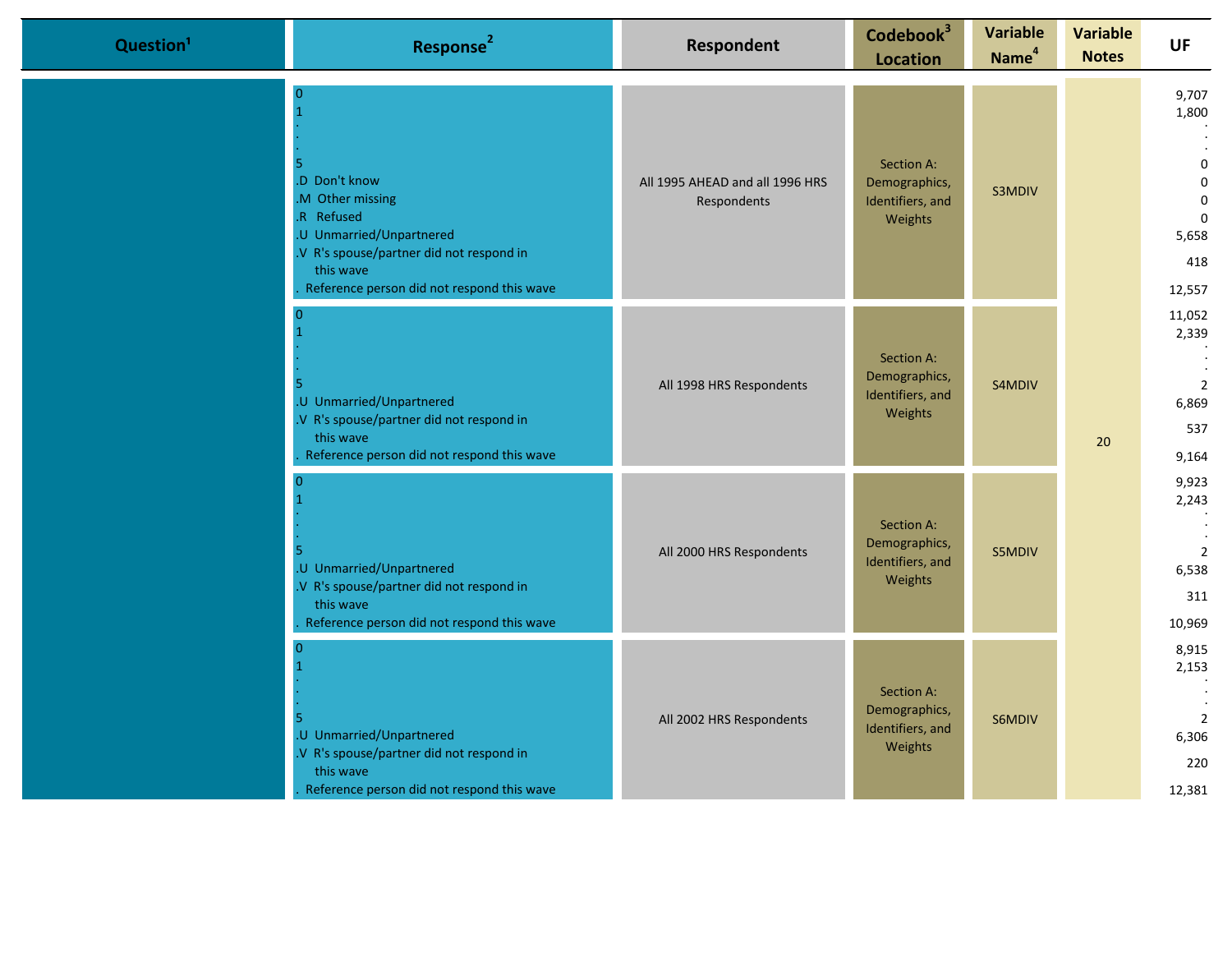| Question[1] | Response[2] | Respondent | Codebook[3] Location | Variable Name[4] | Variable Notes | UF |
|---|---|---|---|---|---|---|
| | 0<br>1<br>.<br>.<br>5<br>.D Don't know<br>.M Other missing<br>.R Refused<br>.U Unmarried/Unpartnered<br>.V R's spouse/partner did not respond in this wave<br>. Reference person did not respond this wave | All 1995 AHEAD and all 1996 HRS Respondents | Section A: Demographics, Identifiers, and Weights | S3MDIV | 20 | 9,707<br>1,800<br>.<br>.<br>0<br>0<br>0<br>0<br>5,658<br>418<br>12,557 |
| | 0<br>1<br>.<br>.<br>5<br>.U Unmarried/Unpartnered<br>.V R's spouse/partner did not respond in this wave<br>. Reference person did not respond this wave | All 1998 HRS Respondents | Section A: Demographics, Identifiers, and Weights | S4MDIV | | 11,052<br>2,339<br>.<br>.<br>2<br>6,869<br>537<br>9,164 |
| | 0<br>1<br>.<br>.<br>5<br>.U Unmarried/Unpartnered<br>.V R's spouse/partner did not respond in this wave<br>. Reference person did not respond this wave | All 2000 HRS Respondents | Section A: Demographics, Identifiers, and Weights | S5MDIV | | 9,923<br>2,243<br>.<br>.<br>2<br>6,538<br>311<br>10,969 |
| | 0<br>1<br>.<br>.<br>5<br>.U Unmarried/Unpartnered<br>.V R's spouse/partner did not respond in this wave<br>. Reference person did not respond this wave | All 2002 HRS Respondents | Section A: Demographics, Identifiers, and Weights | S6MDIV | | 8,915<br>2,153<br>.<br>.<br>2<br>6,306<br>220<br>12,381 |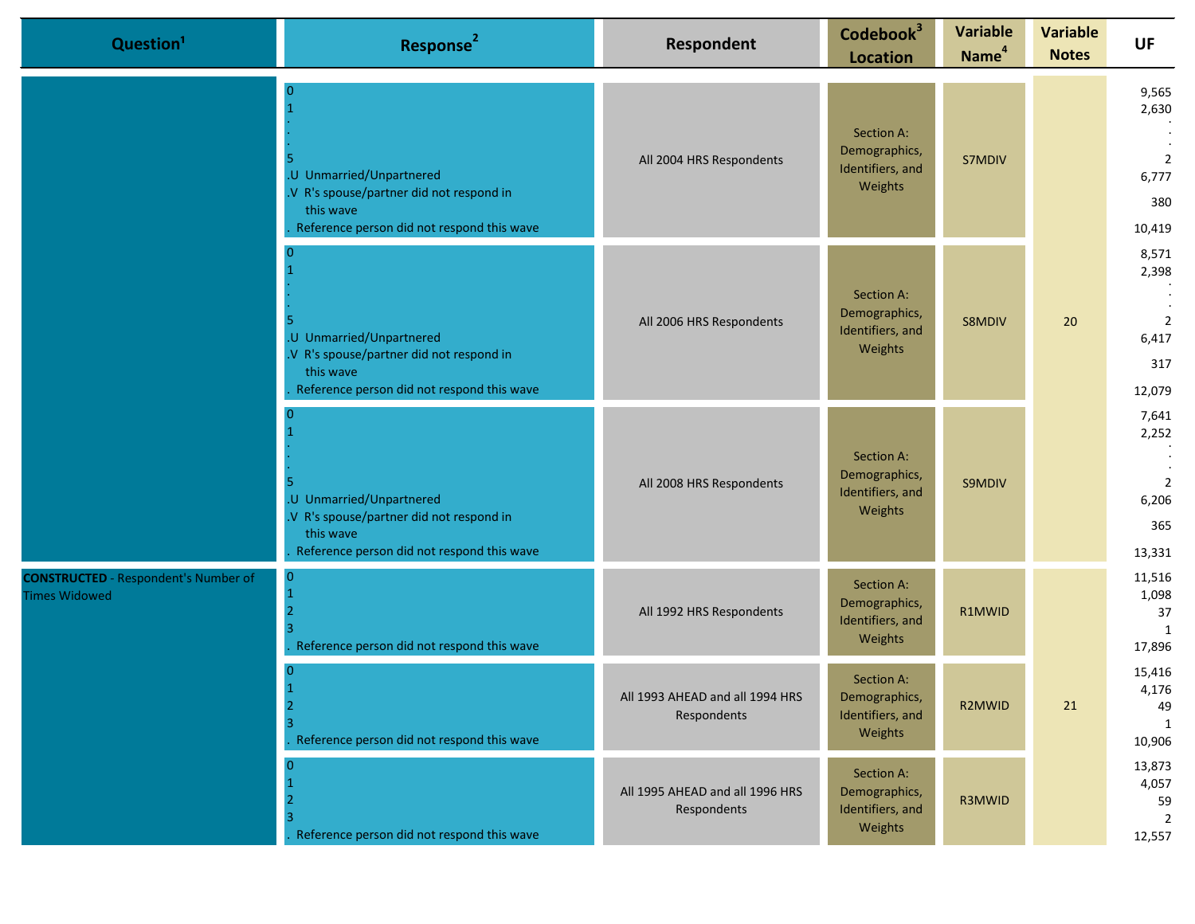| Question[1] | Response[2] | Respondent | Codebook[3] Location | Variable Name[4] | Variable Notes | UF |
|---|---|---|---|---|---|---|
| | 0<br>1<br>.<br>.<br>5<br>.U Unmarried/Unpartnered<br>.V R's spouse/partner did not respond in this wave<br>. Reference person did not respond this wave | All 2004 HRS Respondents | Section A: Demographics, Identifiers, and Weights | S7MDIV | 20 | 9,565<br>2,630<br>:<br>:<br>2<br>6,777<br>380<br>10,419 |
| | 0<br>1<br>.<br>.<br>5<br>.U Unmarried/Unpartnered<br>.V R's spouse/partner did not respond in this wave<br>. Reference person did not respond this wave | All 2006 HRS Respondents | Section A: Demographics, Identifiers, and Weights | S8MDIV | | 8,571<br>2,398<br>:<br>:<br>2<br>6,417<br>317<br>12,079 |
| | 0<br>1<br>.<br>.<br>5<br>.U Unmarried/Unpartnered<br>.V R's spouse/partner did not respond in this wave<br>. Reference person did not respond this wave | All 2008 HRS Respondents | Section A: Demographics, Identifiers, and Weights | S9MDIV | | 7,641<br>2,252<br>:<br>:<br>2<br>6,206<br>365<br>13,331 |
| **CONSTRUCTED** - Respondent's Number of Times Widowed | 0<br>1<br>2<br>3<br>. Reference person did not respond this wave | All 1992 HRS Respondents | Section A: Demographics, Identifiers, and Weights | R1MWID | 21 | 11,516<br>1,098<br>37<br>1<br>17,896 |
| | 0<br>1<br>2<br>3<br>. Reference person did not respond this wave | All 1993 AHEAD and all 1994 HRS Respondents | Section A: Demographics, Identifiers, and Weights | R2MWID | | 15,416<br>4,176<br>49<br>1<br>10,906 |
| | 0<br>1<br>2<br>3<br>. Reference person did not respond this wave | All 1995 AHEAD and all 1996 HRS Respondents | Section A: Demographics, Identifiers, and Weights | R3MWID | | 13,873<br>4,057<br>59<br>2<br>12,557 |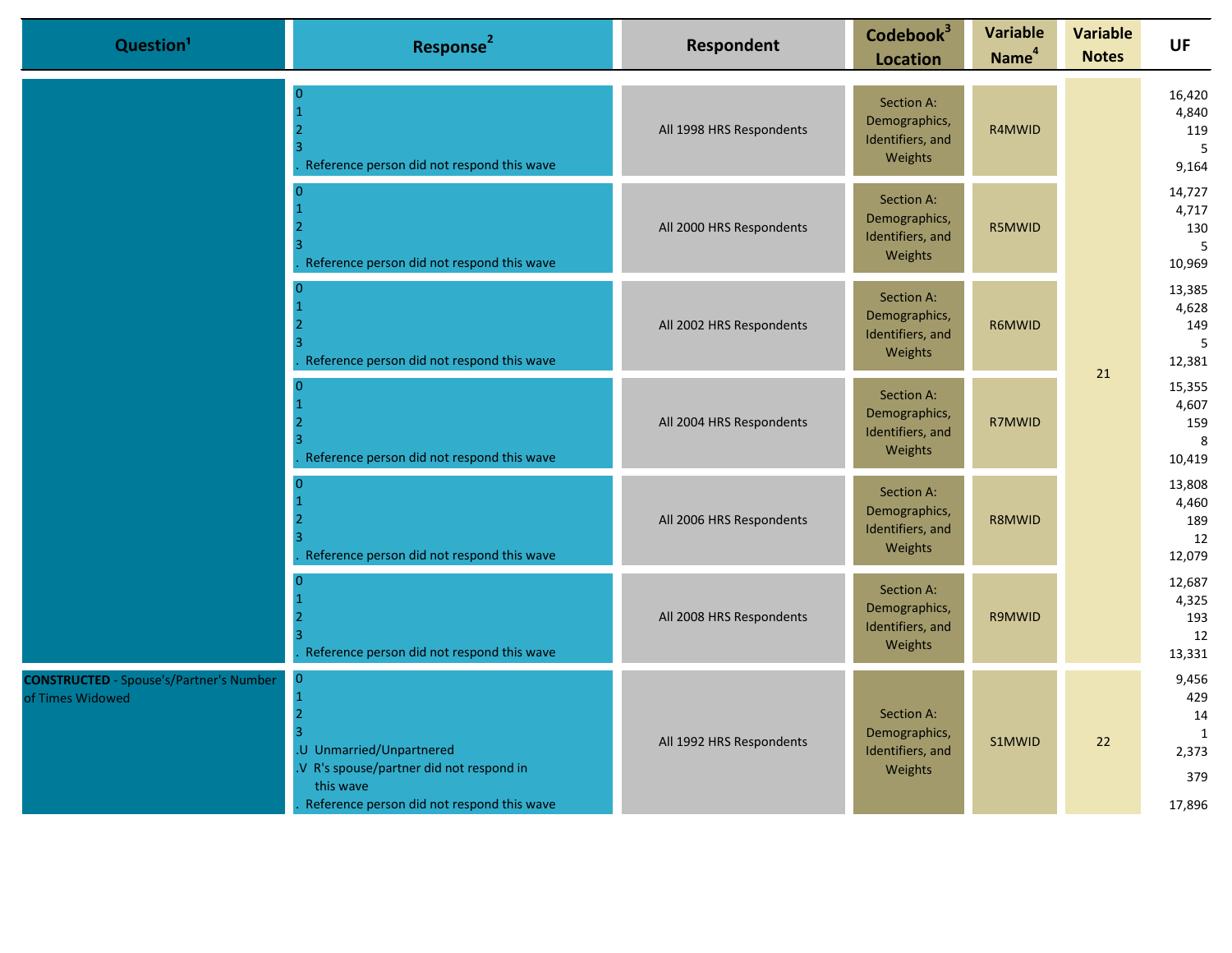| Question[1] | Response[2] | Respondent | Codebook[3] Location | Variable Name[4] | Variable Notes | UF |
|---|---|---|---|---|---|---|
| | 0<br>1<br>2<br>3<br>. Reference person did not respond this wave | All 1998 HRS Respondents | Section A: Demographics, Identifiers, and Weights | R4MWID | 21 | 16,420<br>4,840<br>119<br>5<br>9,164 |
| | 0<br>1<br>2<br>3<br>. Reference person did not respond this wave | All 2000 HRS Respondents | Section A: Demographics, Identifiers, and Weights | R5MWID | 21 | 14,727<br>4,717<br>130<br>5<br>10,969 |
| | 0<br>1<br>2<br>3<br>. Reference person did not respond this wave | All 2002 HRS Respondents | Section A: Demographics, Identifiers, and Weights | R6MWID | 21 | 13,385<br>4,628<br>149<br>5<br>12,381 |
| | 0<br>1<br>2<br>3<br>. Reference person did not respond this wave | All 2004 HRS Respondents | Section A: Demographics, Identifiers, and Weights | R7MWID | 21 | 15,355<br>4,607<br>159<br>8<br>10,419 |
| | 0<br>1<br>2<br>3<br>. Reference person did not respond this wave | All 2006 HRS Respondents | Section A: Demographics, Identifiers, and Weights | R8MWID | 21 | 13,808<br>4,460<br>189<br>12<br>12,079 |
| | 0<br>1<br>2<br>3<br>. Reference person did not respond this wave | All 2008 HRS Respondents | Section A: Demographics, Identifiers, and Weights | R9MWID | 21 | 12,687<br>4,325<br>193<br>12<br>13,331 |
| **CONSTRUCTED** - Spouse's/Partner's Number of Times Widowed | 0<br>1<br>2<br>3<br>.U Unmarried/Unpartnered<br>.V R's spouse/partner did not respond in this wave<br>. Reference person did not respond this wave | All 1992 HRS Respondents | Section A: Demographics, Identifiers, and Weights | S1MWID | 22 | 9,456<br>429<br>14<br>1<br>2,373<br>379<br>17,896 |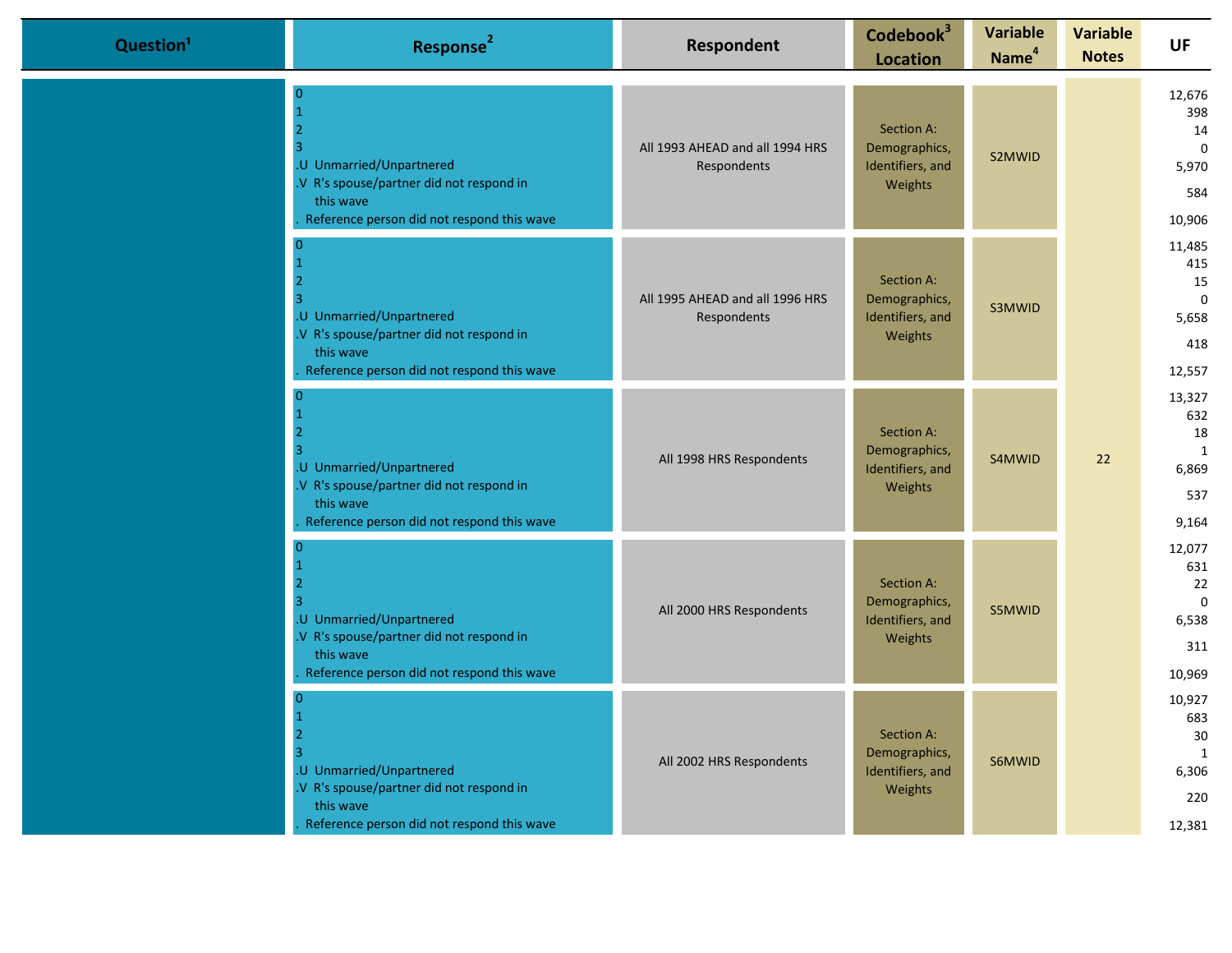| Question[1] | Response[2] | Respondent | Codebook[3] Location | Variable Name[4] | Variable Notes | UF |
|---|---|---|---|---|---|---|
| | 0<br>1<br>2<br>3<br>.U Unmarried/Unpartnered<br>.V R's spouse/partner did not respond in this wave<br>. Reference person did not respond this wave | All 1993 AHEAD and all 1994 HRS Respondents | Section A: Demographics, Identifiers, and Weights | S2MWID | 22 | 12,676<br>398<br>14<br>0<br>5,970<br>584<br>10,906 |
| | 0<br>1<br>2<br>3<br>.U Unmarried/Unpartnered<br>.V R's spouse/partner did not respond in this wave<br>. Reference person did not respond this wave | All 1995 AHEAD and all 1996 HRS Respondents | Section A: Demographics, Identifiers, and Weights | S3MWID | | 11,485<br>415<br>15<br>0<br>5,658<br>418<br>12,557 |
| | 0<br>1<br>2<br>3<br>.U Unmarried/Unpartnered<br>.V R's spouse/partner did not respond in this wave<br>. Reference person did not respond this wave | All 1998 HRS Respondents | Section A: Demographics, Identifiers, and Weights | S4MWID | | 13,327<br>632<br>18<br>1<br>6,869<br>537<br>9,164 |
| | 0<br>1<br>2<br>3<br>.U Unmarried/Unpartnered<br>.V R's spouse/partner did not respond in this wave<br>. Reference person did not respond this wave | All 2000 HRS Respondents | Section A: Demographics, Identifiers, and Weights | S5MWID | | 12,077<br>631<br>22<br>0<br>6,538<br>311<br>10,969 |
| | 0<br>1<br>2<br>3<br>.U Unmarried/Unpartnered<br>.V R's spouse/partner did not respond in this wave<br>. Reference person did not respond this wave | All 2002 HRS Respondents | Section A: Demographics, Identifiers, and Weights | S6MWID | | 10,927<br>683<br>30<br>1<br>6,306<br>220<br>12,381 |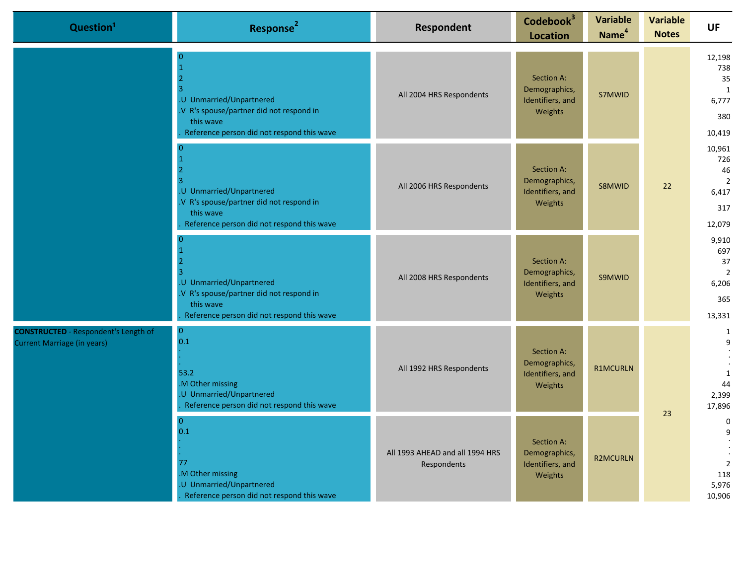| Question[1] | Response[2] | Respondent | Codebook[3] Location | Variable Name[4] | Variable Notes | UF |
|---|---|---|---|---|---|---|
| | 0<br>1<br>2<br>3<br>.U Unmarried/Unpartnered<br>.V R's spouse/partner did not respond in this wave<br>. Reference person did not respond this wave | All 2004 HRS Respondents | Section A: Demographics, Identifiers, and Weights | S7MWID | 22 | 12,198<br>738<br>35<br>1<br>6,777<br>380<br>10,419 |
| | 0<br>1<br>2<br>3<br>.U Unmarried/Unpartnered<br>.V R's spouse/partner did not respond in this wave<br>. Reference person did not respond this wave | All 2006 HRS Respondents | Section A: Demographics, Identifiers, and Weights | S8MWID | | 10,961<br>726<br>46<br>2<br>6,417<br>317<br>12,079 |
| | 0<br>1<br>2<br>3<br>.U Unmarried/Unpartnered<br>.V R's spouse/partner did not respond in this wave<br>. Reference person did not respond this wave | All 2008 HRS Respondents | Section A: Demographics, Identifiers, and Weights | S9MWID | | 9,910<br>697<br>37<br>2<br>6,206<br>365<br>13,331 |
| **CONSTRUCTED** - Respondent's Length of Current Marriage (in years) | 0<br>0.1<br>.<br>.<br>53.2<br>.M Other missing<br>.U Unmarried/Unpartnered<br>. Reference person did not respond this wave | All 1992 HRS Respondents | Section A: Demographics, Identifiers, and Weights | R1MCURLN | 23 | 1<br>9<br>.<br>.<br>1<br>44<br>2,399<br>17,896 |
| | 0<br>0.1<br>.<br>.<br>77<br>.M Other missing<br>.U Unmarried/Unpartnered<br>. Reference person did not respond this wave | All 1993 AHEAD and all 1994 HRS Respondents | Section A: Demographics, Identifiers, and Weights | R2MCURLN | | 0<br>9<br>.<br>.<br>2<br>118<br>5,976<br>10,906 |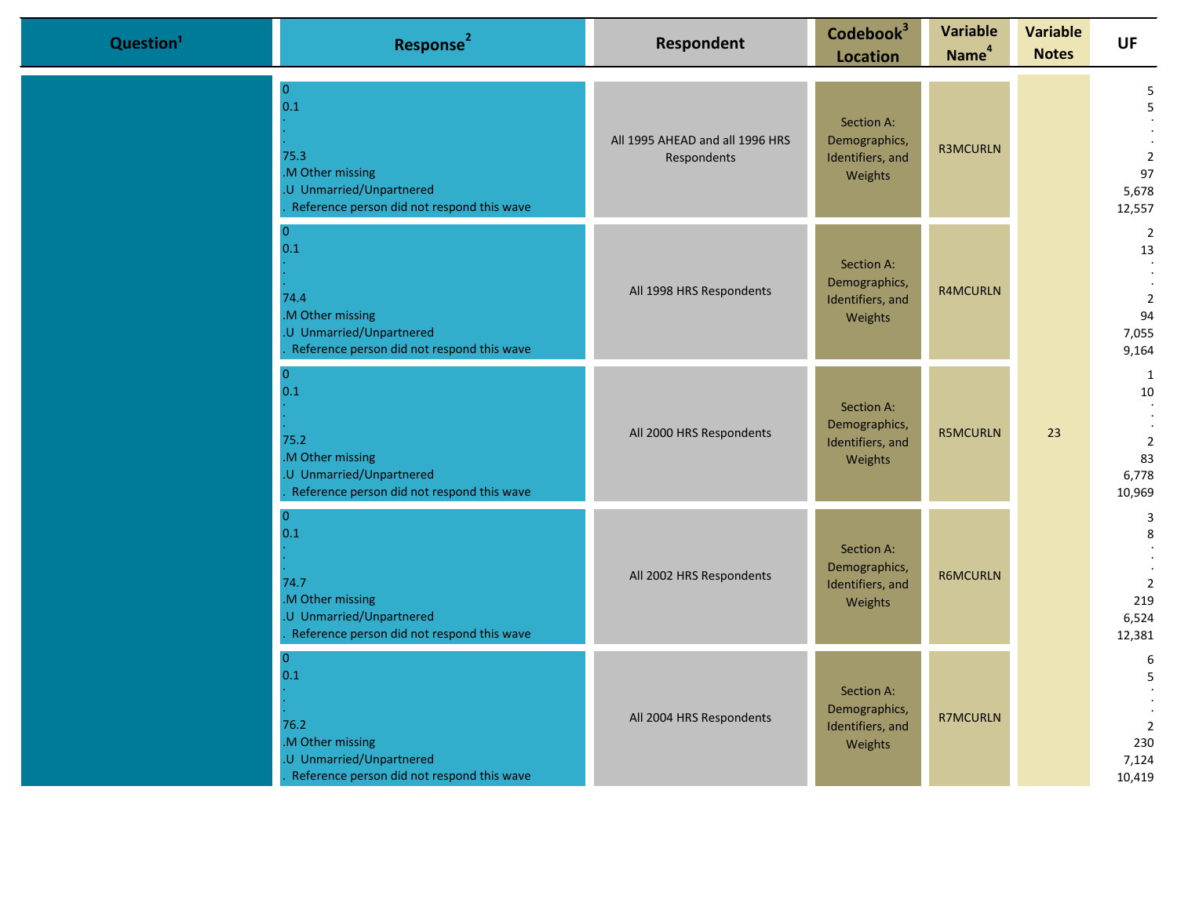| Question[1] | Response[2] | Respondent | Codebook[3] Location | Variable Name[4] | Variable Notes | UF |
|---|---|---|---|---|---|---|
| | 0<br>0.1<br>.<br>.<br>75.3<br>.M Other missing<br>.U Unmarried/Unpartnered<br>. Reference person did not respond this wave | All 1995 AHEAD and all 1996 HRS Respondents | Section A: Demographics, Identifiers, and Weights | R3MCURLN | 23 | 5<br>5<br>.<br>.<br>2<br>97<br>5,678<br>12,557 |
| | 0<br>0.1<br>.<br>.<br>74.4<br>.M Other missing<br>.U Unmarried/Unpartnered<br>. Reference person did not respond this wave | All 1998 HRS Respondents | Section A: Demographics, Identifiers, and Weights | R4MCURLN | | 2<br>13<br>.<br>.<br>2<br>94<br>7,055<br>9,164 |
| | 0<br>0.1<br>.<br>.<br>75.2<br>.M Other missing<br>.U Unmarried/Unpartnered<br>. Reference person did not respond this wave | All 2000 HRS Respondents | Section A: Demographics, Identifiers, and Weights | R5MCURLN | | 1<br>10<br>.<br>.<br>2<br>83<br>6,778<br>10,969 |
| | 0<br>0.1<br>.<br>.<br>74.7<br>.M Other missing<br>.U Unmarried/Unpartnered<br>. Reference person did not respond this wave | All 2002 HRS Respondents | Section A: Demographics, Identifiers, and Weights | R6MCURLN | | 3<br>8<br>.<br>.<br>2<br>219<br>6,524<br>12,381 |
| | 0<br>0.1<br>.<br>.<br>76.2<br>.M Other missing<br>.U Unmarried/Unpartnered<br>. Reference person did not respond this wave | All 2004 HRS Respondents | Section A: Demographics, Identifiers, and Weights | R7MCURLN | | 6<br>5<br>.<br>.<br>2<br>230<br>7,124<br>10,419 |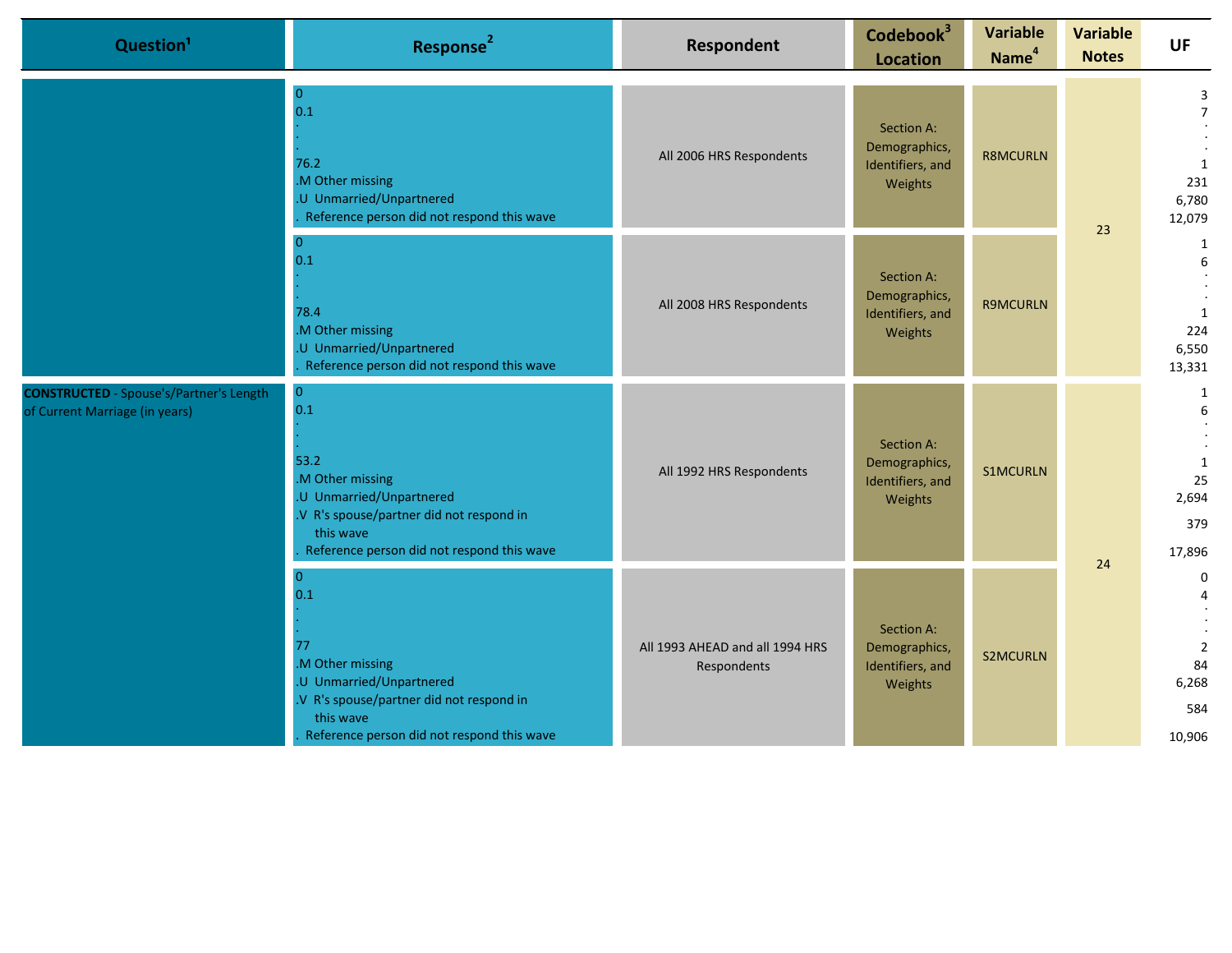| Question[1] | Response[2] | Respondent | Codebook[3] Location | Variable Name[4] | Variable Notes | UF |
|---|---|---|---|---|---|---|
| | 0<br>0.1<br>.<br>.<br>76.2<br>.M Other missing<br>.U Unmarried/Unpartnered<br>. Reference person did not respond this wave | All 2006 HRS Respondents | Section A: Demographics, Identifiers, and Weights | R8MCURLN | 23 | 3<br>7<br>.<br>.<br>1<br>231<br>6,780<br>12,079 |
| | 0<br>0.1<br>.<br>.<br>78.4<br>.M Other missing<br>.U Unmarried/Unpartnered<br>. Reference person did not respond this wave | All 2008 HRS Respondents | Section A: Demographics, Identifiers, and Weights | R9MCURLN | 23 | 1<br>6<br>.<br>.<br>1<br>224<br>6,550<br>13,331 |
| **CONSTRUCTED** - Spouse's/Partner's Length of Current Marriage (in years) | 0<br>0.1<br>.<br>.<br>53.2<br>.M Other missing<br>.U Unmarried/Unpartnered<br>.V R's spouse/partner did not respond in this wave<br>. Reference person did not respond this wave | All 1992 HRS Respondents | Section A: Demographics, Identifiers, and Weights | S1MCURLN | 24 | 1<br>6<br>.<br>.<br>1<br>25<br>2,694<br>379<br>17,896 |
| | 0<br>0.1<br>.<br>.<br>77<br>.M Other missing<br>.U Unmarried/Unpartnered<br>.V R's spouse/partner did not respond in this wave<br>. Reference person did not respond this wave | All 1993 AHEAD and all 1994 HRS Respondents | Section A: Demographics, Identifiers, and Weights | S2MCURLN | 24 | 0<br>4<br>.<br>.<br>2<br>84<br>6,268<br>584<br>10,906 |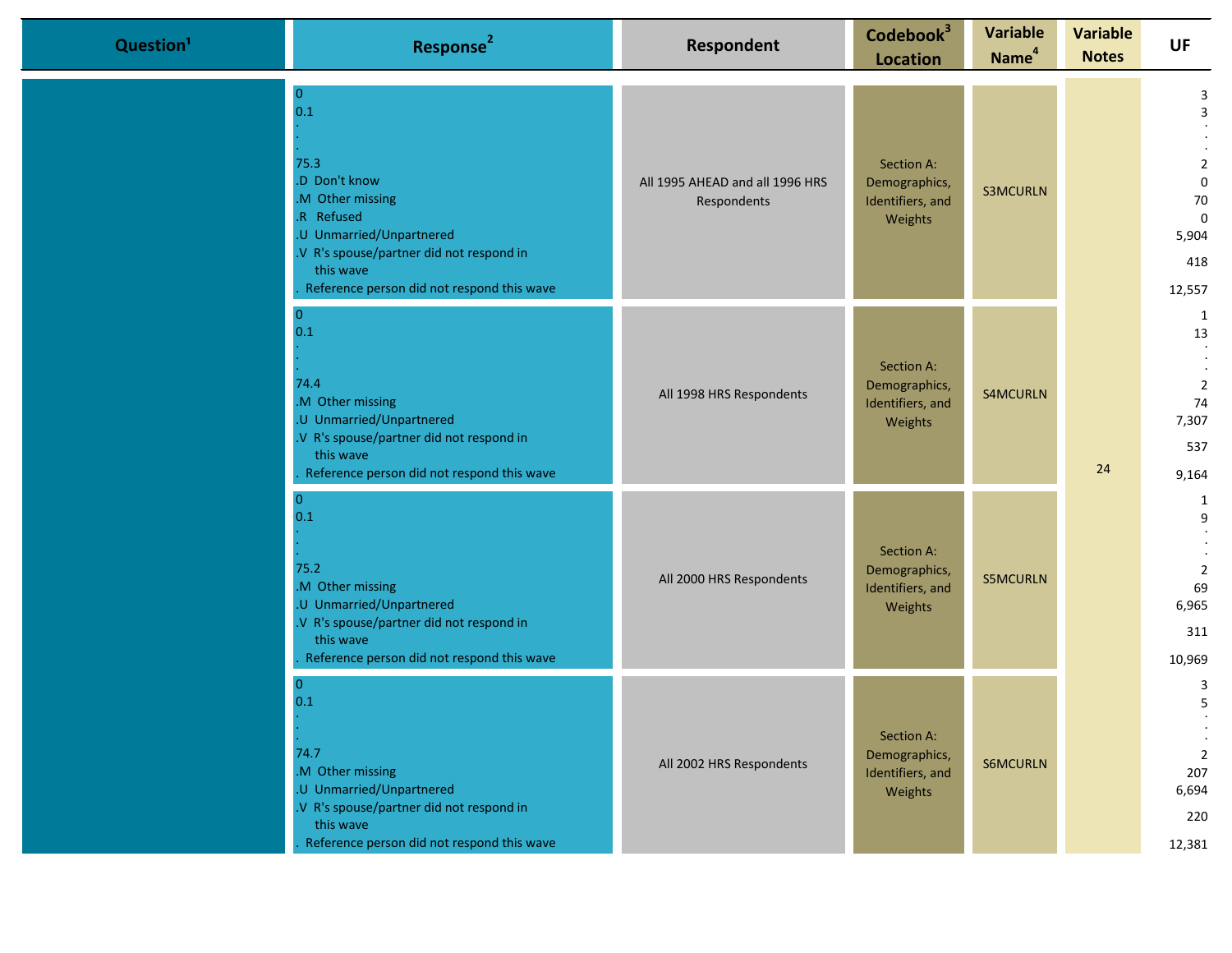| Question[1] | Response[2] | Respondent | Codebook[3] Location | Variable Name[4] | Variable Notes | UF |
|---|---|---|---|---|---|---|
| | 0<br>0.1<br>.<br>.<br>.<br>75.3<br>.D Don't know<br>.M Other missing<br>.R Refused<br>.U Unmarried/Unpartnered<br>.V R's spouse/partner did not respond in this wave<br>. Reference person did not respond this wave | All 1995 AHEAD and all 1996 HRS Respondents | Section A: Demographics, Identifiers, and Weights | S3MCURLN | 24 | 3<br>3<br>.<br>.<br>.<br>2<br>0<br>70<br>0<br>5,904<br>418<br>12,557 |
| | 0<br>0.1<br>.<br>.<br>.<br>74.4<br>.M Other missing<br>.U Unmarried/Unpartnered<br>.V R's spouse/partner did not respond in this wave<br>. Reference person did not respond this wave | All 1998 HRS Respondents | Section A: Demographics, Identifiers, and Weights | S4MCURLN | | 1<br>13<br>.<br>.<br>.<br>2<br>74<br>7,307<br>537<br>9,164 |
| | 0<br>0.1<br>.<br>.<br>.<br>75.2<br>.M Other missing<br>.U Unmarried/Unpartnered<br>.V R's spouse/partner did not respond in this wave<br>. Reference person did not respond this wave | All 2000 HRS Respondents | Section A: Demographics, Identifiers, and Weights | S5MCURLN | | 1<br>9<br>.<br>.<br>.<br>2<br>69<br>6,965<br>311<br>10,969 |
| | 0<br>0.1<br>.<br>.<br>.<br>74.7<br>.M Other missing<br>.U Unmarried/Unpartnered<br>.V R's spouse/partner did not respond in this wave<br>. Reference person did not respond this wave | All 2002 HRS Respondents | Section A: Demographics, Identifiers, and Weights | S6MCURLN | | 3<br>5<br>.<br>.<br>.<br>2<br>207<br>6,694<br>220<br>12,381 |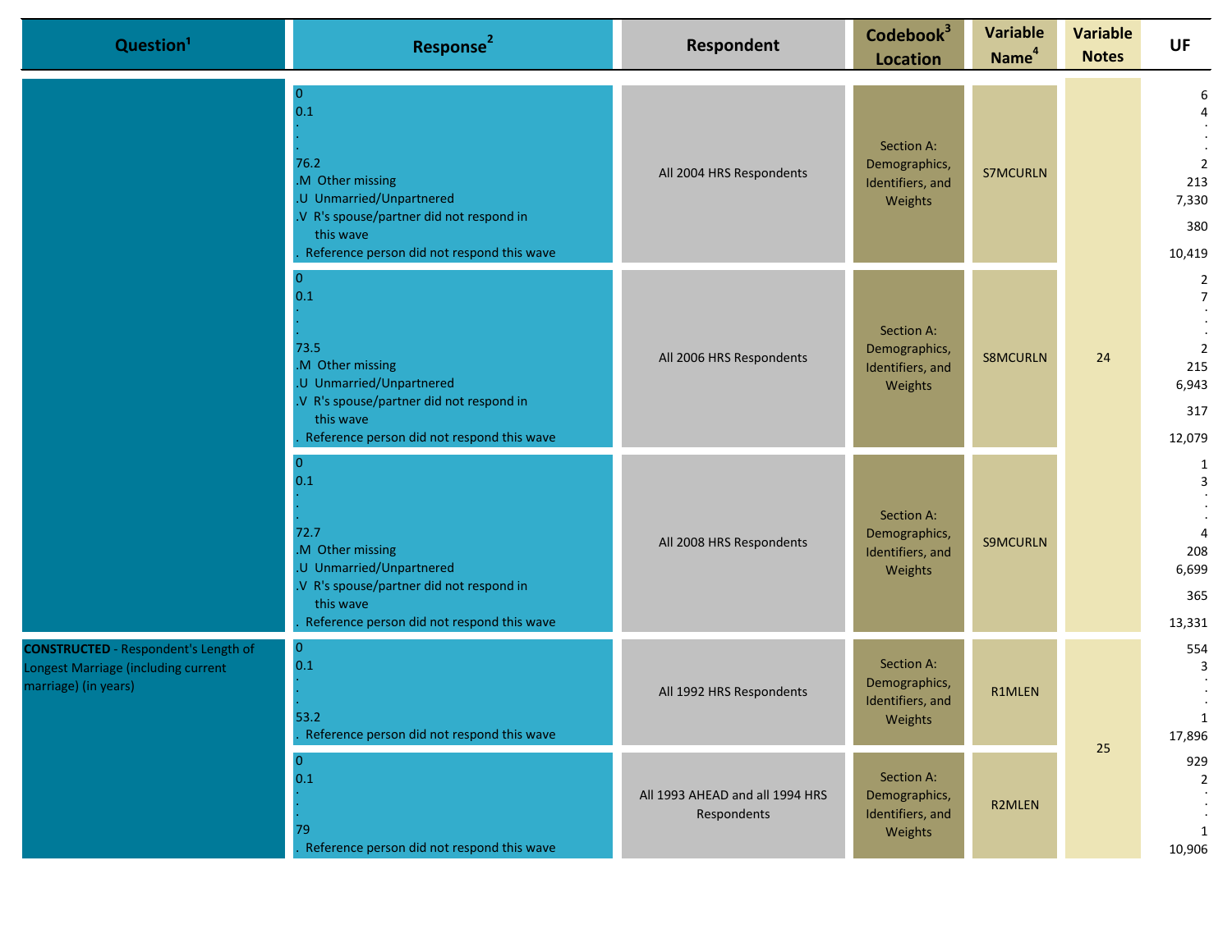| Question[1] | Response[2] | Respondent | Codebook[3] Location | Variable Name[4] | Variable Notes | UF |
|---|---|---|---|---|---|---|
| | 0<br>0.1<br>.<br>.<br>76.2<br>.M Other missing<br>.U Unmarried/Unpartnered<br>.V R's spouse/partner did not respond in this wave<br>. Reference person did not respond this wave | All 2004 HRS Respondents | Section A: Demographics, Identifiers, and Weights | S7MCURLN | 24 | 6<br>4<br>.<br>.<br>2<br>213<br>7,330<br>380<br>10,419 |
| | 0<br>0.1<br>.<br>.<br>73.5<br>.M Other missing<br>.U Unmarried/Unpartnered<br>.V R's spouse/partner did not respond in this wave<br>. Reference person did not respond this wave | All 2006 HRS Respondents | Section A: Demographics, Identifiers, and Weights | S8MCURLN | 24 | 2<br>7<br>.<br>.<br>2<br>215<br>6,943<br>317<br>12,079 |
| | 0<br>0.1<br>.<br>.<br>72.7<br>.M Other missing<br>.U Unmarried/Unpartnered<br>.V R's spouse/partner did not respond in this wave<br>. Reference person did not respond this wave | All 2008 HRS Respondents | Section A: Demographics, Identifiers, and Weights | S9MCURLN | 24 | 1<br>3<br>.<br>.<br>4<br>208<br>6,699<br>365<br>13,331 |
| **CONSTRUCTED** - Respondent's Length of Longest Marriage (including current marriage) (in years) | 0<br>0.1<br>.<br>.<br>53.2<br>. Reference person did not respond this wave | All 1992 HRS Respondents | Section A: Demographics, Identifiers, and Weights | R1MLEN | 25 | 554<br>3<br>.<br>.<br>1<br>17,896 |
| | 0<br>0.1<br>.<br>.<br>79<br>. Reference person did not respond this wave | All 1993 AHEAD and all 1994 HRS Respondents | Section A: Demographics, Identifiers, and Weights | R2MLEN | 25 | 929<br>2<br>.<br>.<br>1<br>10,906 |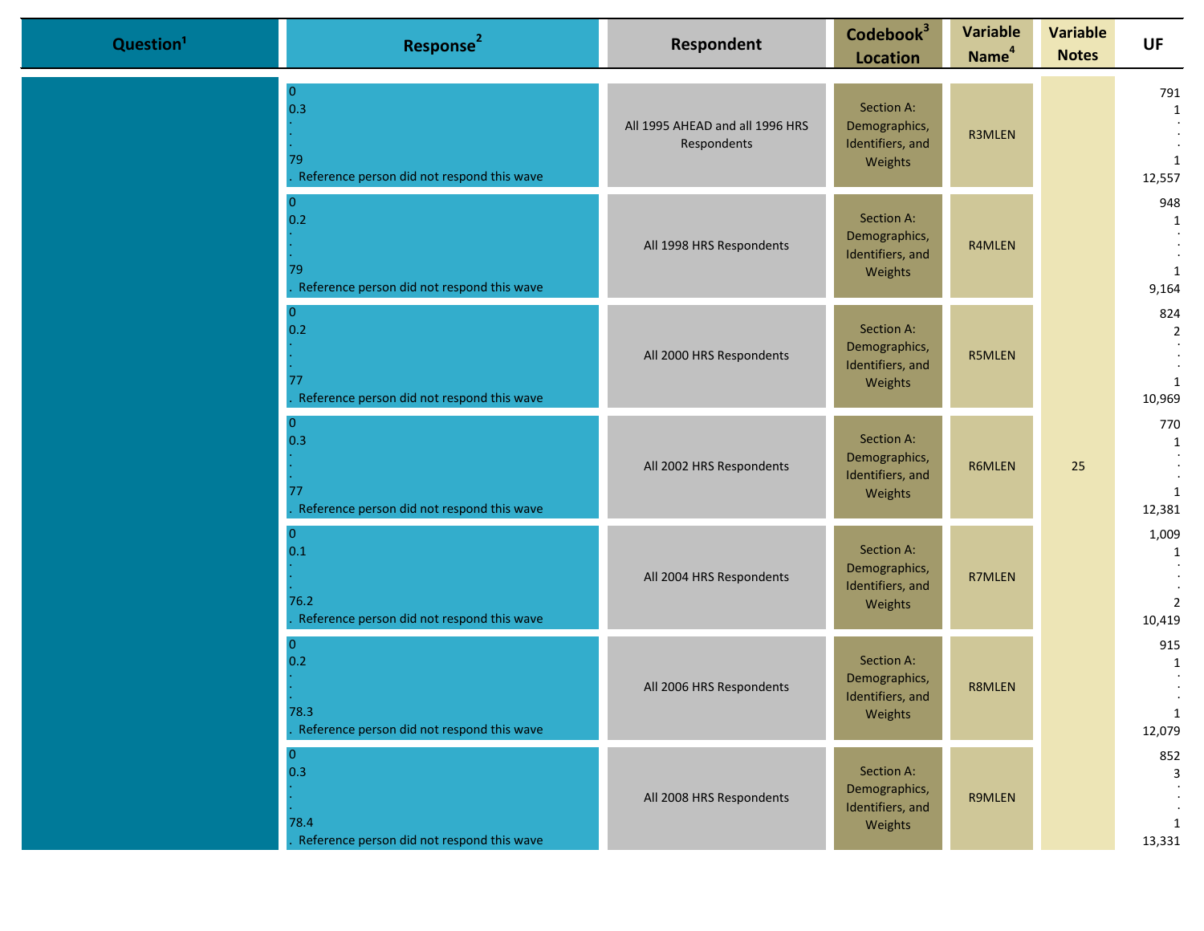| Question[1] | Response[2] | Respondent | Codebook[3] Location | Variable Name[4] | Variable Notes | UF |
|---|---|---|---|---|---|---|
| | 0<br>0.3<br>.<br>.<br>79<br>. Reference person did not respond this wave | All 1995 AHEAD and all 1996 HRS Respondents | Section A: Demographics, Identifiers, and Weights | R3MLEN | 25 | 791<br>1<br>.<br>.<br>1<br>12,557 |
| | 0<br>0.2<br>.<br>.<br>79<br>. Reference person did not respond this wave | All 1998 HRS Respondents | Section A: Demographics, Identifiers, and Weights | R4MLEN | | 948<br>1<br>.<br>.<br>1<br>9,164 |
| | 0<br>0.2<br>.<br>.<br>77<br>. Reference person did not respond this wave | All 2000 HRS Respondents | Section A: Demographics, Identifiers, and Weights | R5MLEN | | 824<br>2<br>.<br>.<br>1<br>10,969 |
| | 0<br>0.3<br>.<br>.<br>77<br>. Reference person did not respond this wave | All 2002 HRS Respondents | Section A: Demographics, Identifiers, and Weights | R6MLEN | | 770<br>1<br>.<br>.<br>1<br>12,381 |
| | 0<br>0.1<br>.<br>.<br>76.2<br>. Reference person did not respond this wave | All 2004 HRS Respondents | Section A: Demographics, Identifiers, and Weights | R7MLEN | | 1,009<br>1<br>.<br>.<br>2<br>10,419 |
| | 0<br>0.2<br>.<br>.<br>78.3<br>. Reference person did not respond this wave | All 2006 HRS Respondents | Section A: Demographics, Identifiers, and Weights | R8MLEN | | 915<br>1<br>.<br>.<br>1<br>12,079 |
| | 0<br>0.3<br>.<br>.<br>78.4<br>. Reference person did not respond this wave | All 2008 HRS Respondents | Section A: Demographics, Identifiers, and Weights | R9MLEN | | 852<br>3<br>.<br>.<br>1<br>13,331 |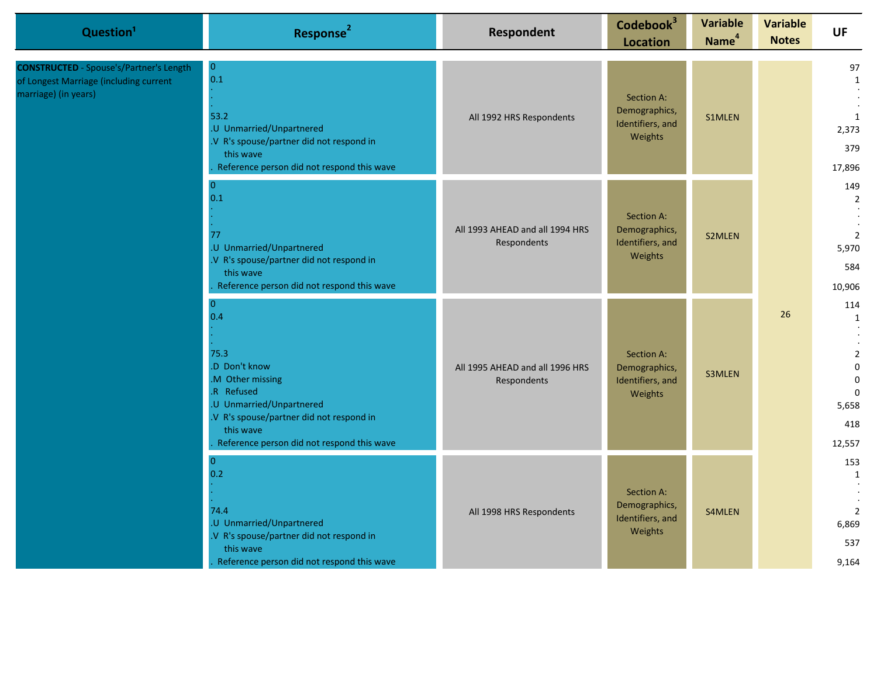| Question[1] | Response[2] | Respondent | Codebook[3] Location | Variable Name[4] | Variable Notes | UF |
|---|---|---|---|---|---|---|
| **CONSTRUCTED** - Spouse's/Partner's Length of Longest Marriage (including current marriage) (in years) | 0<br>0.1<br>.<br>.<br>53.2<br>.U Unmarried/Unpartnered<br>.V R's spouse/partner did not respond in this wave<br>. Reference person did not respond this wave | All 1992 HRS Respondents | Section A: Demographics, Identifiers, and Weights | S1MLEN | 26 | 97<br>1<br>.<br>.<br>1<br>2,373<br>379<br>17,896 |
| | 0<br>0.1<br>.<br>.<br>77<br>.U Unmarried/Unpartnered<br>.V R's spouse/partner did not respond in this wave<br>. Reference person did not respond this wave | All 1993 AHEAD and all 1994 HRS Respondents | Section A: Demographics, Identifiers, and Weights | S2MLEN | 26 | 149<br>2<br>.<br>.<br>2<br>5,970<br>584<br>10,906 |
| | 0<br>0.4<br>.<br>.<br>75.3<br>.D Don't know<br>.M Other missing<br>.R Refused<br>.U Unmarried/Unpartnered<br>.V R's spouse/partner did not respond in this wave<br>. Reference person did not respond this wave | All 1995 AHEAD and all 1996 HRS Respondents | Section A: Demographics, Identifiers, and Weights | S3MLEN | 26 | 114<br>1<br>.<br>.<br>2<br>0<br>0<br>0<br>5,658<br>418<br>12,557 |
| | 0<br>0.2<br>.<br>.<br>74.4<br>.U Unmarried/Unpartnered<br>.V R's spouse/partner did not respond in this wave<br>. Reference person did not respond this wave | All 1998 HRS Respondents | Section A: Demographics, Identifiers, and Weights | S4MLEN | 26 | 153<br>1<br>.<br>.<br>2<br>6,869<br>537<br>9,164 |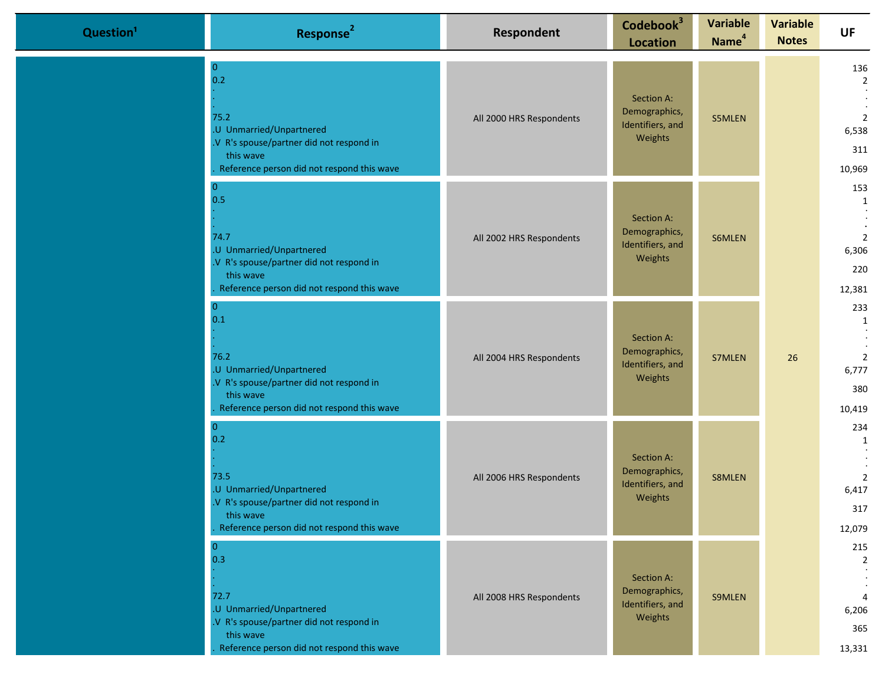| Question[1] | Response[2] | Respondent | Codebook[3] Location | Variable Name[4] | Variable Notes | UF |
|---|---|---|---|---|---|---|
| | 0<br>0.2<br>.<br>.<br>75.2<br>.U Unmarried/Unpartnered<br>.V R's spouse/partner did not respond in this wave<br>. Reference person did not respond this wave | All 2000 HRS Respondents | Section A: Demographics, Identifiers, and Weights | S5MLEN | 26 | 136<br>2<br>.<br>.<br>2<br>6,538<br>311<br>10,969 |
| | 0<br>0.5<br>.<br>.<br>74.7<br>.U Unmarried/Unpartnered<br>.V R's spouse/partner did not respond in this wave<br>. Reference person did not respond this wave | All 2002 HRS Respondents | Section A: Demographics, Identifiers, and Weights | S6MLEN | | 153<br>1<br>.<br>.<br>2<br>6,306<br>220<br>12,381 |
| | 0<br>0.1<br>.<br>.<br>76.2<br>.U Unmarried/Unpartnered<br>.V R's spouse/partner did not respond in this wave<br>. Reference person did not respond this wave | All 2004 HRS Respondents | Section A: Demographics, Identifiers, and Weights | S7MLEN | | 233<br>1<br>.<br>.<br>2<br>6,777<br>380<br>10,419 |
| | 0<br>0.2<br>.<br>.<br>73.5<br>.U Unmarried/Unpartnered<br>.V R's spouse/partner did not respond in this wave<br>. Reference person did not respond this wave | All 2006 HRS Respondents | Section A: Demographics, Identifiers, and Weights | S8MLEN | | 234<br>1<br>.<br>.<br>2<br>6,417<br>317<br>12,079 |
| | 0<br>0.3<br>.<br>.<br>72.7<br>.U Unmarried/Unpartnered<br>.V R's spouse/partner did not respond in this wave<br>. Reference person did not respond this wave | All 2008 HRS Respondents | Section A: Demographics, Identifiers, and Weights | S9MLEN | | 215<br>2<br>.<br>.<br>4<br>6,206<br>365<br>13,331 |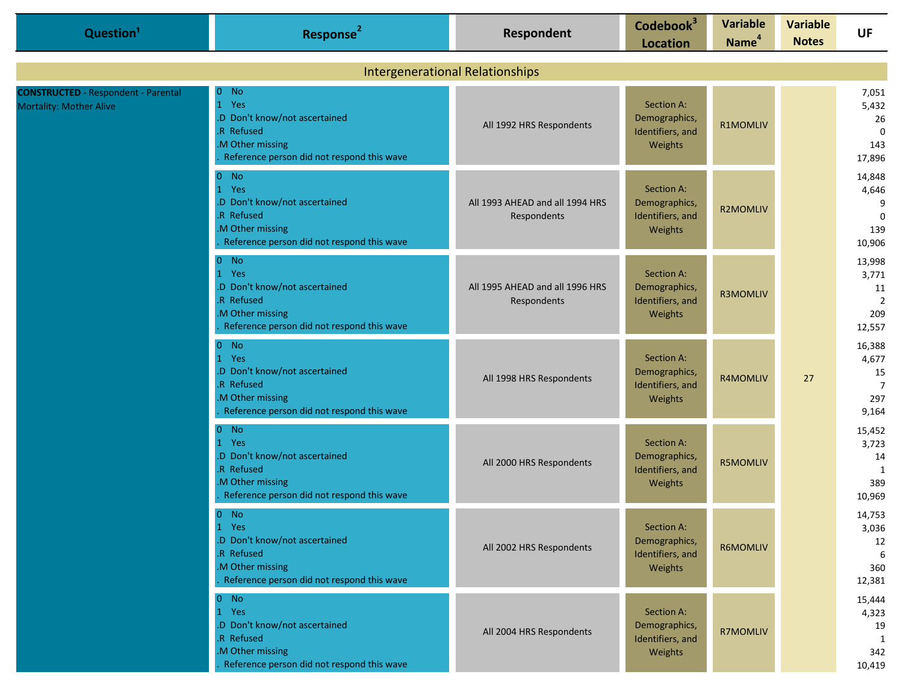| Question[1] | Response[2] | Respondent | Codebook[3] Location | Variable Name[4] | Variable Notes | UF |
|---|---|---|---|---|---|---|
| **Intergenerational Relationships** | | | | | | |
| **CONSTRUCTED** - Respondent - Parental Mortality: Mother Alive | 0 No<br>1 Yes<br>.D Don't know/not ascertained<br>.R Refused<br>.M Other missing<br>. Reference person did not respond this wave | All 1992 HRS Respondents | Section A: Demographics, Identifiers, and Weights | R1MOMLIV | 27 | 7,051<br>5,432<br>26<br>0<br>143<br>17,896 |
| | 0 No<br>1 Yes<br>.D Don't know/not ascertained<br>.R Refused<br>.M Other missing<br>. Reference person did not respond this wave | All 1993 AHEAD and all 1994 HRS Respondents | Section A: Demographics, Identifiers, and Weights | R2MOMLIV | | 14,848<br>4,646<br>9<br>0<br>139<br>10,906 |
| | 0 No<br>1 Yes<br>.D Don't know/not ascertained<br>.R Refused<br>.M Other missing<br>. Reference person did not respond this wave | All 1995 AHEAD and all 1996 HRS Respondents | Section A: Demographics, Identifiers, and Weights | R3MOMLIV | | 13,998<br>3,771<br>11<br>2<br>209<br>12,557 |
| | 0 No<br>1 Yes<br>.D Don't know/not ascertained<br>.R Refused<br>.M Other missing<br>. Reference person did not respond this wave | All 1998 HRS Respondents | Section A: Demographics, Identifiers, and Weights | R4MOMLIV | | 16,388<br>4,677<br>15<br>7<br>297<br>9,164 |
| | 0 No<br>1 Yes<br>.D Don't know/not ascertained<br>.R Refused<br>.M Other missing<br>. Reference person did not respond this wave | All 2000 HRS Respondents | Section A: Demographics, Identifiers, and Weights | R5MOMLIV | | 15,452<br>3,723<br>14<br>1<br>389<br>10,969 |
| | 0 No<br>1 Yes<br>.D Don't know/not ascertained<br>.R Refused<br>.M Other missing<br>. Reference person did not respond this wave | All 2002 HRS Respondents | Section A: Demographics, Identifiers, and Weights | R6MOMLIV | | 14,753<br>3,036<br>12<br>6<br>360<br>12,381 |
| | 0 No<br>1 Yes<br>.D Don't know/not ascertained<br>.R Refused<br>.M Other missing<br>. Reference person did not respond this wave | All 2004 HRS Respondents | Section A: Demographics, Identifiers, and Weights | R7MOMLIV | | 15,444<br>4,323<br>19<br>1<br>342<br>10,419 |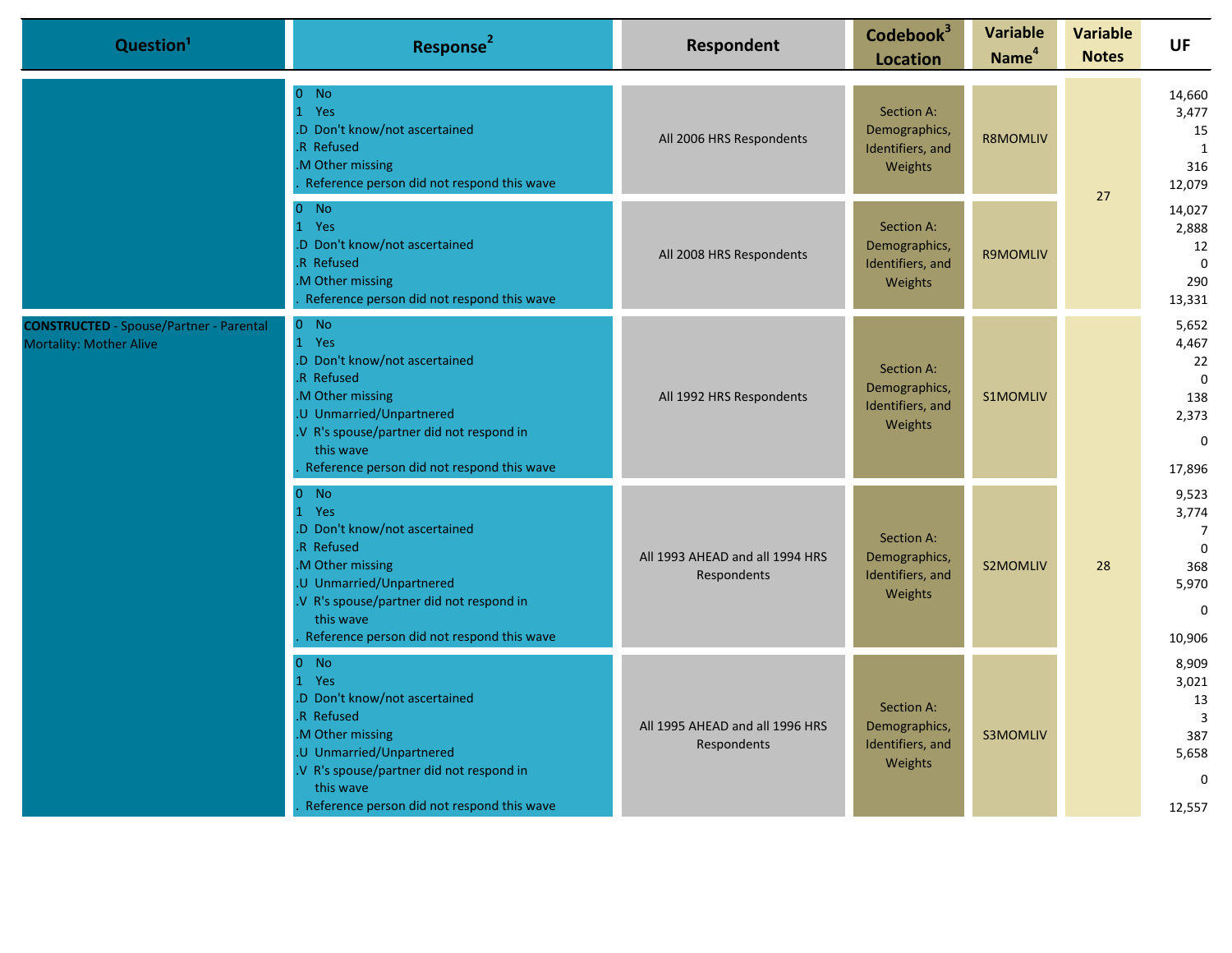| Question[1] | Response[2] | Respondent | Codebook[3] Location | Variable Name[4] | Variable Notes | UF |
|---|---|---|---|---|---|---|
| | 0 No<br>1 Yes<br>.D Don't know/not ascertained<br>.R Refused<br>.M Other missing<br>. Reference person did not respond this wave | All 2006 HRS Respondents | Section A: Demographics, Identifiers, and Weights | R8MOMLIV | 27 | 14,660<br>3,477<br>15<br>1<br>316<br>12,079 |
| | 0 No<br>1 Yes<br>.D Don't know/not ascertained<br>.R Refused<br>.M Other missing<br>. Reference person did not respond this wave | All 2008 HRS Respondents | Section A: Demographics, Identifiers, and Weights | R9MOMLIV | 27 | 14,027<br>2,888<br>12<br>0<br>290<br>13,331 |
| **CONSTRUCTED** - Spouse/Partner - Parental Mortality: Mother Alive | 0 No<br>1 Yes<br>.D Don't know/not ascertained<br>.R Refused<br>.M Other missing<br>.U Unmarried/Unpartnered<br>.V R's spouse/partner did not respond in this wave<br>. Reference person did not respond this wave | All 1992 HRS Respondents | Section A: Demographics, Identifiers, and Weights | S1MOMLIV | 28 | 5,652<br>4,467<br>22<br>0<br>138<br>2,373<br>0<br>17,896 |
| | 0 No<br>1 Yes<br>.D Don't know/not ascertained<br>.R Refused<br>.M Other missing<br>.U Unmarried/Unpartnered<br>.V R's spouse/partner did not respond in this wave<br>. Reference person did not respond this wave | All 1993 AHEAD and all 1994 HRS Respondents | Section A: Demographics, Identifiers, and Weights | S2MOMLIV | 28 | 9,523<br>3,774<br>7<br>0<br>368<br>5,970<br>0<br>10,906 |
| | 0 No<br>1 Yes<br>.D Don't know/not ascertained<br>.R Refused<br>.M Other missing<br>.U Unmarried/Unpartnered<br>.V R's spouse/partner did not respond in this wave<br>. Reference person did not respond this wave | All 1995 AHEAD and all 1996 HRS Respondents | Section A: Demographics, Identifiers, and Weights | S3MOMLIV | 28 | 8,909<br>3,021<br>13<br>3<br>387<br>5,658<br>0<br>12,557 |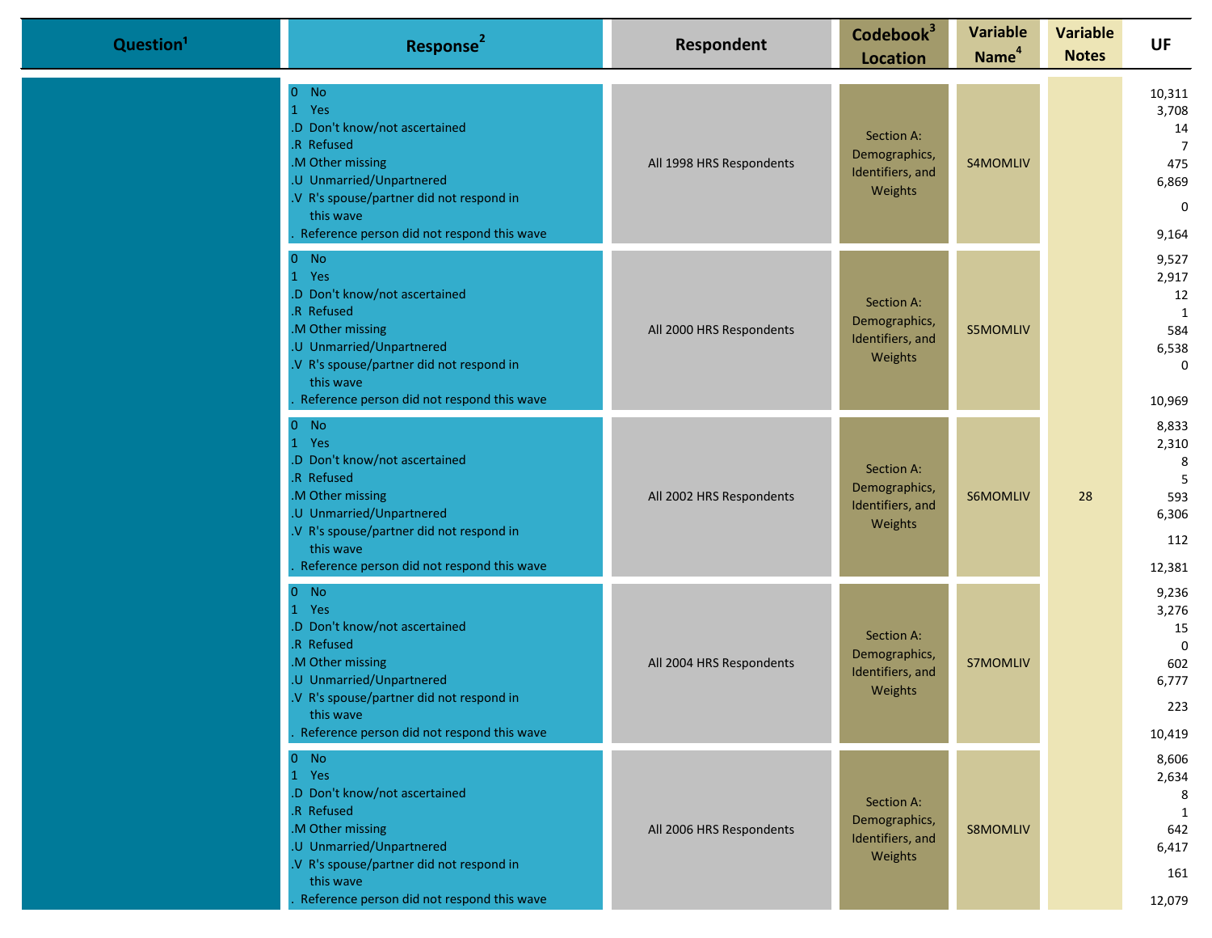| Question[1] | Response[2] | Respondent | Codebook[3] Location | Variable Name[4] | Variable Notes | UF |
|---|---|---|---|---|---|---|
| | 0 No<br>1 Yes<br>.D Don't know/not ascertained<br>.R Refused<br>.M Other missing<br>.U Unmarried/Unpartnered<br>.V R's spouse/partner did not respond in this wave<br>. Reference person did not respond this wave | All 1998 HRS Respondents | Section A: Demographics, Identifiers, and Weights | S4MOMLIV | 28 | 10,311<br>3,708<br>14<br>7<br>475<br>6,869<br>0<br>9,164 |
| | 0 No<br>1 Yes<br>.D Don't know/not ascertained<br>.R Refused<br>.M Other missing<br>.U Unmarried/Unpartnered<br>.V R's spouse/partner did not respond in this wave<br>. Reference person did not respond this wave | All 2000 HRS Respondents | Section A: Demographics, Identifiers, and Weights | S5MOMLIV | 28 | 9,527<br>2,917<br>12<br>1<br>584<br>6,538<br>0<br>10,969 |
| | 0 No<br>1 Yes<br>.D Don't know/not ascertained<br>.R Refused<br>.M Other missing<br>.U Unmarried/Unpartnered<br>.V R's spouse/partner did not respond in this wave<br>. Reference person did not respond this wave | All 2002 HRS Respondents | Section A: Demographics, Identifiers, and Weights | S6MOMLIV | 28 | 8,833<br>2,310<br>8<br>5<br>593<br>6,306<br>112<br>12,381 |
| | 0 No<br>1 Yes<br>.D Don't know/not ascertained<br>.R Refused<br>.M Other missing<br>.U Unmarried/Unpartnered<br>.V R's spouse/partner did not respond in this wave<br>. Reference person did not respond this wave | All 2004 HRS Respondents | Section A: Demographics, Identifiers, and Weights | S7MOMLIV | 28 | 9,236<br>3,276<br>15<br>0<br>602<br>6,777<br>223<br>10,419 |
| | 0 No<br>1 Yes<br>.D Don't know/not ascertained<br>.R Refused<br>.M Other missing<br>.U Unmarried/Unpartnered<br>.V R's spouse/partner did not respond in this wave<br>. Reference person did not respond this wave | All 2006 HRS Respondents | Section A: Demographics, Identifiers, and Weights | S8MOMLIV | 28 | 8,606<br>2,634<br>8<br>1<br>642<br>6,417<br>161<br>12,079 |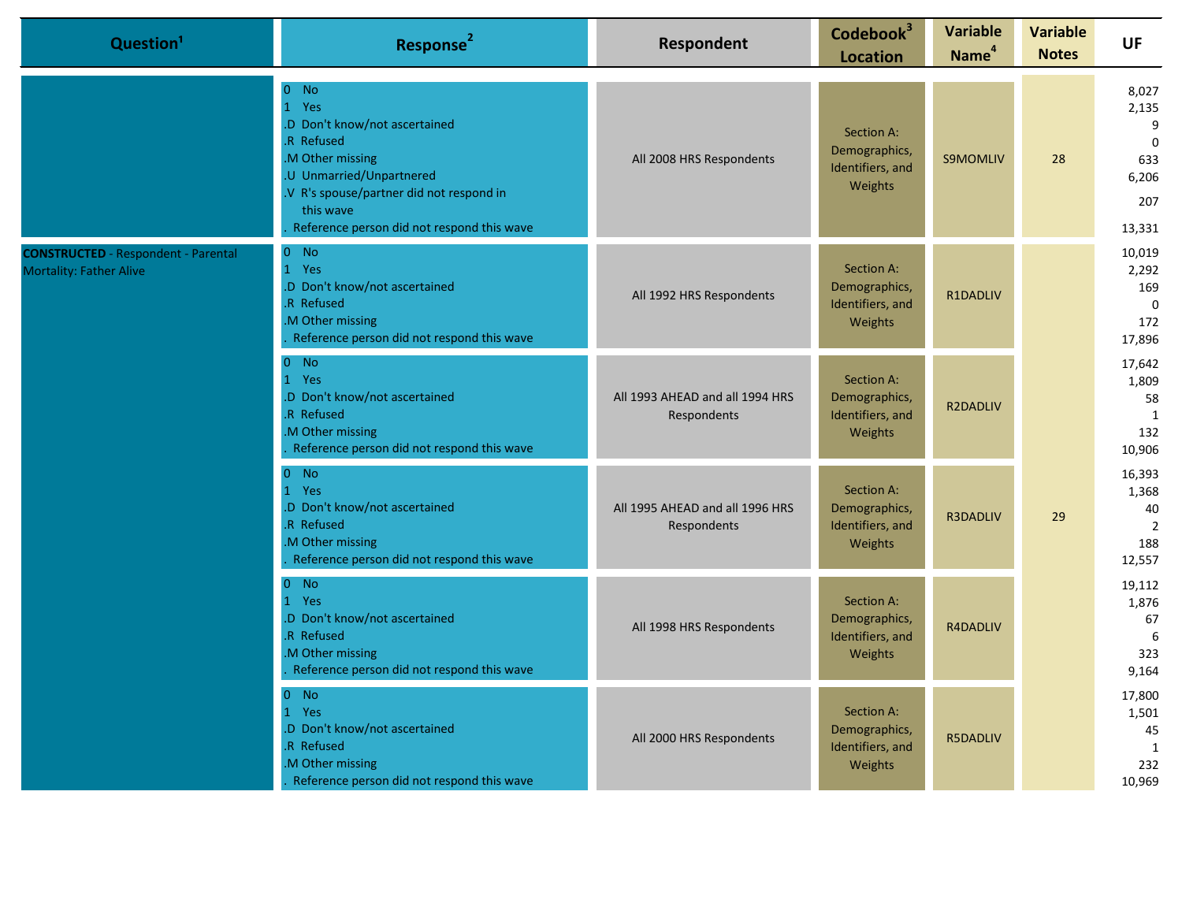| Question[1] | Response[2] | Respondent | Codebook[3] Location | Variable Name[4] | Variable Notes | UF |
|---|---|---|---|---|---|---|
| | 0 No<br>1 Yes<br>.D Don't know/not ascertained<br>.R Refused<br>.M Other missing<br>.U Unmarried/Unpartnered<br>.V R's spouse/partner did not respond in this wave<br>. Reference person did not respond this wave | All 2008 HRS Respondents | Section A: Demographics, Identifiers, and Weights | S9MOMLIV | 28 | 8,027<br>2,135<br>9<br>0<br>633<br>6,206<br>207<br>13,331 |
| **CONSTRUCTED** - Respondent - Parental Mortality: Father Alive | 0 No<br>1 Yes<br>.D Don't know/not ascertained<br>.R Refused<br>.M Other missing<br>. Reference person did not respond this wave | All 1992 HRS Respondents | Section A: Demographics, Identifiers, and Weights | R1DADLIV | 29 | 10,019<br>2,292<br>169<br>0<br>172<br>17,896 |
| | 0 No<br>1 Yes<br>.D Don't know/not ascertained<br>.R Refused<br>.M Other missing<br>. Reference person did not respond this wave | All 1993 AHEAD and all 1994 HRS Respondents | Section A: Demographics, Identifiers, and Weights | R2DADLIV | | 17,642<br>1,809<br>58<br>1<br>132<br>10,906 |
| | 0 No<br>1 Yes<br>.D Don't know/not ascertained<br>.R Refused<br>.M Other missing<br>. Reference person did not respond this wave | All 1995 AHEAD and all 1996 HRS Respondents | Section A: Demographics, Identifiers, and Weights | R3DADLIV | | 16,393<br>1,368<br>40<br>2<br>188<br>12,557 |
| | 0 No<br>1 Yes<br>.D Don't know/not ascertained<br>.R Refused<br>.M Other missing<br>. Reference person did not respond this wave | All 1998 HRS Respondents | Section A: Demographics, Identifiers, and Weights | R4DADLIV | | 19,112<br>1,876<br>67<br>6<br>323<br>9,164 |
| | 0 No<br>1 Yes<br>.D Don't know/not ascertained<br>.R Refused<br>.M Other missing<br>. Reference person did not respond this wave | All 2000 HRS Respondents | Section A: Demographics, Identifiers, and Weights | R5DADLIV | | 17,800<br>1,501<br>45<br>1<br>232<br>10,969 |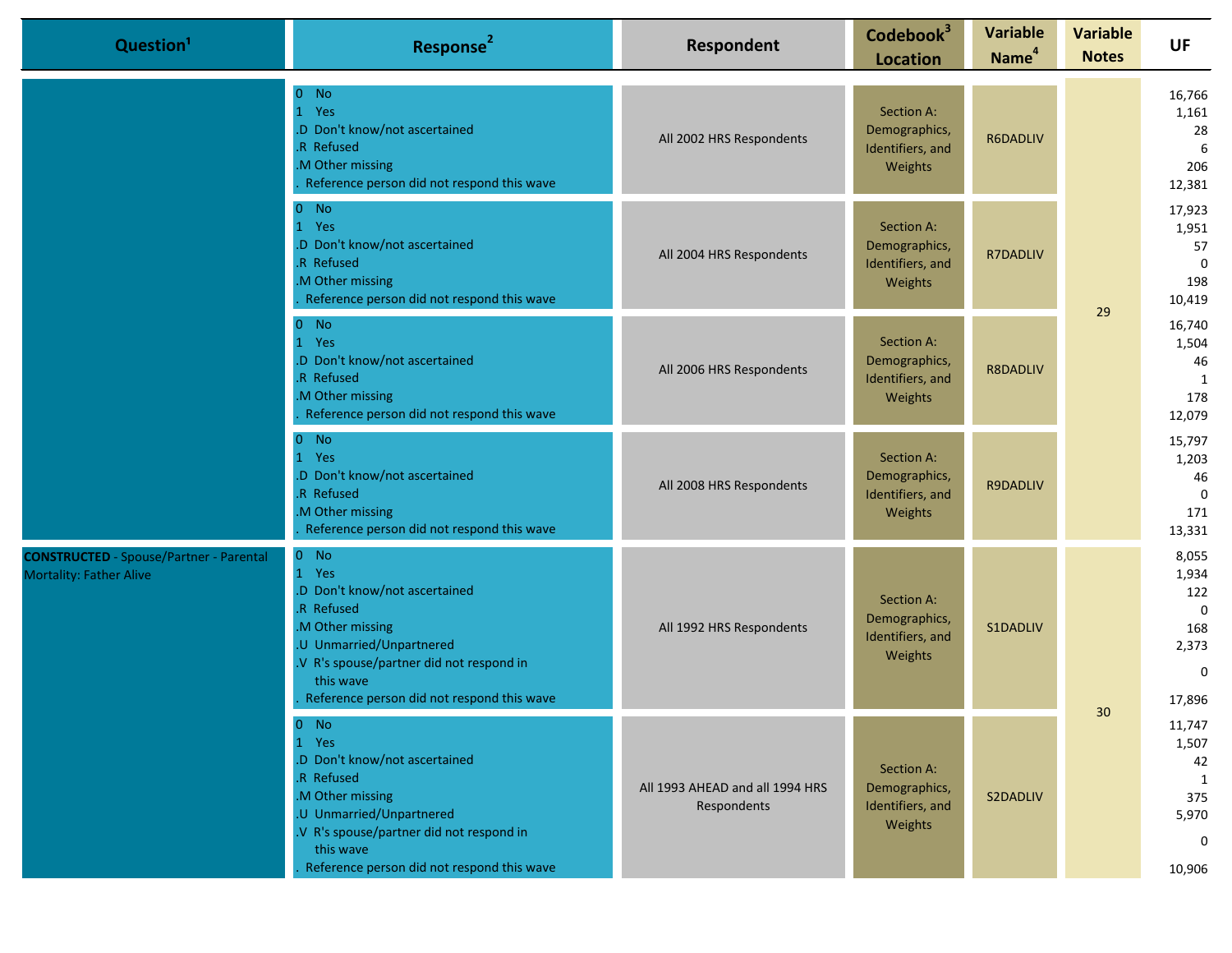| Question[1] | Response[2] | Respondent | Codebook[3] Location | Variable Name[4] | Variable Notes | UF |
|---|---|---|---|---|---|---|
| | 0 No<br>1 Yes<br>.D Don't know/not ascertained<br>.R Refused<br>.M Other missing<br>. Reference person did not respond this wave | All 2002 HRS Respondents | Section A: Demographics, Identifiers, and Weights | R6DADLIV | 29 | 16,766<br>1,161<br>28<br>6<br>206<br>12,381 |
| | 0 No<br>1 Yes<br>.D Don't know/not ascertained<br>.R Refused<br>.M Other missing<br>. Reference person did not respond this wave | All 2004 HRS Respondents | Section A: Demographics, Identifiers, and Weights | R7DADLIV | 29 | 17,923<br>1,951<br>57<br>0<br>198<br>10,419 |
| | 0 No<br>1 Yes<br>.D Don't know/not ascertained<br>.R Refused<br>.M Other missing<br>. Reference person did not respond this wave | All 2006 HRS Respondents | Section A: Demographics, Identifiers, and Weights | R8DADLIV | 29 | 16,740<br>1,504<br>46<br>1<br>178<br>12,079 |
| | 0 No<br>1 Yes<br>.D Don't know/not ascertained<br>.R Refused<br>.M Other missing<br>. Reference person did not respond this wave | All 2008 HRS Respondents | Section A: Demographics, Identifiers, and Weights | R9DADLIV | 29 | 15,797<br>1,203<br>46<br>0<br>171<br>13,331 |
| **CONSTRUCTED** - Spouse/Partner - Parental Mortality: Father Alive | 0 No<br>1 Yes<br>.D Don't know/not ascertained<br>.R Refused<br>.M Other missing<br>.U Unmarried/Unpartnered<br>.V R's spouse/partner did not respond in this wave<br>. Reference person did not respond this wave | All 1992 HRS Respondents | Section A: Demographics, Identifiers, and Weights | S1DADLIV | 30 | 8,055<br>1,934<br>122<br>0<br>168<br>2,373<br>0<br>17,896 |
| | 0 No<br>1 Yes<br>.D Don't know/not ascertained<br>.R Refused<br>.M Other missing<br>.U Unmarried/Unpartnered<br>.V R's spouse/partner did not respond in this wave<br>. Reference person did not respond this wave | All 1993 AHEAD and all 1994 HRS Respondents | Section A: Demographics, Identifiers, and Weights | S2DADLIV | 30 | 11,747<br>1,507<br>42<br>1<br>375<br>5,970<br>0<br>10,906 |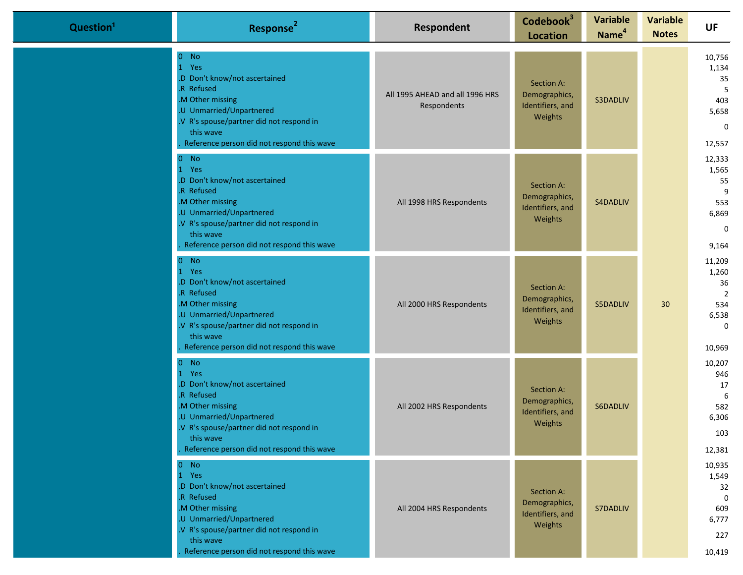| Question[1] | Response[2] | Respondent | Codebook[3] Location | Variable Name[4] | Variable Notes | UF |
|---|---|---|---|---|---|---|
| | 0 No<br>1 Yes<br>.D Don't know/not ascertained<br>.R Refused<br>.M Other missing<br>.U Unmarried/Unpartnered<br>.V R's spouse/partner did not respond in this wave<br>. Reference person did not respond this wave | All 1995 AHEAD and all 1996 HRS Respondents | Section A: Demographics, Identifiers, and Weights | S3DADLIV | 30 | 10,756<br>1,134<br>35<br>5<br>403<br>5,658<br>0<br>12,557 |
| | 0 No<br>1 Yes<br>.D Don't know/not ascertained<br>.R Refused<br>.M Other missing<br>.U Unmarried/Unpartnered<br>.V R's spouse/partner did not respond in this wave<br>. Reference person did not respond this wave | All 1998 HRS Respondents | Section A: Demographics, Identifiers, and Weights | S4DADLIV | | 12,333<br>1,565<br>55<br>9<br>553<br>6,869<br>0<br>9,164 |
| | 0 No<br>1 Yes<br>.D Don't know/not ascertained<br>.R Refused<br>.M Other missing<br>.U Unmarried/Unpartnered<br>.V R's spouse/partner did not respond in this wave<br>. Reference person did not respond this wave | All 2000 HRS Respondents | Section A: Demographics, Identifiers, and Weights | S5DADLIV | | 11,209<br>1,260<br>36<br>2<br>534<br>6,538<br>0<br>10,969 |
| | 0 No<br>1 Yes<br>.D Don't know/not ascertained<br>.R Refused<br>.M Other missing<br>.U Unmarried/Unpartnered<br>.V R's spouse/partner did not respond in this wave<br>. Reference person did not respond this wave | All 2002 HRS Respondents | Section A: Demographics, Identifiers, and Weights | S6DADLIV | | 10,207<br>946<br>17<br>6<br>582<br>6,306<br>103<br>12,381 |
| | 0 No<br>1 Yes<br>.D Don't know/not ascertained<br>.R Refused<br>.M Other missing<br>.U Unmarried/Unpartnered<br>.V R's spouse/partner did not respond in this wave<br>. Reference person did not respond this wave | All 2004 HRS Respondents | Section A: Demographics, Identifiers, and Weights | S7DADLIV | | 10,935<br>1,549<br>32<br>0<br>609<br>6,777<br>227<br>10,419 |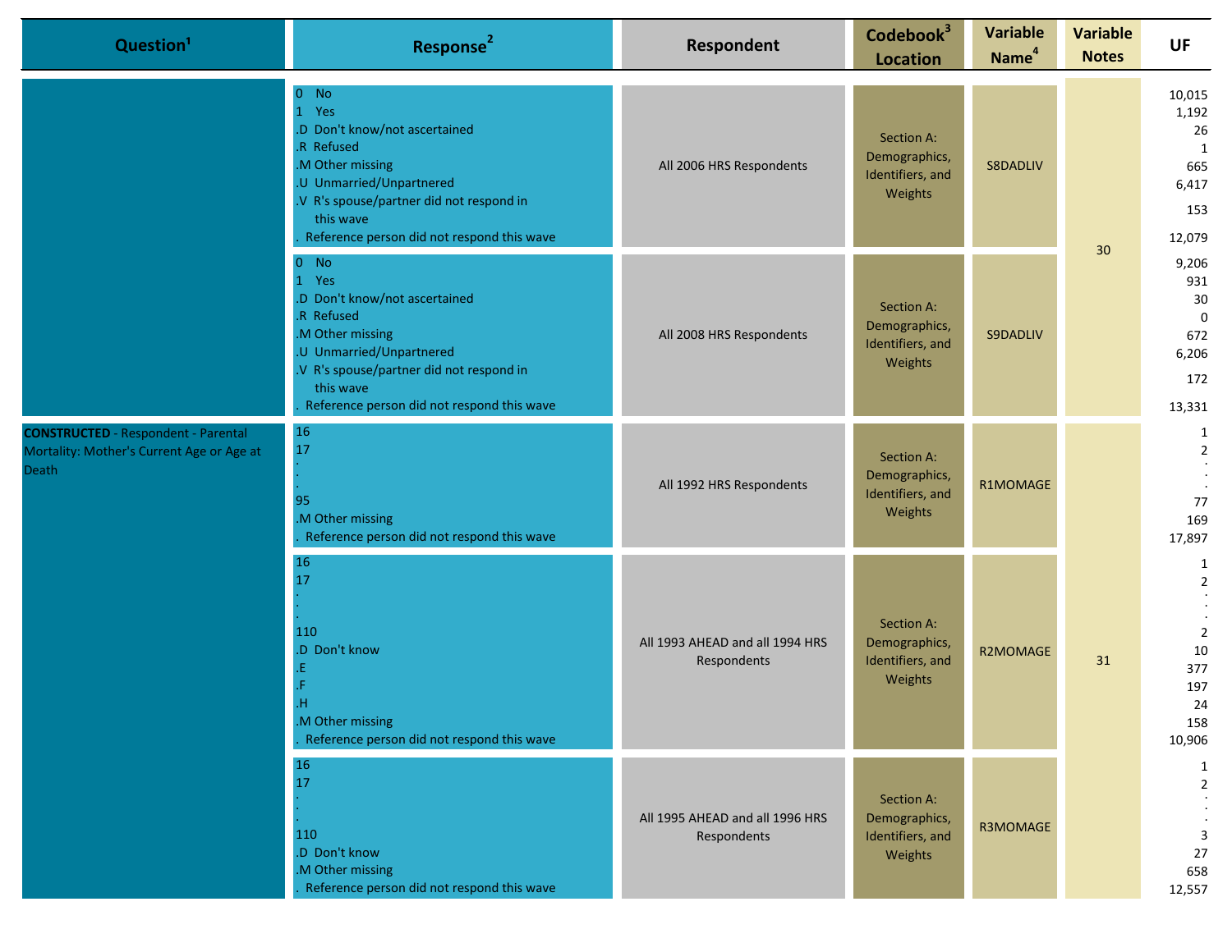| Question[1] | Response[2] | Respondent | Codebook[3] Location | Variable Name[4] | Variable Notes | UF |
|---|---|---|---|---|---|---|
| | 0 No<br>1 Yes<br>.D Don't know/not ascertained<br>.R Refused<br>.M Other missing<br>.U Unmarried/Unpartnered<br>.V R's spouse/partner did not respond in this wave<br>. Reference person did not respond this wave | All 2006 HRS Respondents | Section A: Demographics, Identifiers, and Weights | S8DADLIV | 30 | 10,015<br>1,192<br>26<br>1<br>665<br>6,417<br>153<br>12,079 |
| | 0 No<br>1 Yes<br>.D Don't know/not ascertained<br>.R Refused<br>.M Other missing<br>.U Unmarried/Unpartnered<br>.V R's spouse/partner did not respond in this wave<br>. Reference person did not respond this wave | All 2008 HRS Respondents | Section A: Demographics, Identifiers, and Weights | S9DADLIV | | 9,206<br>931<br>30<br>0<br>672<br>6,206<br>172<br>13,331 |
| **CONSTRUCTED** - Respondent - Parental Mortality: Mother's Current Age or Age at Death | 16<br>17<br>.<br>.<br>95<br>.M Other missing<br>. Reference person did not respond this wave | All 1992 HRS Respondents | Section A: Demographics, Identifiers, and Weights | R1MOMAGE | 31 | 1<br>2<br>.<br>.<br>77<br>169<br>17,897 |
| | 16<br>17<br>.<br>.<br>110<br>.D Don't know<br>.E<br>.F<br>.H<br>.M Other missing<br>. Reference person did not respond this wave | All 1993 AHEAD and all 1994 HRS Respondents | Section A: Demographics, Identifiers, and Weights | R2MOMAGE | | 1<br>2<br>.<br>.<br>2<br>10<br>377<br>197<br>24<br>158<br>10,906 |
| | 16<br>17<br>.<br>.<br>110<br>.D Don't know<br>.M Other missing<br>. Reference person did not respond this wave | All 1995 AHEAD and all 1996 HRS Respondents | Section A: Demographics, Identifiers, and Weights | R3MOMAGE | | 1<br>2<br>.<br>.<br>3<br>27<br>658<br>12,557 |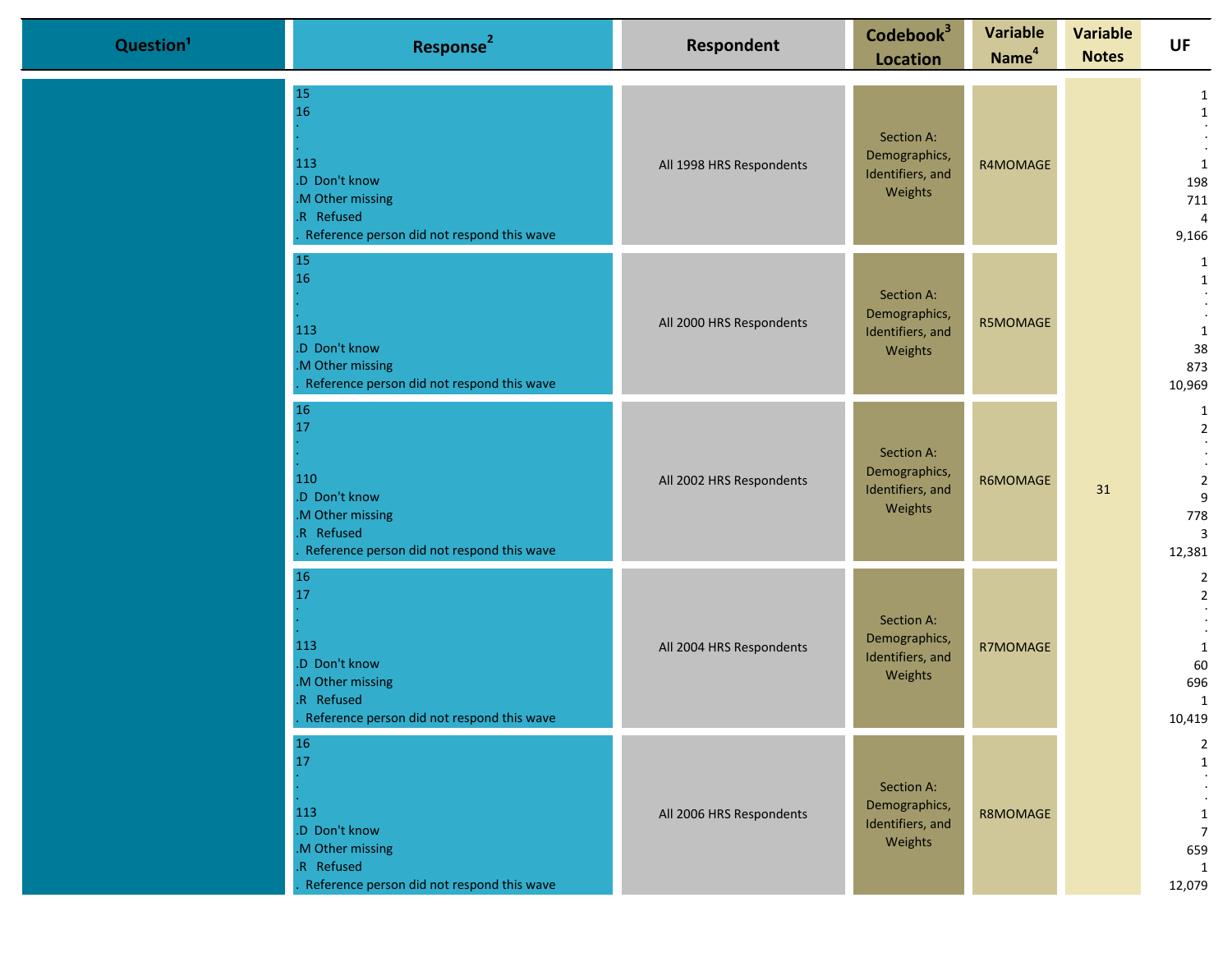| Question[1] | Response[2] | Respondent | Codebook[3] Location | Variable Name[4] | Variable Notes | UF |
|---|---|---|---|---|---|---|
| | 15<br>16<br>.<br>.<br>113<br>.D Don't know<br>.M Other missing<br>.R Refused<br>. Reference person did not respond this wave | All 1998 HRS Respondents | Section A: Demographics, Identifiers, and Weights | R4MOMAGE | 31 | 1<br>1<br>.<br>.<br>1<br>198<br>711<br>4<br>9,166 |
| | 15<br>16<br>.<br>.<br>113<br>.D Don't know<br>.M Other missing<br>. Reference person did not respond this wave | All 2000 HRS Respondents | Section A: Demographics, Identifiers, and Weights | R5MOMAGE | | 1<br>1<br>.<br>.<br>1<br>38<br>873<br>10,969 |
| | 16<br>17<br>.<br>.<br>110<br>.D Don't know<br>.M Other missing<br>.R Refused<br>. Reference person did not respond this wave | All 2002 HRS Respondents | Section A: Demographics, Identifiers, and Weights | R6MOMAGE | | 1<br>2<br>.<br>.<br>2<br>9<br>778<br>3<br>12,381 |
| | 16<br>17<br>.<br>.<br>113<br>.D Don't know<br>.M Other missing<br>.R Refused<br>. Reference person did not respond this wave | All 2004 HRS Respondents | Section A: Demographics, Identifiers, and Weights | R7MOMAGE | | 2<br>2<br>.<br>.<br>1<br>60<br>696<br>1<br>10,419 |
| | 16<br>17<br>.<br>.<br>113<br>.D Don't know<br>.M Other missing<br>.R Refused<br>. Reference person did not respond this wave | All 2006 HRS Respondents | Section A: Demographics, Identifiers, and Weights | R8MOMAGE | | 2<br>1<br>.<br>.<br>1<br>7<br>659<br>1<br>12,079 |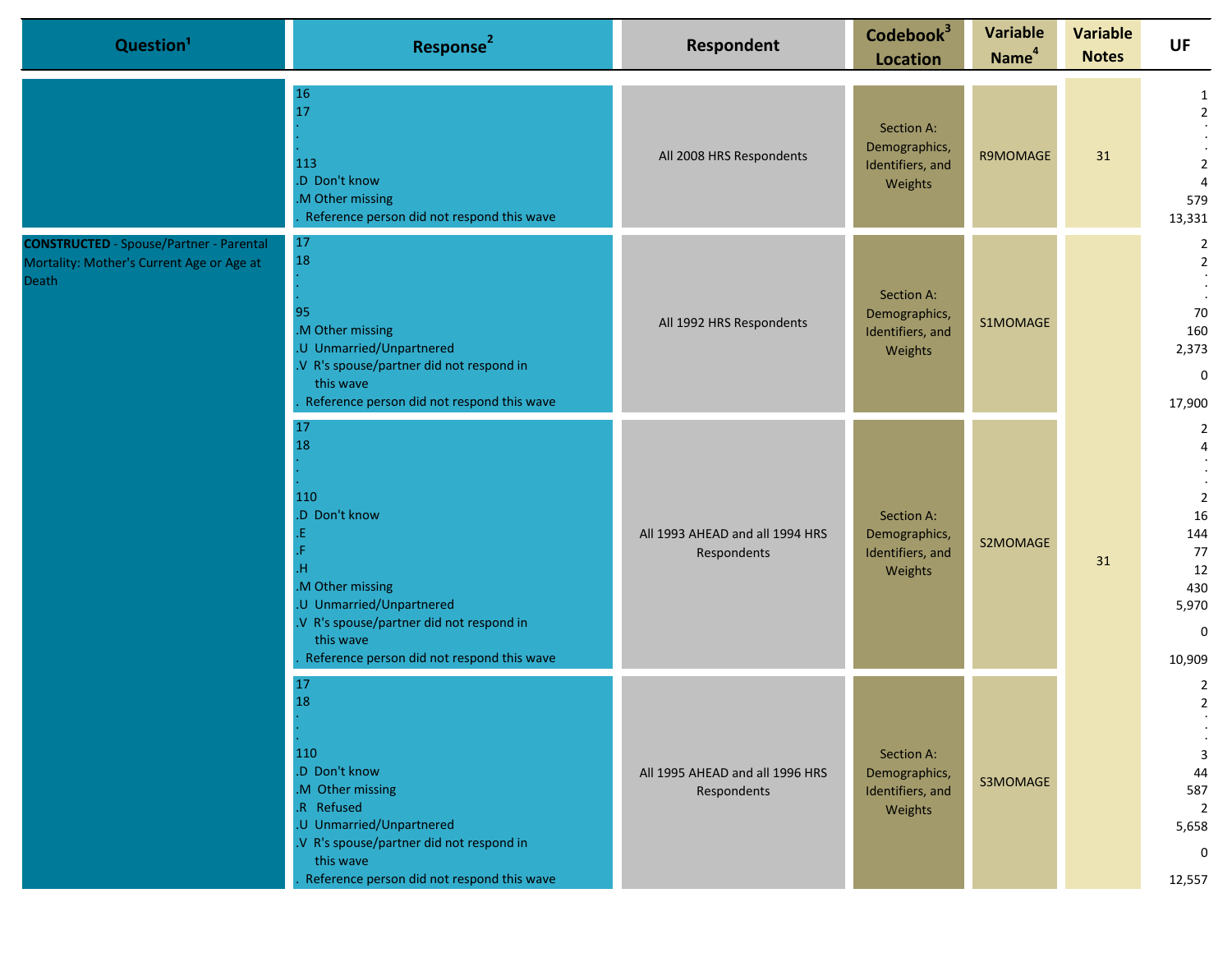| Question[1] | Response[2] | Respondent | Codebook[3] Location | Variable Name[4] | Variable Notes | UF |
|---|---|---|---|---|---|---|
| | 16<br>17<br>.<br>.<br>113<br>.D Don't know<br>.M Other missing<br>. Reference person did not respond this wave | All 2008 HRS Respondents | Section A: Demographics, Identifiers, and Weights | R9MOMAGE | 31 | 1<br>2<br>.<br>.<br>2<br>4<br>579<br>13,331 |
| **CONSTRUCTED** - Spouse/Partner - Parental Mortality: Mother's Current Age or Age at Death | 17<br>18<br>.<br>.<br>95<br>.M Other missing<br>.U Unmarried/Unpartnered<br>.V R's spouse/partner did not respond in this wave<br>. Reference person did not respond this wave | All 1992 HRS Respondents | Section A: Demographics, Identifiers, and Weights | S1MOMAGE | 31 | 2<br>2<br>.<br>.<br>70<br>160<br>2,373<br>0<br>17,900 |
| | 17<br>18<br>.<br>.<br>110<br>.D Don't know<br>.E<br>.F<br>.H<br>.M Other missing<br>.U Unmarried/Unpartnered<br>.V R's spouse/partner did not respond in this wave<br>. Reference person did not respond this wave | All 1993 AHEAD and all 1994 HRS Respondents | Section A: Demographics, Identifiers, and Weights | S2MOMAGE | 31 | 2<br>4<br>.<br>.<br>2<br>16<br>144<br>77<br>12<br>430<br>5,970<br>0<br>10,909 |
| | 17<br>18<br>.<br>.<br>110<br>.D Don't know<br>.M Other missing<br>.R Refused<br>.U Unmarried/Unpartnered<br>.V R's spouse/partner did not respond in this wave<br>. Reference person did not respond this wave | All 1995 AHEAD and all 1996 HRS Respondents | Section A: Demographics, Identifiers, and Weights | S3MOMAGE | 31 | 2<br>2<br>.<br>.<br>3<br>44<br>587<br>2<br>5,658<br>0<br>12,557 |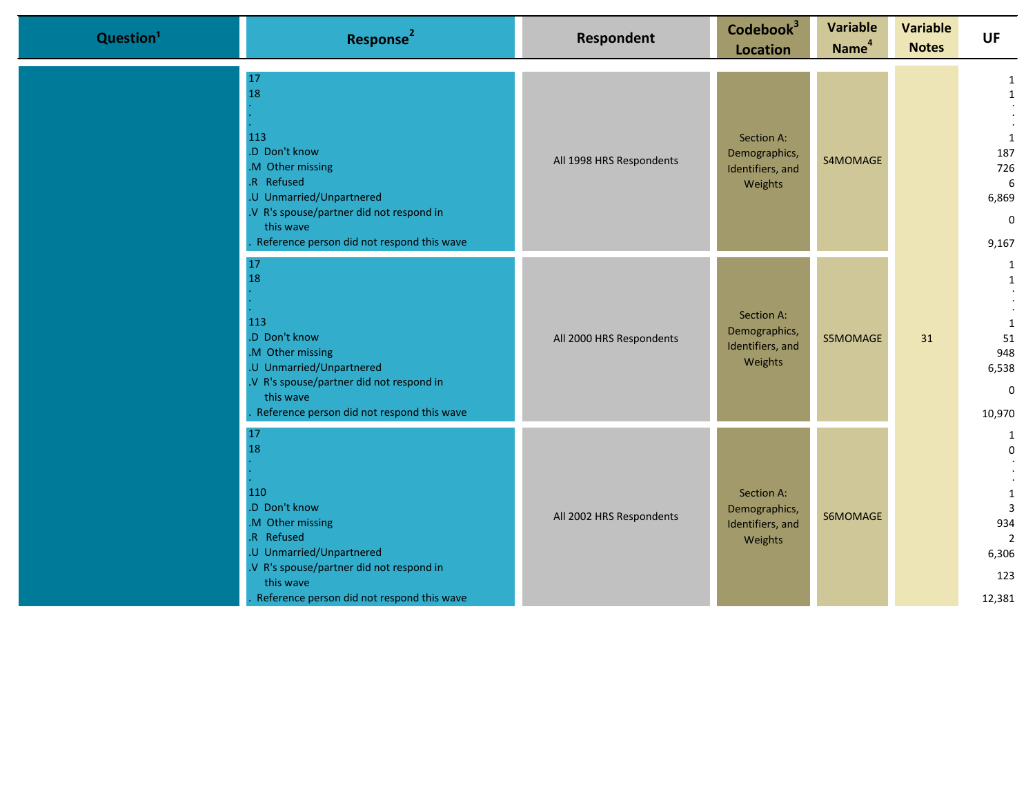| Question[1] | Response[2] | Respondent | Codebook[3] Location | Variable Name[4] | Variable Notes | UF |
|---|---|---|---|---|---|---|
| | 17<br>18<br>.<br>.<br>.<br>113<br>.D Don't know<br>.M Other missing<br>.R Refused<br>.U Unmarried/Unpartnered<br>.V R's spouse/partner did not respond in this wave<br>. Reference person did not respond this wave | All 1998 HRS Respondents | Section A: Demographics, Identifiers, and Weights | S4MOMAGE | 31 | 1<br>1<br>.<br>.<br>.<br>1<br>187<br>726<br>6<br>6,869<br>0<br>9,167 |
| | 17<br>18<br>.<br>.<br>.<br>113<br>.D Don't know<br>.M Other missing<br>.U Unmarried/Unpartnered<br>.V R's spouse/partner did not respond in this wave<br>. Reference person did not respond this wave | All 2000 HRS Respondents | Section A: Demographics, Identifiers, and Weights | S5MOMAGE | 31 | 1<br>1<br>.<br>.<br>.<br>1<br>51<br>948<br>6,538<br>0<br>10,970 |
| | 17<br>18<br>.<br>.<br>.<br>110<br>.D Don't know<br>.M Other missing<br>.R Refused<br>.U Unmarried/Unpartnered<br>.V R's spouse/partner did not respond in this wave<br>. Reference person did not respond this wave | All 2002 HRS Respondents | Section A: Demographics, Identifiers, and Weights | S6MOMAGE | 31 | 1<br>0<br>.<br>.<br>.<br>1<br>3<br>934<br>2<br>6,306<br>123<br>12,381 |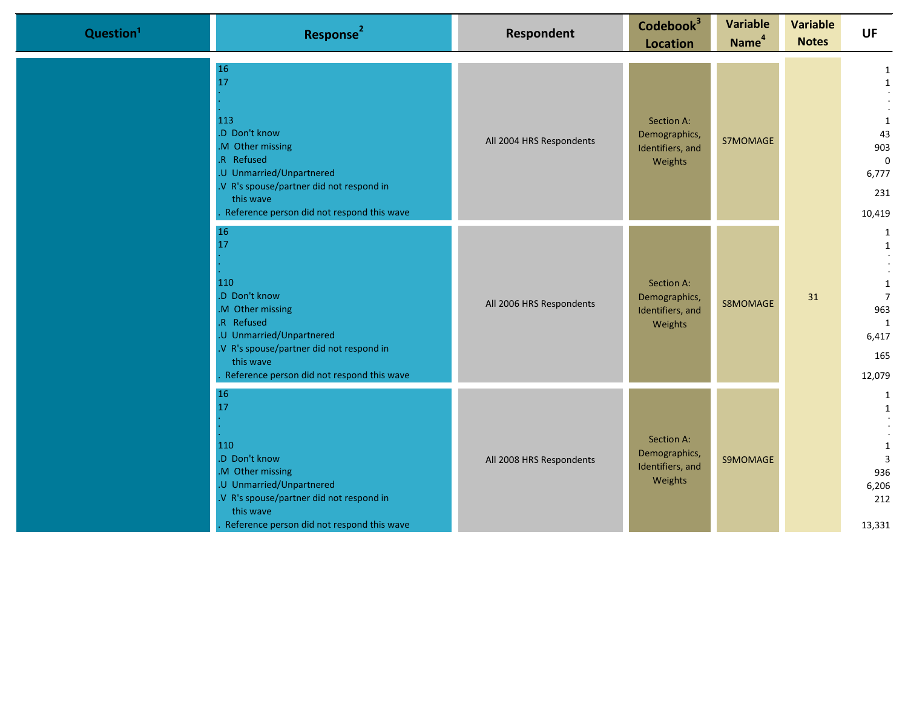| Question[1] | Response[2] | Respondent | Codebook[3] Location | Variable Name[4] | Variable Notes | UF |
|---|---|---|---|---|---|---|
| | 16<br>17<br>.<br>.<br>.<br>113<br>.D Don't know<br>.M Other missing<br>.R Refused<br>.U Unmarried/Unpartnered<br>.V R's spouse/partner did not respond in this wave<br>. Reference person did not respond this wave | All 2004 HRS Respondents | Section A: Demographics, Identifiers, and Weights | S7MOMAGE | 31 | 1<br>1<br>.<br>.<br>.<br>1<br>43<br>903<br>0<br>6,777<br>231<br>10,419 |
| | 16<br>17<br>.<br>.<br>.<br>110<br>.D Don't know<br>.M Other missing<br>.R Refused<br>.U Unmarried/Unpartnered<br>.V R's spouse/partner did not respond in this wave<br>. Reference person did not respond this wave | All 2006 HRS Respondents | Section A: Demographics, Identifiers, and Weights | S8MOMAGE | 31 | 1<br>1<br>.<br>.<br>.<br>1<br>7<br>963<br>1<br>6,417<br>165<br>12,079 |
| | 16<br>17<br>.<br>.<br>.<br>110<br>.D Don't know<br>.M Other missing<br>.U Unmarried/Unpartnered<br>.V R's spouse/partner did not respond in this wave<br>. Reference person did not respond this wave | All 2008 HRS Respondents | Section A: Demographics, Identifiers, and Weights | S9MOMAGE | 31 | 1<br>1<br>.<br>.<br>.<br>1<br>3<br>936<br>6,206<br>212<br>13,331 |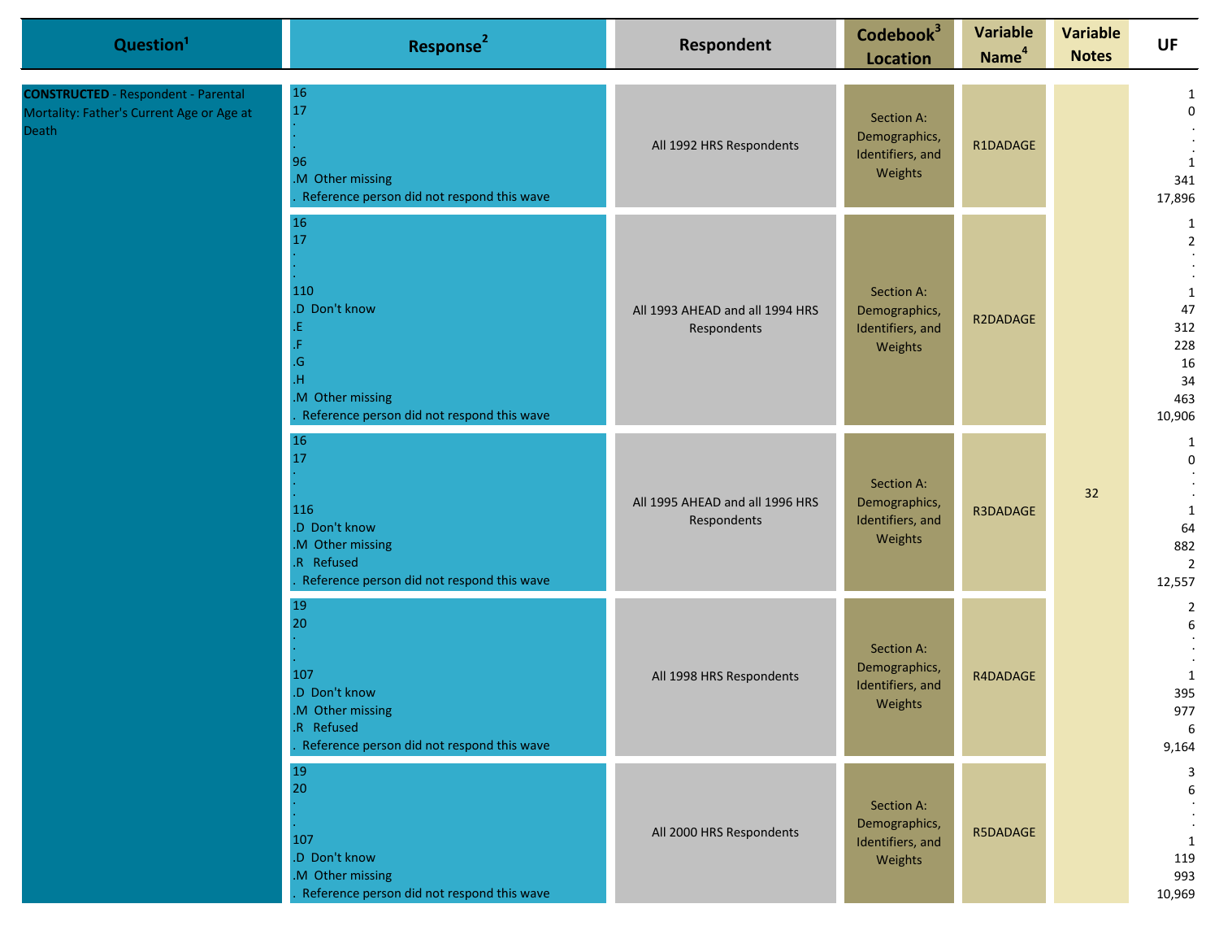| Question[1] | Response[2] | Respondent | Codebook[3] Location | Variable Name[4] | Variable Notes | UF |
|---|---|---|---|---|---|---|
| **CONSTRUCTED** - Respondent - Parental Mortality: Father's Current Age or Age at Death | 16<br>17<br>.<br>.<br>96<br>.M Other missing<br>. Reference person did not respond this wave | All 1992 HRS Respondents | Section A: Demographics, Identifiers, and Weights | R1DADAGE | 32 | 1<br>0<br>.<br>.<br>1<br>341<br>17,896 |
| | 16<br>17<br>.<br>.<br>110<br>.D Don't know<br>.E<br>.F<br>.G<br>.H<br>.M Other missing<br>. Reference person did not respond this wave | All 1993 AHEAD and all 1994 HRS Respondents | Section A: Demographics, Identifiers, and Weights | R2DADAGE | | 1<br>2<br>.<br>.<br>1<br>47<br>312<br>228<br>16<br>34<br>463<br>10,906 |
| | 16<br>17<br>.<br>.<br>116<br>.D Don't know<br>.M Other missing<br>.R Refused<br>. Reference person did not respond this wave | All 1995 AHEAD and all 1996 HRS Respondents | Section A: Demographics, Identifiers, and Weights | R3DADAGE | | 1<br>0<br>.<br>.<br>1<br>64<br>882<br>2<br>12,557 |
| | 19<br>20<br>.<br>.<br>107<br>.D Don't know<br>.M Other missing<br>.R Refused<br>. Reference person did not respond this wave | All 1998 HRS Respondents | Section A: Demographics, Identifiers, and Weights | R4DADAGE | | 2<br>6<br>.<br>.<br>1<br>395<br>977<br>6<br>9,164 |
| | 19<br>20<br>.<br>.<br>107<br>.D Don't know<br>.M Other missing<br>. Reference person did not respond this wave | All 2000 HRS Respondents | Section A: Demographics, Identifiers, and Weights | R5DADAGE | | 3<br>6<br>.<br>.<br>1<br>119<br>993<br>10,969 |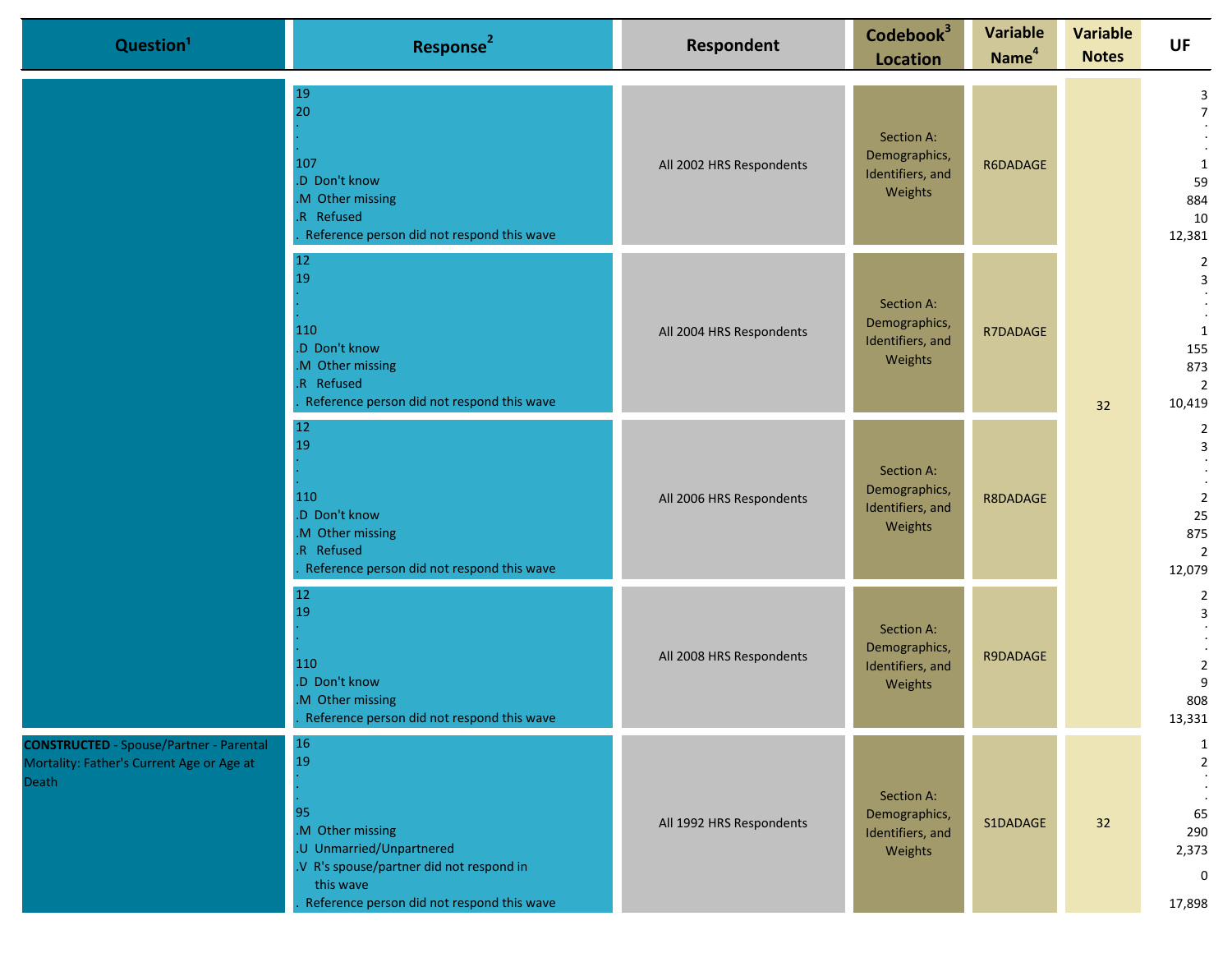| Question[1] | Response[2] | Respondent | Codebook[3] Location | Variable Name[4] | Variable Notes | UF |
|---|---|---|---|---|---|---|
| | 19<br>20<br>.<br>.<br>107<br>.D Don't know<br>.M Other missing<br>.R Refused<br>. Reference person did not respond this wave | All 2002 HRS Respondents | Section A: Demographics, Identifiers, and Weights | R6DADAGE | 32 | 3<br>7<br>.<br>.<br>1<br>59<br>884<br>10<br>12,381 |
| | 12<br>19<br>.<br>.<br>110<br>.D Don't know<br>.M Other missing<br>.R Refused<br>. Reference person did not respond this wave | All 2004 HRS Respondents | Section A: Demographics, Identifiers, and Weights | R7DADAGE | 32 | 2<br>3<br>.<br>.<br>1<br>155<br>873<br>2<br>10,419 |
| | 12<br>19<br>.<br>.<br>110<br>.D Don't know<br>.M Other missing<br>.R Refused<br>. Reference person did not respond this wave | All 2006 HRS Respondents | Section A: Demographics, Identifiers, and Weights | R8DADAGE | 32 | 2<br>3<br>.<br>.<br>2<br>25<br>875<br>2<br>12,079 |
| | 12<br>19<br>.<br>.<br>110<br>.D Don't know<br>.M Other missing<br>. Reference person did not respond this wave | All 2008 HRS Respondents | Section A: Demographics, Identifiers, and Weights | R9DADAGE | 32 | 2<br>3<br>.<br>.<br>2<br>9<br>808<br>13,331 |
| **CONSTRUCTED** - Spouse/Partner - Parental Mortality: Father's Current Age or Age at Death | 16<br>19<br>.<br>.<br>95<br>.M Other missing<br>.U Unmarried/Unpartnered<br>.V R's spouse/partner did not respond in this wave<br>. Reference person did not respond this wave | All 1992 HRS Respondents | Section A: Demographics, Identifiers, and Weights | S1DADAGE | 32 | 1<br>2<br>.<br>.<br>65<br>290<br>2,373<br>0<br>17,898 |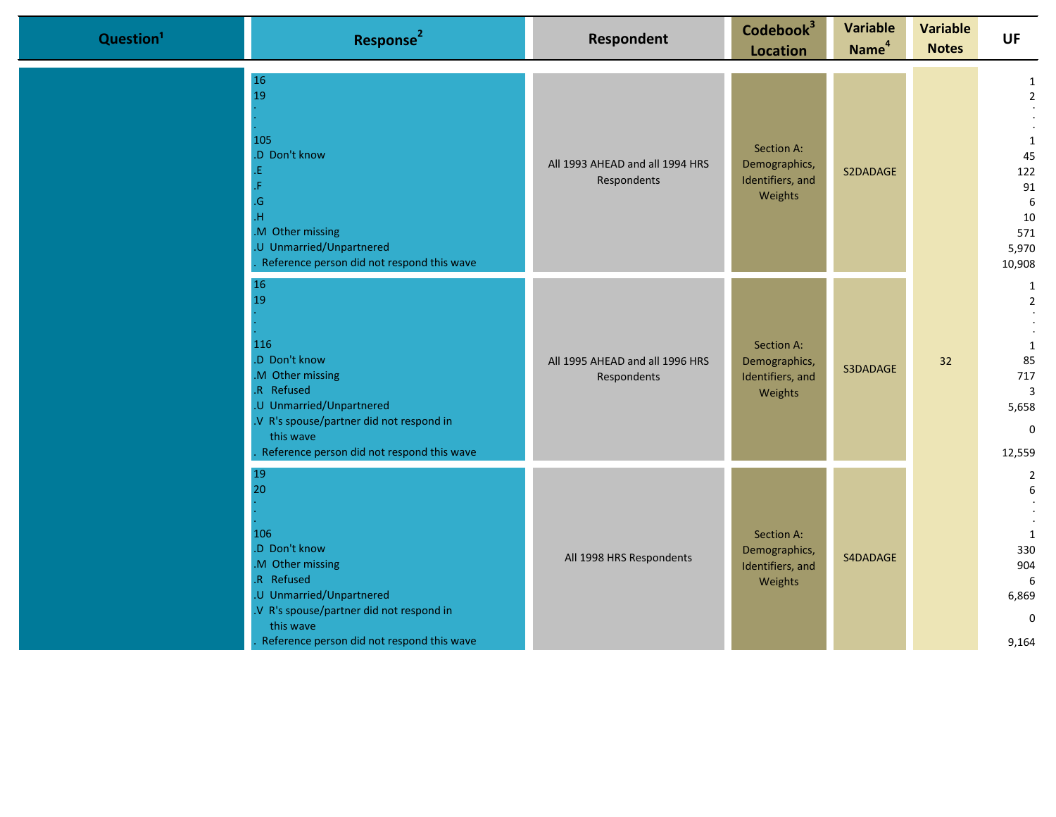| Question[1] | Response[2] | Respondent | Codebook[3] Location | Variable Name[4] | Variable Notes | UF |
|---|---|---|---|---|---|---|
| | 16<br>19<br>.<br>.<br>105<br>.D Don't know<br>.E<br>.F<br>.G<br>.H<br>.M Other missing<br>.U Unmarried/Unpartnered<br>. Reference person did not respond this wave | All 1993 AHEAD and all 1994 HRS Respondents | Section A: Demographics, Identifiers, and Weights | S2DADAGE | 32 | 1<br>2<br>.<br>.<br>1<br>45<br>122<br>91<br>6<br>10<br>571<br>5,970<br>10,908 |
| | 16<br>19<br>.<br>.<br>116<br>.D Don't know<br>.M Other missing<br>.R Refused<br>.U Unmarried/Unpartnered<br>.V R's spouse/partner did not respond in this wave<br>. Reference person did not respond this wave | All 1995 AHEAD and all 1996 HRS Respondents | Section A: Demographics, Identifiers, and Weights | S3DADAGE | | 1<br>2<br>.<br>.<br>1<br>85<br>717<br>3<br>5,658<br>0<br>12,559 |
| | 19<br>20<br>.<br>.<br>106<br>.D Don't know<br>.M Other missing<br>.R Refused<br>.U Unmarried/Unpartnered<br>.V R's spouse/partner did not respond in this wave<br>. Reference person did not respond this wave | All 1998 HRS Respondents | Section A: Demographics, Identifiers, and Weights | S4DADAGE | | 2<br>6<br>.<br>.<br>1<br>330<br>904<br>6<br>6,869<br>0<br>9,164 |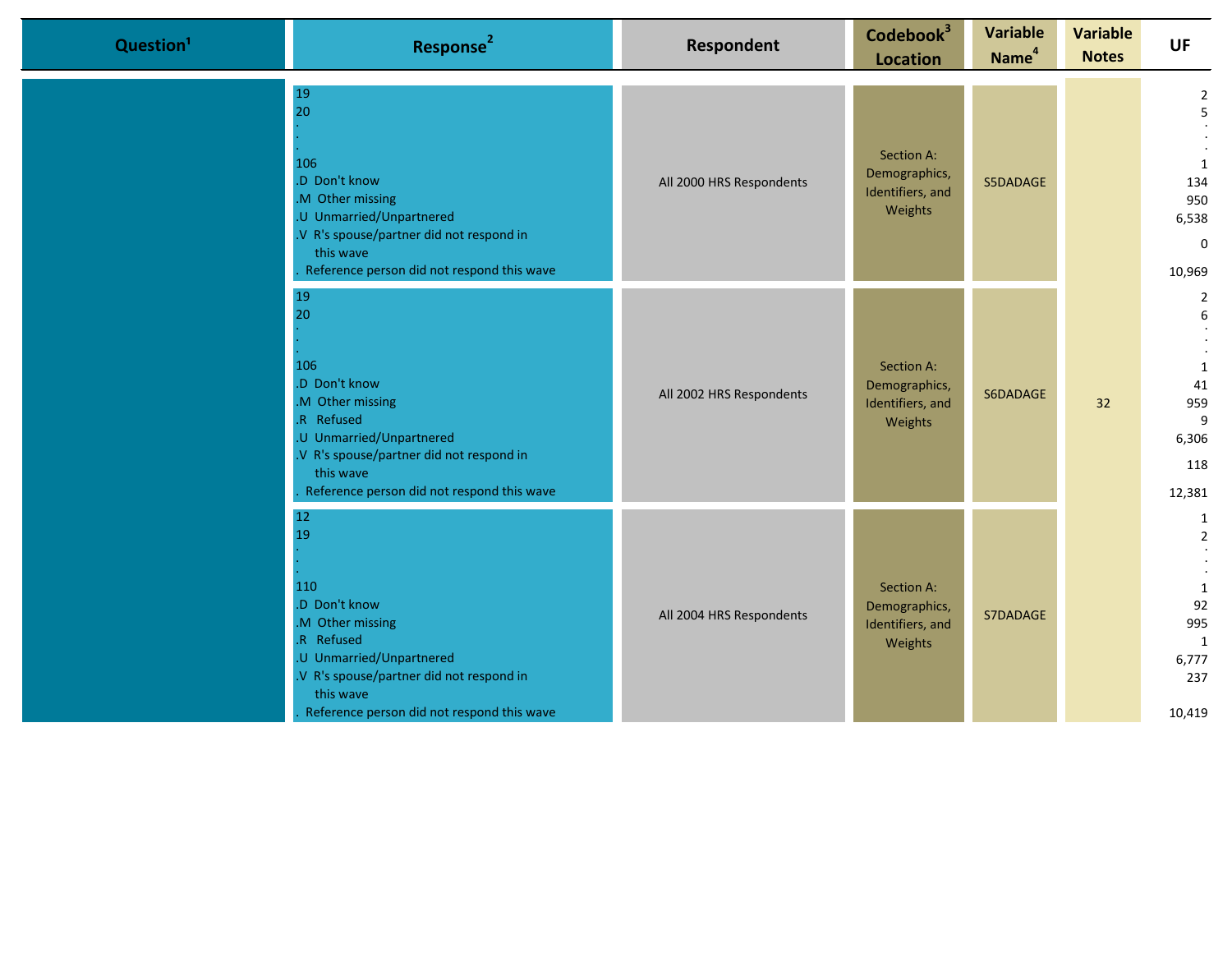| Question[1] | Response[2] | Respondent | Codebook[3] Location | Variable Name[4] | Variable Notes | UF |
|---|---|---|---|---|---|---|
| | 19<br>20<br>.<br>.<br>106<br>.D Don't know<br>.M Other missing<br>.U Unmarried/Unpartnered<br>.V R's spouse/partner did not respond in this wave<br>. Reference person did not respond this wave | All 2000 HRS Respondents | Section A: Demographics, Identifiers, and Weights | S5DADAGE | 32 | 2<br>5<br>.<br>.<br>1<br>134<br>950<br>6,538<br>0<br>10,969 |
| | 19<br>20<br>.<br>.<br>106<br>.D Don't know<br>.M Other missing<br>.R Refused<br>.U Unmarried/Unpartnered<br>.V R's spouse/partner did not respond in this wave<br>. Reference person did not respond this wave | All 2002 HRS Respondents | Section A: Demographics, Identifiers, and Weights | S6DADAGE | | 2<br>6<br>.<br>.<br>1<br>41<br>959<br>9<br>6,306<br>118<br>12,381 |
| | 12<br>19<br>.<br>.<br>110<br>.D Don't know<br>.M Other missing<br>.R Refused<br>.U Unmarried/Unpartnered<br>.V R's spouse/partner did not respond in this wave<br>. Reference person did not respond this wave | All 2004 HRS Respondents | Section A: Demographics, Identifiers, and Weights | S7DADAGE | | 1<br>2<br>.<br>.<br>1<br>92<br>995<br>1<br>6,777<br>237<br>10,419 |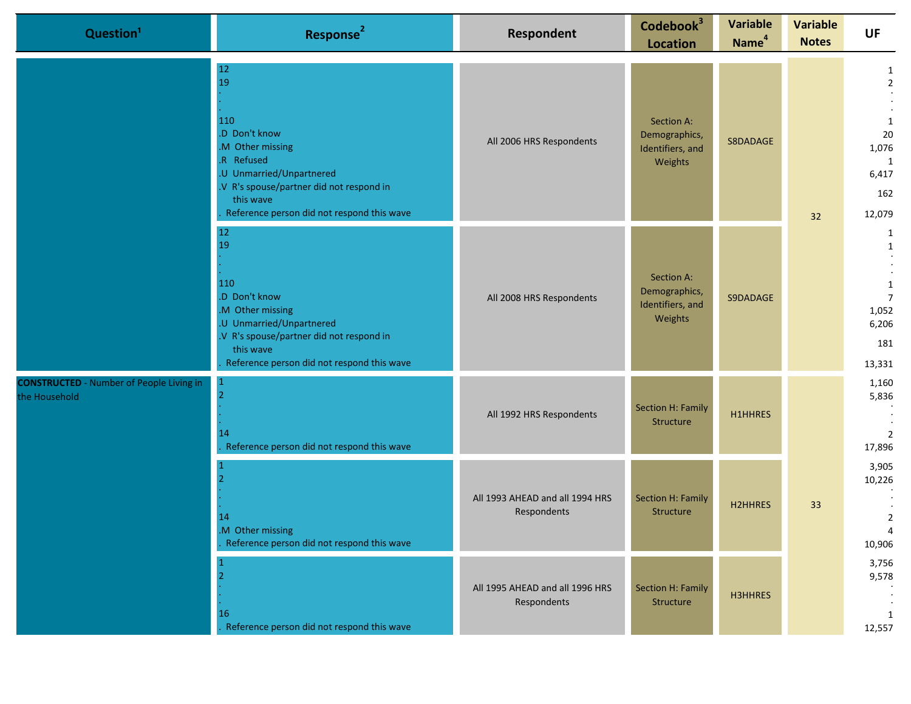| Question[1] | Response[2] | Respondent | Codebook[3] Location | Variable Name[4] | Variable Notes | UF |
|---|---|---|---|---|---|---|
| | 12<br>19<br>.<br>.<br>110<br>.D Don't know<br>.M Other missing<br>.R Refused<br>.U Unmarried/Unpartnered<br>.V R's spouse/partner did not respond in this wave<br>. Reference person did not respond this wave | All 2006 HRS Respondents | Section A: Demographics, Identifiers, and Weights | S8DADAGE | 32 | 1<br>2<br>.<br>.<br>1<br>20<br>1,076<br>1<br>6,417<br>162<br>12,079 |
| | 12<br>19<br>.<br>.<br>110<br>.D Don't know<br>.M Other missing<br>.U Unmarried/Unpartnered<br>.V R's spouse/partner did not respond in this wave<br>. Reference person did not respond this wave | All 2008 HRS Respondents | Section A: Demographics, Identifiers, and Weights | S9DADAGE | | 1<br>1<br>.<br>.<br>1<br>7<br>1,052<br>6,206<br>181<br>13,331 |
| **CONSTRUCTED** - Number of People Living in the Household | 1<br>2<br>.<br>.<br>14<br>. Reference person did not respond this wave | All 1992 HRS Respondents | Section H: Family Structure | H1HHRES | 33 | 1,160<br>5,836<br>.<br>.<br>2<br>17,896 |
| | 1<br>2<br>.<br>.<br>14<br>.M Other missing<br>. Reference person did not respond this wave | All 1993 AHEAD and all 1994 HRS Respondents | Section H: Family Structure | H2HHRES | | 3,905<br>10,226<br>.<br>.<br>2<br>4<br>10,906 |
| | 1<br>2<br>.<br>.<br>16<br>. Reference person did not respond this wave | All 1995 AHEAD and all 1996 HRS Respondents | Section H: Family Structure | H3HHRES | | 3,756<br>9,578<br>.<br>.<br>1<br>12,557 |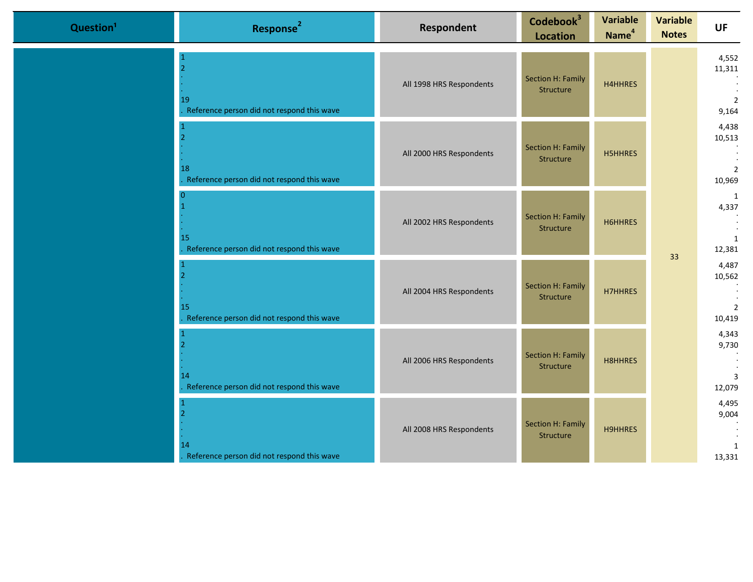| Question[1] | Response[2] | Respondent | Codebook[3] Location | Variable Name[4] | Variable Notes | UF |
|---|---|---|---|---|---|---|
| | 1<br>2<br>.<br>.<br>19<br>. Reference person did not respond this wave | All 1998 HRS Respondents | Section H: Family Structure | H4HHRES | 33 | 4,552<br>11,311<br>.<br>.<br>2<br>9,164 |
| | 1<br>2<br>.<br>.<br>18<br>. Reference person did not respond this wave | All 2000 HRS Respondents | Section H: Family Structure | H5HHRES | | 4,438<br>10,513<br>.<br>.<br>2<br>10,969 |
| | 0<br>1<br>.<br>.<br>15<br>. Reference person did not respond this wave | All 2002 HRS Respondents | Section H: Family Structure | H6HHRES | | 1<br>4,337<br>.<br>.<br>1<br>12,381 |
| | 1<br>2<br>.<br>.<br>15<br>. Reference person did not respond this wave | All 2004 HRS Respondents | Section H: Family Structure | H7HHRES | | 4,487<br>10,562<br>.<br>.<br>2<br>10,419 |
| | 1<br>2<br>.<br>.<br>14<br>. Reference person did not respond this wave | All 2006 HRS Respondents | Section H: Family Structure | H8HHRES | | 4,343<br>9,730<br>.<br>.<br>3<br>12,079 |
| | 1<br>2<br>.<br>.<br>14<br>. Reference person did not respond this wave | All 2008 HRS Respondents | Section H: Family Structure | H9HHRES | | 4,495<br>9,004<br>.<br>.<br>1<br>13,331 |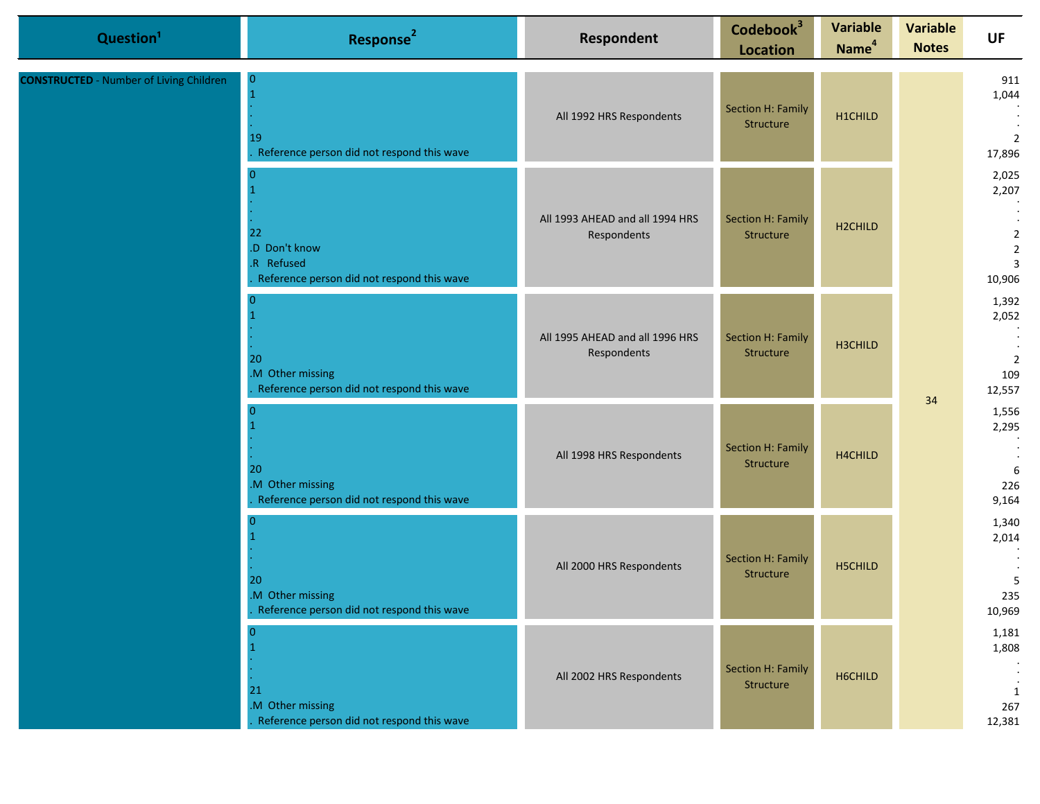| Question[1] | Response[2] | Respondent | Codebook[3] Location | Variable Name[4] | Variable Notes | UF |
|---|---|---|---|---|---|---|
| **CONSTRUCTED** - Number of Living Children | 0<br>1<br>.<br>.<br>19<br>. Reference person did not respond this wave | All 1992 HRS Respondents | Section H: Family Structure | H1CHILD | 34 | 911<br>1,044<br>.<br>.<br>2<br>17,896 |
| | 0<br>1<br>.<br>.<br>22<br>.D Don't know<br>.R Refused<br>. Reference person did not respond this wave | All 1993 AHEAD and all 1994 HRS Respondents | Section H: Family Structure | H2CHILD | | 2,025<br>2,207<br>.<br>.<br>2<br>2<br>3<br>10,906 |
| | 0<br>1<br>.<br>.<br>20<br>.M Other missing<br>. Reference person did not respond this wave | All 1995 AHEAD and all 1996 HRS Respondents | Section H: Family Structure | H3CHILD | | 1,392<br>2,052<br>.<br>.<br>2<br>109<br>12,557 |
| | 0<br>1<br>.<br>.<br>20<br>.M Other missing<br>. Reference person did not respond this wave | All 1998 HRS Respondents | Section H: Family Structure | H4CHILD | | 1,556<br>2,295<br>.<br>.<br>6<br>226<br>9,164 |
| | 0<br>1<br>.<br>.<br>20<br>.M Other missing<br>. Reference person did not respond this wave | All 2000 HRS Respondents | Section H: Family Structure | H5CHILD | | 1,340<br>2,014<br>.<br>.<br>5<br>235<br>10,969 |
| | 0<br>1<br>.<br>.<br>21<br>.M Other missing<br>. Reference person did not respond this wave | All 2002 HRS Respondents | Section H: Family Structure | H6CHILD | | 1,181<br>1,808<br>.<br>.<br>1<br>267<br>12,381 |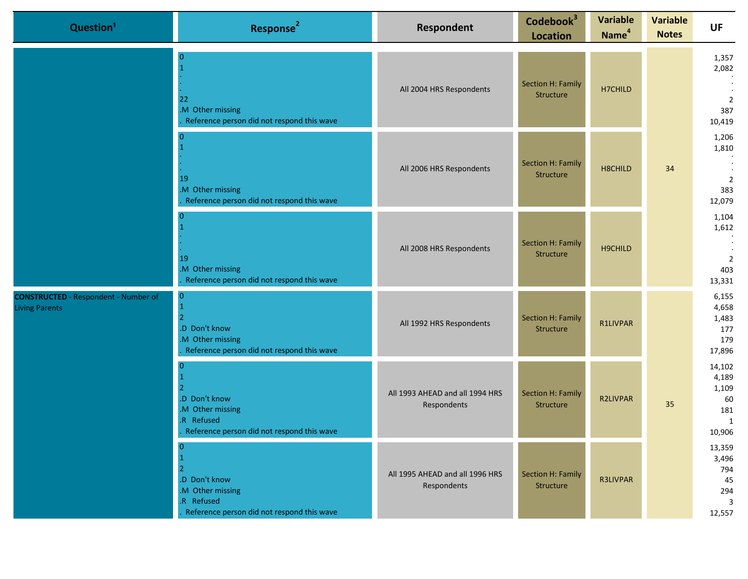| Question[1] | Response[2] | Respondent | Codebook[3] Location | Variable Name[4] | Variable Notes | UF |
|---|---|---|---|---|---|---|
| | 0<br>1<br>.<br>.<br>22<br>.M Other missing<br>. Reference person did not respond this wave | All 2004 HRS Respondents | Section H: Family Structure | H7CHILD | 34 | 1,357<br>2,082<br>.<br>.<br>2<br>387<br>10,419 |
| | 0<br>1<br>.<br>.<br>19<br>.M Other missing<br>. Reference person did not respond this wave | All 2006 HRS Respondents | Section H: Family Structure | H8CHILD | 34 | 1,206<br>1,810<br>.<br>.<br>2<br>383<br>12,079 |
| | 0<br>1<br>.<br>.<br>19<br>.M Other missing<br>. Reference person did not respond this wave | All 2008 HRS Respondents | Section H: Family Structure | H9CHILD | 34 | 1,104<br>1,612<br>.<br>.<br>2<br>403<br>13,331 |
| **CONSTRUCTED** - Respondent - Number of Living Parents | 0<br>1<br>2<br>.D Don't know<br>.M Other missing<br>. Reference person did not respond this wave | All 1992 HRS Respondents | Section H: Family Structure | R1LIVPAR | 35 | 6,155<br>4,658<br>1,483<br>177<br>179<br>17,896 |
| | 0<br>1<br>2<br>.D Don't know<br>.M Other missing<br>.R Refused<br>. Reference person did not respond this wave | All 1993 AHEAD and all 1994 HRS Respondents | Section H: Family Structure | R2LIVPAR | 35 | 14,102<br>4,189<br>1,109<br>60<br>181<br>1<br>10,906 |
| | 0<br>1<br>2<br>.D Don't know<br>.M Other missing<br>.R Refused<br>. Reference person did not respond this wave | All 1995 AHEAD and all 1996 HRS Respondents | Section H: Family Structure | R3LIVPAR | 35 | 13,359<br>3,496<br>794<br>45<br>294<br>3<br>12,557 |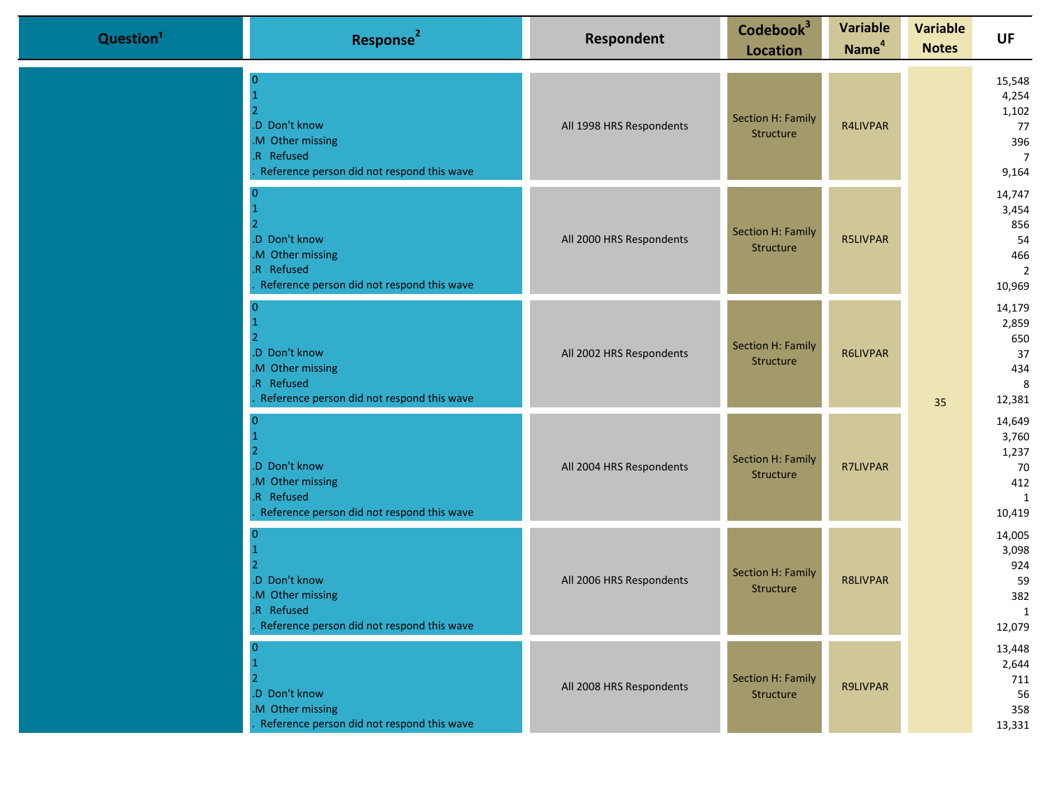| Question[1] | Response[2] | Respondent | Codebook[3] Location | Variable Name[4] | Variable Notes | UF |
|---|---|---|---|---|---|---|
| | 0<br>1<br>2<br>.D Don't know<br>.M Other missing<br>.R Refused<br>. Reference person did not respond this wave | All 1998 HRS Respondents | Section H: Family Structure | R4LIVPAR | 35 | 15,548<br>4,254<br>1,102<br>77<br>396<br>7<br>9,164 |
| | 0<br>1<br>2<br>.D Don't know<br>.M Other missing<br>.R Refused<br>. Reference person did not respond this wave | All 2000 HRS Respondents | Section H: Family Structure | R5LIVPAR | | 14,747<br>3,454<br>856<br>54<br>466<br>2<br>10,969 |
| | 0<br>1<br>2<br>.D Don't know<br>.M Other missing<br>.R Refused<br>. Reference person did not respond this wave | All 2002 HRS Respondents | Section H: Family Structure | R6LIVPAR | | 14,179<br>2,859<br>650<br>37<br>434<br>8<br>12,381 |
| | 0<br>1<br>2<br>.D Don't know<br>.M Other missing<br>.R Refused<br>. Reference person did not respond this wave | All 2004 HRS Respondents | Section H: Family Structure | R7LIVPAR | | 14,649<br>3,760<br>1,237<br>70<br>412<br>1<br>10,419 |
| | 0<br>1<br>2<br>.D Don't know<br>.M Other missing<br>.R Refused<br>. Reference person did not respond this wave | All 2006 HRS Respondents | Section H: Family Structure | R8LIVPAR | | 14,005<br>3,098<br>924<br>59<br>382<br>1<br>12,079 |
| | 0<br>1<br>2<br>.D Don't know<br>.M Other missing<br>. Reference person did not respond this wave | All 2008 HRS Respondents | Section H: Family Structure | R9LIVPAR | | 13,448<br>2,644<br>711<br>56<br>358<br>13,331 |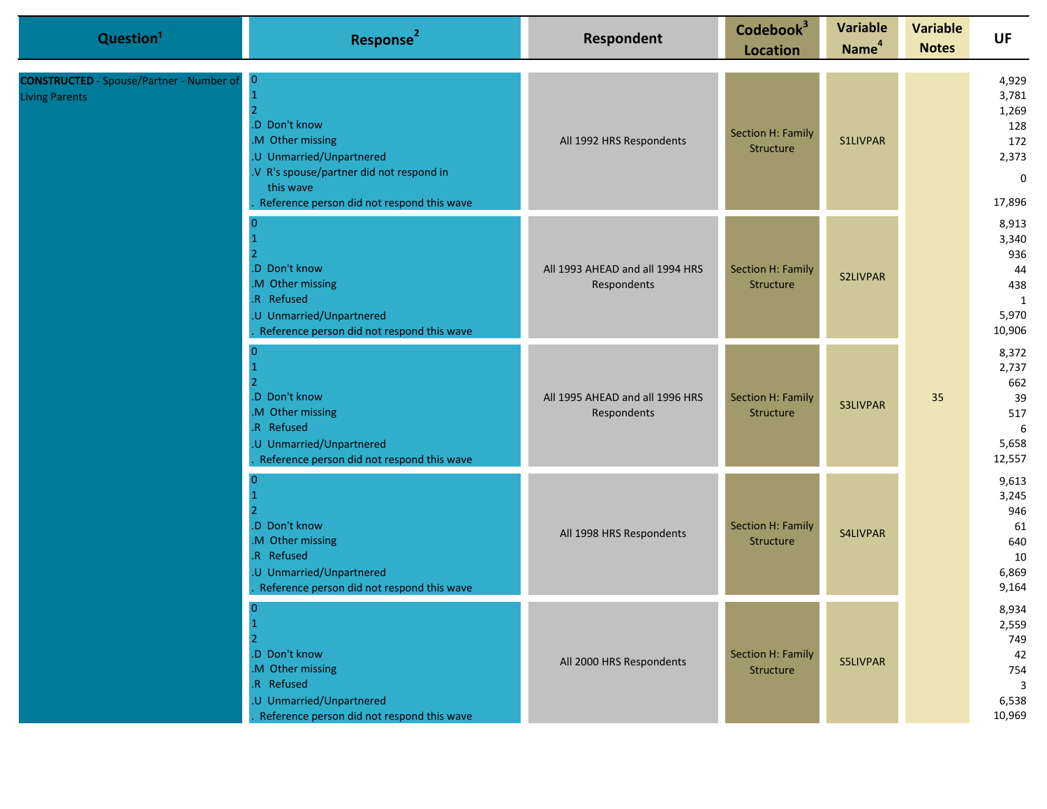| Question[1] | Response[2] | Respondent | Codebook[3] Location | Variable Name[4] | Variable Notes | UF |
|---|---|---|---|---|---|---|
| **CONSTRUCTED** - Spouse/Partner - Number of Living Parents | 0<br>1<br>2<br>.D Don't know<br>.M Other missing<br>.U Unmarried/Unpartnered<br>.V R's spouse/partner did not respond in this wave<br>. Reference person did not respond this wave | All 1992 HRS Respondents | Section H: Family Structure | S1LIVPAR | 35 | 4,929<br>3,781<br>1,269<br>128<br>172<br>2,373<br>0<br>17,896 |
| | 0<br>1<br>2<br>.D Don't know<br>.M Other missing<br>.R Refused<br>.U Unmarried/Unpartnered<br>. Reference person did not respond this wave | All 1993 AHEAD and all 1994 HRS Respondents | Section H: Family Structure | S2LIVPAR | | 8,913<br>3,340<br>936<br>44<br>438<br>1<br>5,970<br>10,906 |
| | 0<br>1<br>2<br>.D Don't know<br>.M Other missing<br>.R Refused<br>.U Unmarried/Unpartnered<br>. Reference person did not respond this wave | All 1995 AHEAD and all 1996 HRS Respondents | Section H: Family Structure | S3LIVPAR | | 8,372<br>2,737<br>662<br>39<br>517<br>6<br>5,658<br>12,557 |
| | 0<br>1<br>2<br>.D Don't know<br>.M Other missing<br>.R Refused<br>.U Unmarried/Unpartnered<br>. Reference person did not respond this wave | All 1998 HRS Respondents | Section H: Family Structure | S4LIVPAR | | 9,613<br>3,245<br>946<br>61<br>640<br>10<br>6,869<br>9,164 |
| | 0<br>1<br>2<br>.D Don't know<br>.M Other missing<br>.R Refused<br>.U Unmarried/Unpartnered<br>. Reference person did not respond this wave | All 2000 HRS Respondents | Section H: Family Structure | S5LIVPAR | | 8,934<br>2,559<br>749<br>42<br>754<br>3<br>6,538<br>10,969 |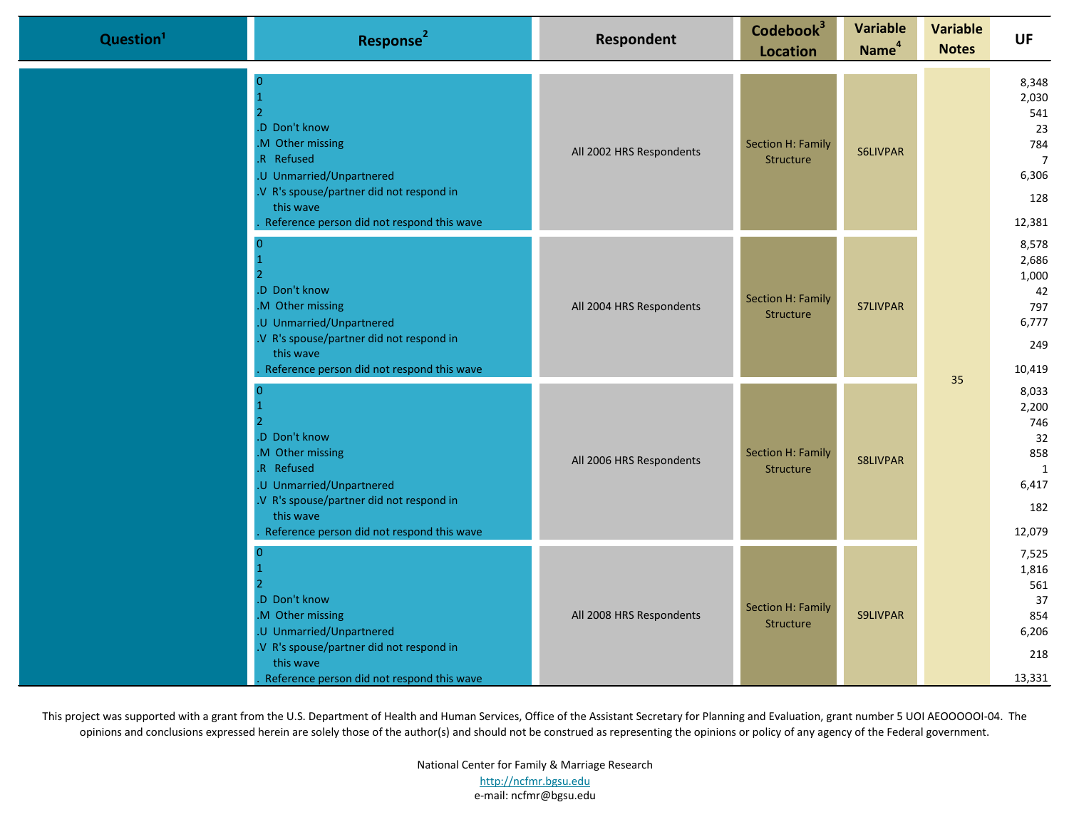| Question[1] | Response[2] | Respondent | Codebook[3] Location | Variable Name[4] | Variable Notes | UF |
|---|---|---|---|---|---|---|
| | 0 | All 2002 HRS Respondents | Section H: Family Structure | S6LIVPAR | 35 | 8,348 |
| | 1 | | | | | 2,030 |
| | 2 | | | | | 541 |
| | .D Don't know | | | | | 23 |
| | .M Other missing | | | | | 784 |
| | .R Refused | | | | | 7 |
| | .U Unmarried/Unpartnered | | | | | 6,306 |
| | .V R's spouse/partner did not respond in this wave | | | | | 128 |
| | . Reference person did not respond this wave | | | | | 12,381 |
| | 0 | All 2004 HRS Respondents | Section H: Family Structure | S7LIVPAR | | 8,578 |
| | 1 | | | | | 2,686 |
| | 2 | | | | | 1,000 |
| | .D Don't know | | | | | 42 |
| | .M Other missing | | | | | 797 |
| | .U Unmarried/Unpartnered | | | | | 6,777 |
| | .V R's spouse/partner did not respond in this wave | | | | | 249 |
| | . Reference person did not respond this wave | | | | | 10,419 |
| | 0 | All 2006 HRS Respondents | Section H: Family Structure | S8LIVPAR | | 8,033 |
| | 1 | | | | | 2,200 |
| | 2 | | | | | 746 |
| | .D Don't know | | | | | 32 |
| | .M Other missing | | | | | 858 |
| | .R Refused | | | | | 1 |
| | .U Unmarried/Unpartnered | | | | | 6,417 |
| | .V R's spouse/partner did not respond in this wave | | | | | 182 |
| | . Reference person did not respond this wave | | | | | 12,079 |
| | 0 | All 2008 HRS Respondents | Section H: Family Structure | S9LIVPAR | | 7,525 |
| | 1 | | | | | 1,816 |
| | 2 | | | | | 561 |
| | .D Don't know | | | | | 37 |
| | .M Other missing | | | | | 854 |
| | .U Unmarried/Unpartnered | | | | | 6,206 |
| | .V R's spouse/partner did not respond in this wave | | | | | 218 |
| | . Reference person did not respond this wave | | | | | 13,331 |

This project was supported with a grant from the U.S. Department of Health and Human Services, Office of the Assistant Secretary for Planning and Evaluation, grant number 5 UOI AEOOOOOI-04. The opinions and conclusions expressed herein are solely those of the author(s) and should not be construed as representing the opinions or policy of any agency of the Federal government.

National Center for Family & Marriage Research
http://ncfmr.bgsu.edu
e-mail: ncfmr@bgsu.edu